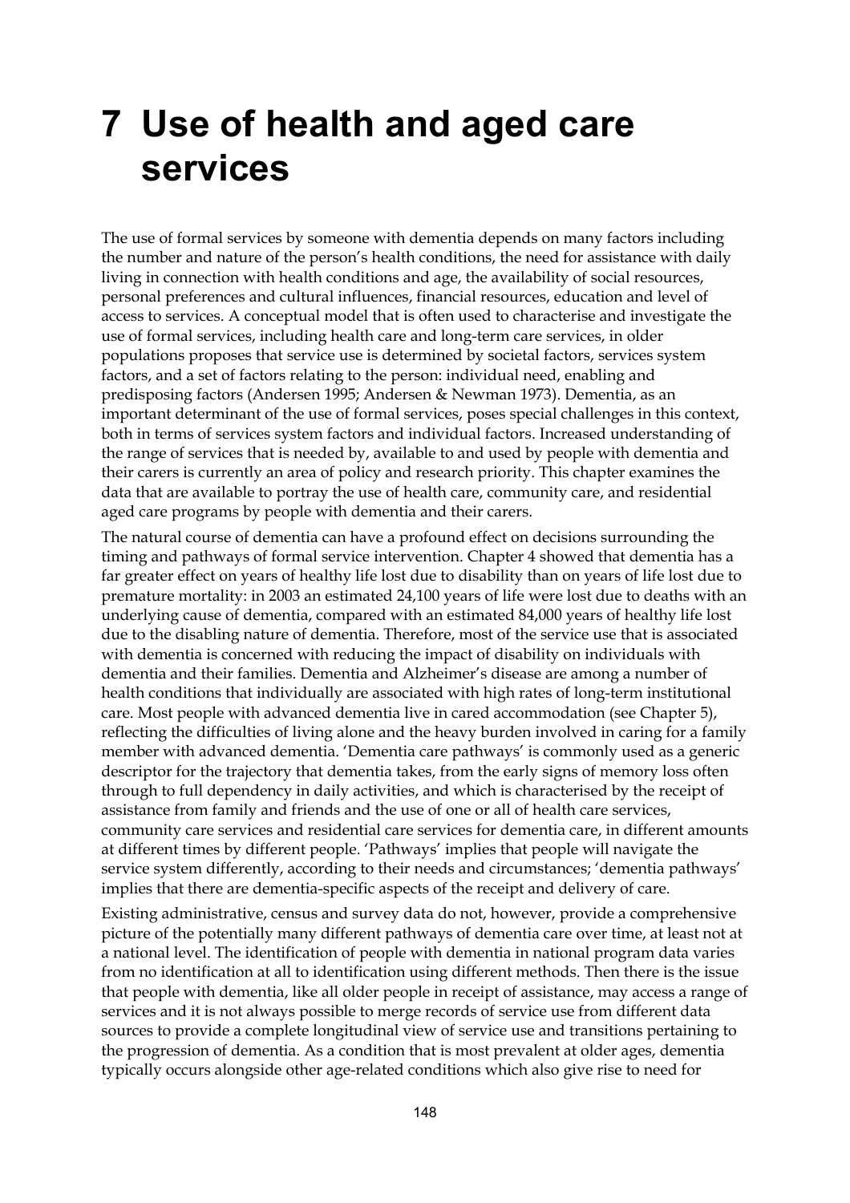# 7 Use of health and aged care services

The use of formal services by someone with dementia depends on many factors including the number and nature of the person's health conditions, the need for assistance with daily living in connection with health conditions and age, the availability of social resources, personal preferences and cultural influences, financial resources, education and level of access to services. A conceptual model that is often used to characterise and investigate the use of formal services, including health care and long-term care services, in older populations proposes that service use is determined by societal factors, services system factors, and a set of factors relating to the person: individual need, enabling and predisposing factors (Andersen 1995; Andersen & Newman 1973). Dementia, as an important determinant of the use of formal services, poses special challenges in this context, both in terms of services system factors and individual factors. Increased understanding of the range of services that is needed by, available to and used by people with dementia and their carers is currently an area of policy and research priority. This chapter examines the data that are available to portray the use of health care, community care, and residential aged care programs by people with dementia and their carers.

The natural course of dementia can have a profound effect on decisions surrounding the timing and pathways of formal service intervention. Chapter 4 showed that dementia has a far greater effect on years of healthy life lost due to disability than on years of life lost due to premature mortality: in 2003 an estimated 24,100 years of life were lost due to deaths with an underlying cause of dementia, compared with an estimated 84,000 years of healthy life lost due to the disabling nature of dementia. Therefore, most of the service use that is associated with dementia is concerned with reducing the impact of disability on individuals with dementia and their families. Dementia and Alzheimer's disease are among a number of health conditions that individually are associated with high rates of long-term institutional care. Most people with advanced dementia live in cared accommodation (see Chapter 5), reflecting the difficulties of living alone and the heavy burden involved in caring for a family member with advanced dementia. 'Dementia care pathways' is commonly used as a generic descriptor for the trajectory that dementia takes, from the early signs of memory loss often through to full dependency in daily activities, and which is characterised by the receipt of assistance from family and friends and the use of one or all of health care services, community care services and residential care services for dementia care, in different amounts at different times by different people. 'Pathways' implies that people will navigate the service system differently, according to their needs and circumstances; 'dementia pathways' implies that there are dementia-specific aspects of the receipt and delivery of care.

Existing administrative, census and survey data do not, however, provide a comprehensive picture of the potentially many different pathways of dementia care over time, at least not at a national level. The identification of people with dementia in national program data varies from no identification at all to identification using different methods. Then there is the issue that people with dementia, like all older people in receipt of assistance, may access a range of services and it is not always possible to merge records of service use from different data sources to provide a complete longitudinal view of service use and transitions pertaining to the progression of dementia. As a condition that is most prevalent at older ages, dementia typically occurs alongside other age-related conditions which also give rise to need for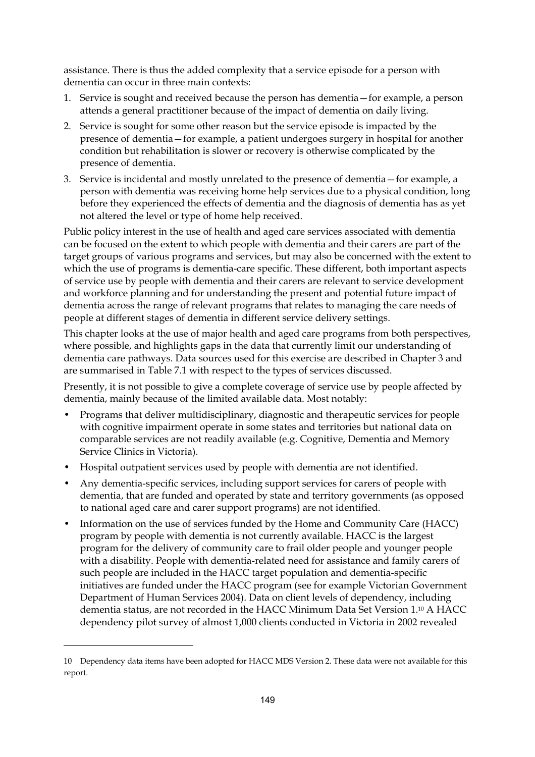assistance. There is thus the added complexity that a service episode for a person with dementia can occur in three main contexts:

1. Service is sought and received because the person has dementia—for example, a person attends a general practitioner because of the impact of dementia on daily living.
2. Service is sought for some other reason but the service episode is impacted by the presence of dementia—for example, a patient undergoes surgery in hospital for another condition but rehabilitation is slower or recovery is otherwise complicated by the presence of dementia.
3. Service is incidental and mostly unrelated to the presence of dementia—for example, a person with dementia was receiving home help services due to a physical condition, long before they experienced the effects of dementia and the diagnosis of dementia has as yet not altered the level or type of home help received.

Public policy interest in the use of health and aged care services associated with dementia can be focused on the extent to which people with dementia and their carers are part of the target groups of various programs and services, but may also be concerned with the extent to which the use of programs is dementia-care specific. These different, both important aspects of service use by people with dementia and their carers are relevant to service development and workforce planning and for understanding the present and potential future impact of dementia across the range of relevant programs that relates to managing the care needs of people at different stages of dementia in different service delivery settings.

This chapter looks at the use of major health and aged care programs from both perspectives, where possible, and highlights gaps in the data that currently limit our understanding of dementia care pathways. Data sources used for this exercise are described in Chapter 3 and are summarised in Table 7.1 with respect to the types of services discussed.

Presently, it is not possible to give a complete coverage of service use by people affected by dementia, mainly because of the limited available data. Most notably:

- Programs that deliver multidisciplinary, diagnostic and therapeutic services for people with cognitive impairment operate in some states and territories but national data on comparable services are not readily available (e.g. Cognitive, Dementia and Memory Service Clinics in Victoria).
- Hospital outpatient services used by people with dementia are not identified.
- Any dementia-specific services, including support services for carers of people with dementia, that are funded and operated by state and territory governments (as opposed to national aged care and carer support programs) are not identified.
- Information on the use of services funded by the Home and Community Care (HACC) program by people with dementia is not currently available. HACC is the largest program for the delivery of community care to frail older people and younger people with a disability. People with dementia-related need for assistance and family carers of such people are included in the HACC target population and dementia-specific initiatives are funded under the HACC program (see for example Victorian Government Department of Human Services 2004). Data on client levels of dependency, including dementia status, are not recorded in the HACC Minimum Data Set Version 1.[10] A HACC dependency pilot survey of almost 1,000 clients conducted in Victoria in 2002 revealed

---

10 Dependency data items have been adopted for HACC MDS Version 2. These data were not available for this report.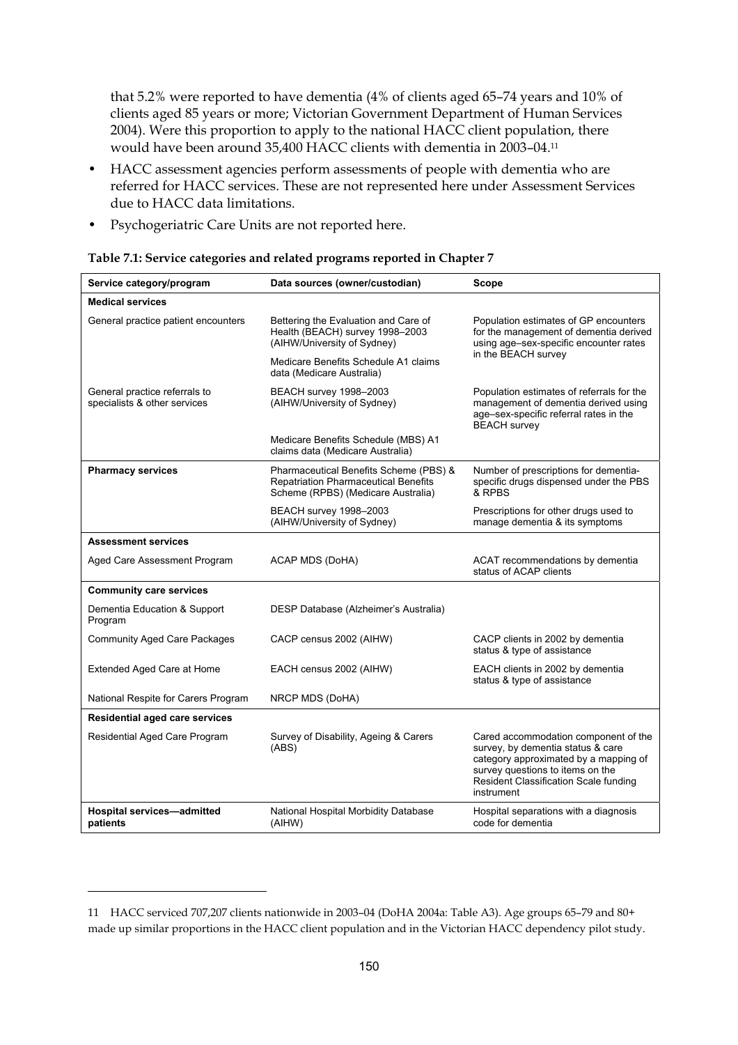that 5.2% were reported to have dementia (4% of clients aged 65–74 years and 10% of clients aged 85 years or more; Victorian Government Department of Human Services 2004). Were this proportion to apply to the national HACC client population, there would have been around 35,400 HACC clients with dementia in 2003–04.[11]

- HACC assessment agencies perform assessments of people with dementia who are referred for HACC services. These are not represented here under Assessment Services due to HACC data limitations.
- Psychogeriatric Care Units are not reported here.

**Table 7.1: Service categories and related programs reported in Chapter 7**

| Service category/program | Data sources (owner/custodian) | Scope |
|---|---|---|
| **Medical services** | | |
| General practice patient encounters | Bettering the Evaluation and Care of Health (BEACH) survey 1998–2003 (AIHW/University of Sydney) | Population estimates of GP encounters for the management of dementia derived using age–sex-specific encounter rates in the BEACH survey |
| | Medicare Benefits Schedule A1 claims data (Medicare Australia) | |
| General practice referrals to specialists & other services | BEACH survey 1998–2003 (AIHW/University of Sydney) | Population estimates of referrals for the management of dementia derived using age–sex-specific referral rates in the BEACH survey |
| | Medicare Benefits Schedule (MBS) A1 claims data (Medicare Australia) | |
| **Pharmacy services** | Pharmaceutical Benefits Scheme (PBS) & Repatriation Pharmaceutical Benefits Scheme (RPBS) (Medicare Australia) | Number of prescriptions for dementia-specific drugs dispensed under the PBS & RPBS |
| | BEACH survey 1998–2003 (AIHW/University of Sydney) | Prescriptions for other drugs used to manage dementia & its symptoms |
| **Assessment services** | | |
| Aged Care Assessment Program | ACAP MDS (DoHA) | ACAT recommendations by dementia status of ACAP clients |
| **Community care services** | | |
| Dementia Education & Support Program | DESP Database (Alzheimer's Australia) | |
| Community Aged Care Packages | CACP census 2002 (AIHW) | CACP clients in 2002 by dementia status & type of assistance |
| Extended Aged Care at Home | EACH census 2002 (AIHW) | EACH clients in 2002 by dementia status & type of assistance |
| National Respite for Carers Program | NRCP MDS (DoHA) | |
| **Residential aged care services** | | |
| Residential Aged Care Program | Survey of Disability, Ageing & Carers (ABS) | Cared accommodation component of the survey, by dementia status & care category approximated by a mapping of survey questions to items on the Resident Classification Scale funding instrument |
| **Hospital services—admitted patients** | National Hospital Morbidity Database (AIHW) | Hospital separations with a diagnosis code for dementia |

11 HACC serviced 707,207 clients nationwide in 2003–04 (DoHA 2004a: Table A3). Age groups 65–79 and 80+ made up similar proportions in the HACC client population and in the Victorian HACC dependency pilot study.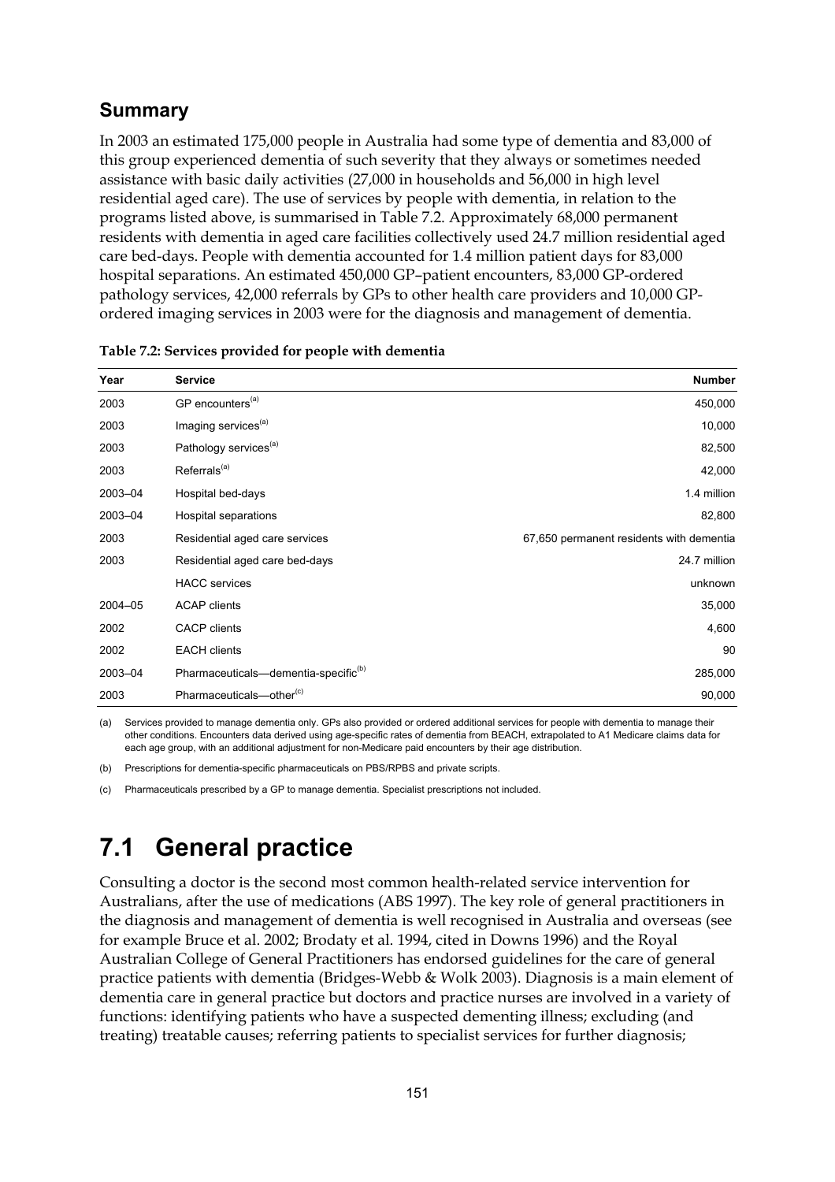## Summary

In 2003 an estimated 175,000 people in Australia had some type of dementia and 83,000 of this group experienced dementia of such severity that they always or sometimes needed assistance with basic daily activities (27,000 in households and 56,000 in high level residential aged care). The use of services by people with dementia, in relation to the programs listed above, is summarised in Table 7.2. Approximately 68,000 permanent residents with dementia in aged care facilities collectively used 24.7 million residential aged care bed-days. People with dementia accounted for 1.4 million patient days for 83,000 hospital separations. An estimated 450,000 GP–patient encounters, 83,000 GP-ordered pathology services, 42,000 referrals by GPs to other health care providers and 10,000 GP-ordered imaging services in 2003 were for the diagnosis and management of dementia.

**Table 7.2: Services provided for people with dementia**

| Year | Service | Number |
|---|---|---|
| 2003 | GP encounters[(a)] | 450,000 |
| 2003 | Imaging services[(a)] | 10,000 |
| 2003 | Pathology services[(a)] | 82,500 |
| 2003 | Referrals[(a)] | 42,000 |
| 2003–04 | Hospital bed-days | 1.4 million |
| 2003–04 | Hospital separations | 82,800 |
| 2003 | Residential aged care services | 67,650 permanent residents with dementia |
| 2003 | Residential aged care bed-days | 24.7 million |
| | HACC services | unknown |
| 2004–05 | ACAP clients | 35,000 |
| 2002 | CACP clients | 4,600 |
| 2002 | EACH clients | 90 |
| 2003–04 | Pharmaceuticals—dementia-specific[(b)] | 285,000 |
| 2003 | Pharmaceuticals—other[(c)] | 90,000 |

(a) Services provided to manage dementia only. GPs also provided or ordered additional services for people with dementia to manage their other conditions. Encounters data derived using age-specific rates of dementia from BEACH, extrapolated to A1 Medicare claims data for each age group, with an additional adjustment for non-Medicare paid encounters by their age distribution.

(b) Prescriptions for dementia-specific pharmaceuticals on PBS/RPBS and private scripts.

(c) Pharmaceuticals prescribed by a GP to manage dementia. Specialist prescriptions not included.

# 7.1 General practice

Consulting a doctor is the second most common health-related service intervention for Australians, after the use of medications (ABS 1997). The key role of general practitioners in the diagnosis and management of dementia is well recognised in Australia and overseas (see for example Bruce et al. 2002; Brodaty et al. 1994, cited in Downs 1996) and the Royal Australian College of General Practitioners has endorsed guidelines for the care of general practice patients with dementia (Bridges-Webb & Wolk 2003). Diagnosis is a main element of dementia care in general practice but doctors and practice nurses are involved in a variety of functions: identifying patients who have a suspected dementing illness; excluding (and treating) treatable causes; referring patients to specialist services for further diagnosis;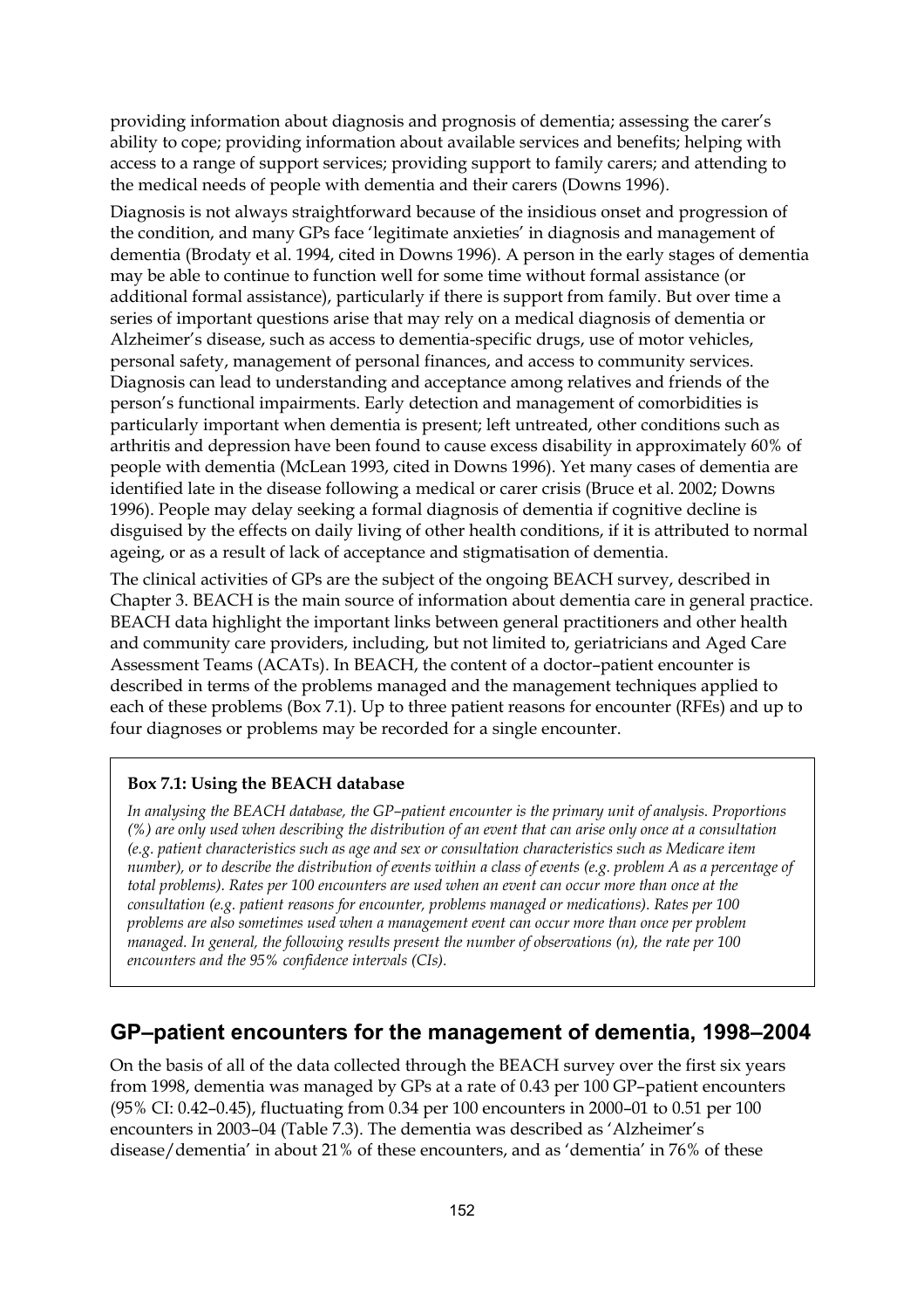providing information about diagnosis and prognosis of dementia; assessing the carer's ability to cope; providing information about available services and benefits; helping with access to a range of support services; providing support to family carers; and attending to the medical needs of people with dementia and their carers (Downs 1996).

Diagnosis is not always straightforward because of the insidious onset and progression of the condition, and many GPs face 'legitimate anxieties' in diagnosis and management of dementia (Brodaty et al. 1994, cited in Downs 1996). A person in the early stages of dementia may be able to continue to function well for some time without formal assistance (or additional formal assistance), particularly if there is support from family. But over time a series of important questions arise that may rely on a medical diagnosis of dementia or Alzheimer's disease, such as access to dementia-specific drugs, use of motor vehicles, personal safety, management of personal finances, and access to community services. Diagnosis can lead to understanding and acceptance among relatives and friends of the person's functional impairments. Early detection and management of comorbidities is particularly important when dementia is present; left untreated, other conditions such as arthritis and depression have been found to cause excess disability in approximately 60% of people with dementia (McLean 1993, cited in Downs 1996). Yet many cases of dementia are identified late in the disease following a medical or carer crisis (Bruce et al. 2002; Downs 1996). People may delay seeking a formal diagnosis of dementia if cognitive decline is disguised by the effects on daily living of other health conditions, if it is attributed to normal ageing, or as a result of lack of acceptance and stigmatisation of dementia.

The clinical activities of GPs are the subject of the ongoing BEACH survey, described in Chapter 3. BEACH is the main source of information about dementia care in general practice. BEACH data highlight the important links between general practitioners and other health and community care providers, including, but not limited to, geriatricians and Aged Care Assessment Teams (ACATs). In BEACH, the content of a doctor–patient encounter is described in terms of the problems managed and the management techniques applied to each of these problems (Box 7.1). Up to three patient reasons for encounter (RFEs) and up to four diagnoses or problems may be recorded for a single encounter.

**Box 7.1: Using the BEACH database**

*In analysing the BEACH database, the GP–patient encounter is the primary unit of analysis. Proportions (%) are only used when describing the distribution of an event that can arise only once at a consultation (e.g. patient characteristics such as age and sex or consultation characteristics such as Medicare item number), or to describe the distribution of events within a class of events (e.g. problem A as a percentage of total problems). Rates per 100 encounters are used when an event can occur more than once at the consultation (e.g. patient reasons for encounter, problems managed or medications). Rates per 100 problems are also sometimes used when a management event can occur more than once per problem managed. In general, the following results present the number of observations (n), the rate per 100 encounters and the 95% confidence intervals (CIs).*

## GP–patient encounters for the management of dementia, 1998–2004

On the basis of all of the data collected through the BEACH survey over the first six years from 1998, dementia was managed by GPs at a rate of 0.43 per 100 GP–patient encounters (95% CI: 0.42–0.45), fluctuating from 0.34 per 100 encounters in 2000–01 to 0.51 per 100 encounters in 2003–04 (Table 7.3). The dementia was described as 'Alzheimer's disease/dementia' in about 21% of these encounters, and as 'dementia' in 76% of these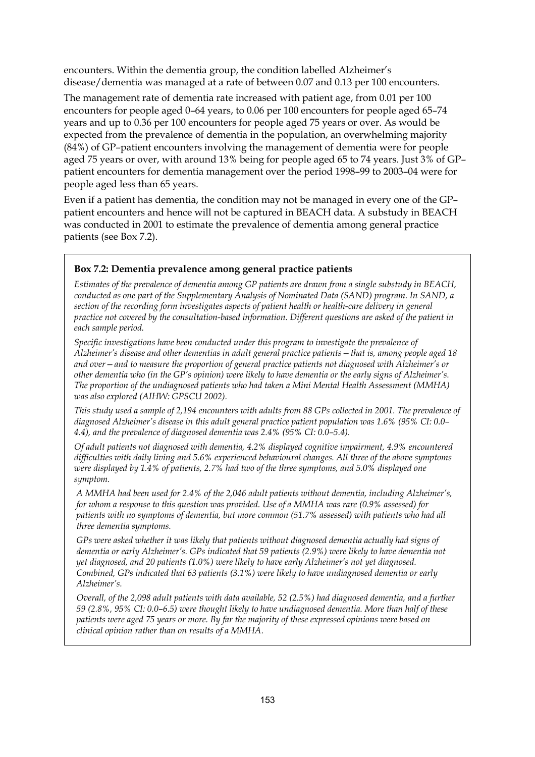encounters. Within the dementia group, the condition labelled Alzheimer's disease/dementia was managed at a rate of between 0.07 and 0.13 per 100 encounters.

The management rate of dementia rate increased with patient age, from 0.01 per 100 encounters for people aged 0–64 years, to 0.06 per 100 encounters for people aged 65–74 years and up to 0.36 per 100 encounters for people aged 75 years or over. As would be expected from the prevalence of dementia in the population, an overwhelming majority (84%) of GP–patient encounters involving the management of dementia were for people aged 75 years or over, with around 13% being for people aged 65 to 74 years. Just 3% of GP–patient encounters for dementia management over the period 1998–99 to 2003–04 were for people aged less than 65 years.

Even if a patient has dementia, the condition may not be managed in every one of the GP–patient encounters and hence will not be captured in BEACH data. A substudy in BEACH was conducted in 2001 to estimate the prevalence of dementia among general practice patients (see Box 7.2).

**Box 7.2: Dementia prevalence among general practice patients**

*Estimates of the prevalence of dementia among GP patients are drawn from a single substudy in BEACH, conducted as one part of the Supplementary Analysis of Nominated Data (SAND) program. In SAND, a section of the recording form investigates aspects of patient health or health-care delivery in general practice not covered by the consultation-based information. Different questions are asked of the patient in each sample period.*

*Specific investigations have been conducted under this program to investigate the prevalence of Alzheimer's disease and other dementias in adult general practice patients—that is, among people aged 18 and over—and to measure the proportion of general practice patients not diagnosed with Alzheimer's or other dementia who (in the GP's opinion) were likely to have dementia or the early signs of Alzheimer's. The proportion of the undiagnosed patients who had taken a Mini Mental Health Assessment (MMHA) was also explored (AIHW: GPSCU 2002).*

*This study used a sample of 2,194 encounters with adults from 88 GPs collected in 2001. The prevalence of diagnosed Alzheimer's disease in this adult general practice patient population was 1.6% (95% CI: 0.0–4.4), and the prevalence of diagnosed dementia was 2.4% (95% CI: 0.0–5.4).*

*Of adult patients not diagnosed with dementia, 4.2% displayed cognitive impairment, 4.9% encountered difficulties with daily living and 5.6% experienced behavioural changes. All three of the above symptoms were displayed by 1.4% of patients, 2.7% had two of the three symptoms, and 5.0% displayed one symptom.*

*A MMHA had been used for 2.4% of the 2,046 adult patients without dementia, including Alzheimer's, for whom a response to this question was provided. Use of a MMHA was rare (0.9% assessed) for patients with no symptoms of dementia, but more common (51.7% assessed) with patients who had all three dementia symptoms.*

*GPs were asked whether it was likely that patients without diagnosed dementia actually had signs of dementia or early Alzheimer's. GPs indicated that 59 patients (2.9%) were likely to have dementia not yet diagnosed, and 20 patients (1.0%) were likely to have early Alzheimer's not yet diagnosed. Combined, GPs indicated that 63 patients (3.1%) were likely to have undiagnosed dementia or early Alzheimer's.*

*Overall, of the 2,098 adult patients with data available, 52 (2.5%) had diagnosed dementia, and a further 59 (2.8%, 95% CI: 0.0–6.5) were thought likely to have undiagnosed dementia. More than half of these patients were aged 75 years or more. By far the majority of these expressed opinions were based on clinical opinion rather than on results of a MMHA.*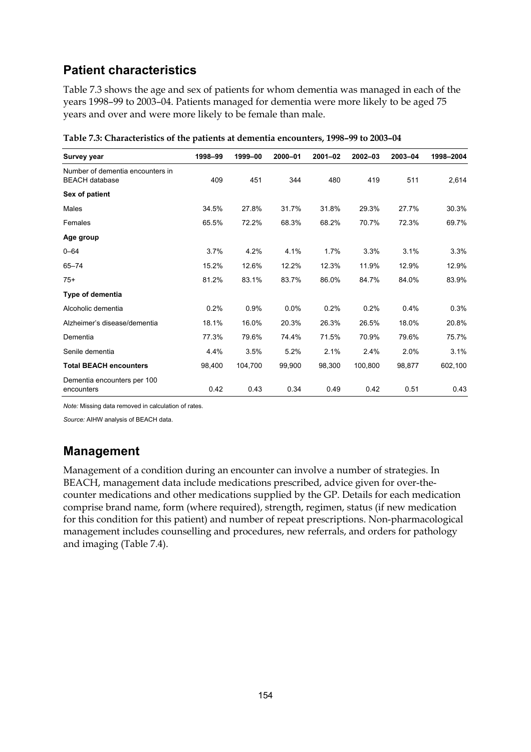## Patient characteristics

Table 7.3 shows the age and sex of patients for whom dementia was managed in each of the years 1998–99 to 2003–04. Patients managed for dementia were more likely to be aged 75 years and over and were more likely to be female than male.

**Table 7.3: Characteristics of the patients at dementia encounters, 1998–99 to 2003–04**

| Survey year | 1998–99 | 1999–00 | 2000–01 | 2001–02 | 2002–03 | 2003–04 | 1998–2004 |
|---|---|---|---|---|---|---|---|
| Number of dementia encounters in BEACH database | 409 | 451 | 344 | 480 | 419 | 511 | 2,614 |
| **Sex of patient** | | | | | | | |
| Males | 34.5% | 27.8% | 31.7% | 31.8% | 29.3% | 27.7% | 30.3% |
| Females | 65.5% | 72.2% | 68.3% | 68.2% | 70.7% | 72.3% | 69.7% |
| **Age group** | | | | | | | |
| 0–64 | 3.7% | 4.2% | 4.1% | 1.7% | 3.3% | 3.1% | 3.3% |
| 65–74 | 15.2% | 12.6% | 12.2% | 12.3% | 11.9% | 12.9% | 12.9% |
| 75+ | 81.2% | 83.1% | 83.7% | 86.0% | 84.7% | 84.0% | 83.9% |
| **Type of dementia** | | | | | | | |
| Alcoholic dementia | 0.2% | 0.9% | 0.0% | 0.2% | 0.2% | 0.4% | 0.3% |
| Alzheimer's disease/dementia | 18.1% | 16.0% | 20.3% | 26.3% | 26.5% | 18.0% | 20.8% |
| Dementia | 77.3% | 79.6% | 74.4% | 71.5% | 70.9% | 79.6% | 75.7% |
| Senile dementia | 4.4% | 3.5% | 5.2% | 2.1% | 2.4% | 2.0% | 3.1% |
| **Total BEACH encounters** | 98,400 | 104,700 | 99,900 | 98,300 | 100,800 | 98,877 | 602,100 |
| Dementia encounters per 100 encounters | 0.42 | 0.43 | 0.34 | 0.49 | 0.42 | 0.51 | 0.43 |

*Note:* Missing data removed in calculation of rates.

*Source:* AIHW analysis of BEACH data.

## Management

Management of a condition during an encounter can involve a number of strategies. In BEACH, management data include medications prescribed, advice given for over-the-counter medications and other medications supplied by the GP. Details for each medication comprise brand name, form (where required), strength, regimen, status (if new medication for this condition for this patient) and number of repeat prescriptions. Non-pharmacological management includes counselling and procedures, new referrals, and orders for pathology and imaging (Table 7.4).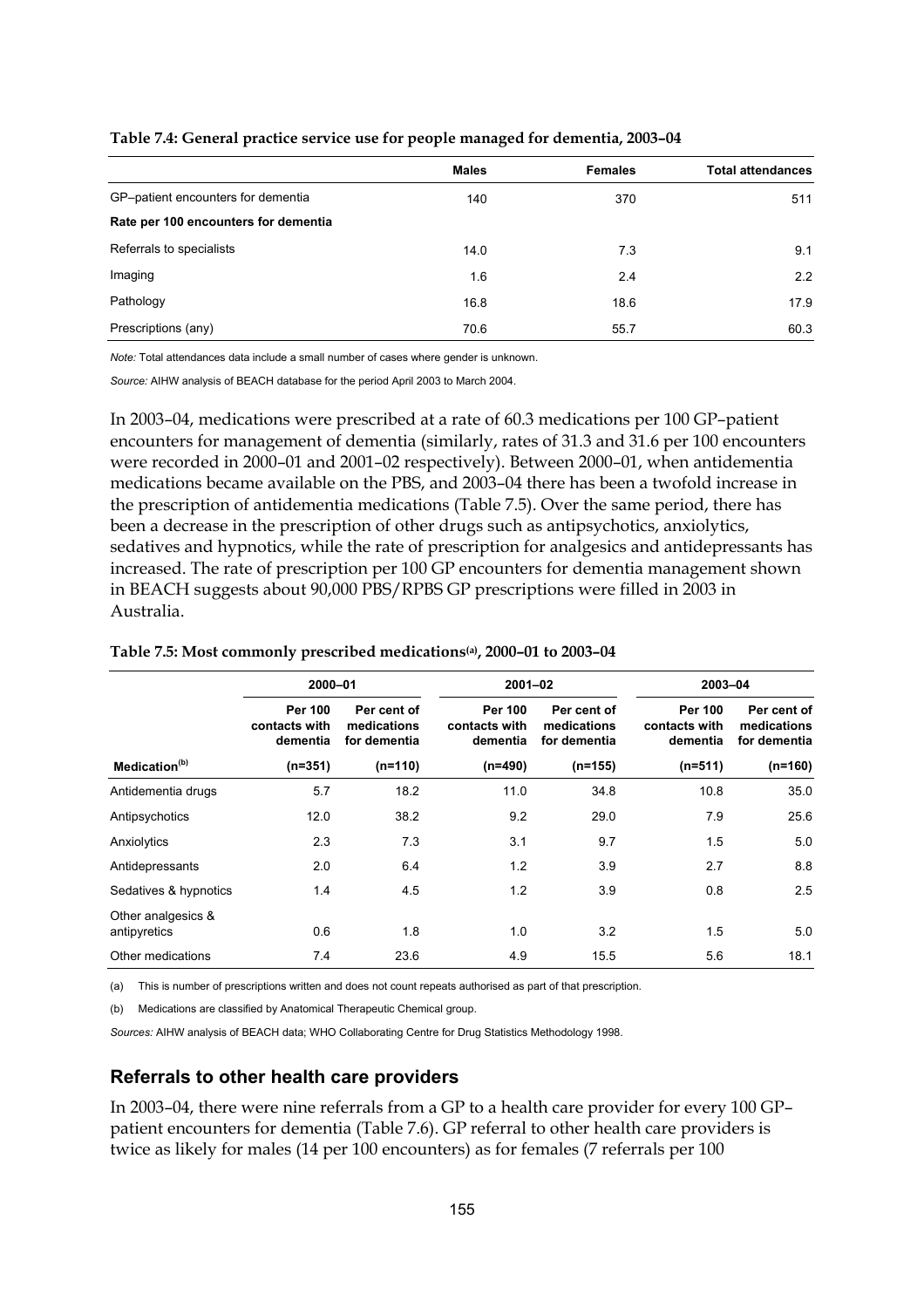**Table 7.4: General practice service use for people managed for dementia, 2003–04**

| | Males | Females | Total attendances |
|---|---|---|---|
| GP–patient encounters for dementia | 140 | 370 | 511 |
| **Rate per 100 encounters for dementia** | | | |
| Referrals to specialists | 14.0 | 7.3 | 9.1 |
| Imaging | 1.6 | 2.4 | 2.2 |
| Pathology | 16.8 | 18.6 | 17.9 |
| Prescriptions (any) | 70.6 | 55.7 | 60.3 |

*Note:* Total attendances data include a small number of cases where gender is unknown.

*Source:* AIHW analysis of BEACH database for the period April 2003 to March 2004.

In 2003–04, medications were prescribed at a rate of 60.3 medications per 100 GP–patient encounters for management of dementia (similarly, rates of 31.3 and 31.6 per 100 encounters were recorded in 2000–01 and 2001–02 respectively). Between 2000–01, when antidementia medications became available on the PBS, and 2003–04 there has been a twofold increase in the prescription of antidementia medications (Table 7.5). Over the same period, there has been a decrease in the prescription of other drugs such as antipsychotics, anxiolytics, sedatives and hypnotics, while the rate of prescription for analgesics and antidepressants has increased. The rate of prescription per 100 GP encounters for dementia management shown in BEACH suggests about 90,000 PBS/RPBS GP prescriptions were filled in 2003 in Australia.

**Table 7.5: Most commonly prescribed medications[(a)], 2000–01 to 2003–04**

| | 2000–01 | | 2001–02 | | 2003–04 | |
|---|---|---|---|---|---|---|
| | Per 100 contacts with dementia | Per cent of medications for dementia | Per 100 contacts with dementia | Per cent of medications for dementia | Per 100 contacts with dementia | Per cent of medications for dementia |
| **Medication[(b)]** | **(n=351)** | **(n=110)** | **(n=490)** | **(n=155)** | **(n=511)** | **(n=160)** |
| Antidementia drugs | 5.7 | 18.2 | 11.0 | 34.8 | 10.8 | 35.0 |
| Antipsychotics | 12.0 | 38.2 | 9.2 | 29.0 | 7.9 | 25.6 |
| Anxiolytics | 2.3 | 7.3 | 3.1 | 9.7 | 1.5 | 5.0 |
| Antidepressants | 2.0 | 6.4 | 1.2 | 3.9 | 2.7 | 8.8 |
| Sedatives & hypnotics | 1.4 | 4.5 | 1.2 | 3.9 | 0.8 | 2.5 |
| Other analgesics & antipyretics | 0.6 | 1.8 | 1.0 | 3.2 | 1.5 | 5.0 |
| Other medications | 7.4 | 23.6 | 4.9 | 15.5 | 5.6 | 18.1 |

(a) This is number of prescriptions written and does not count repeats authorised as part of that prescription.

(b) Medications are classified by Anatomical Therapeutic Chemical group.

*Sources:* AIHW analysis of BEACH data; WHO Collaborating Centre for Drug Statistics Methodology 1998.

## Referrals to other health care providers

In 2003–04, there were nine referrals from a GP to a health care provider for every 100 GP–patient encounters for dementia (Table 7.6). GP referral to other health care providers is twice as likely for males (14 per 100 encounters) as for females (7 referrals per 100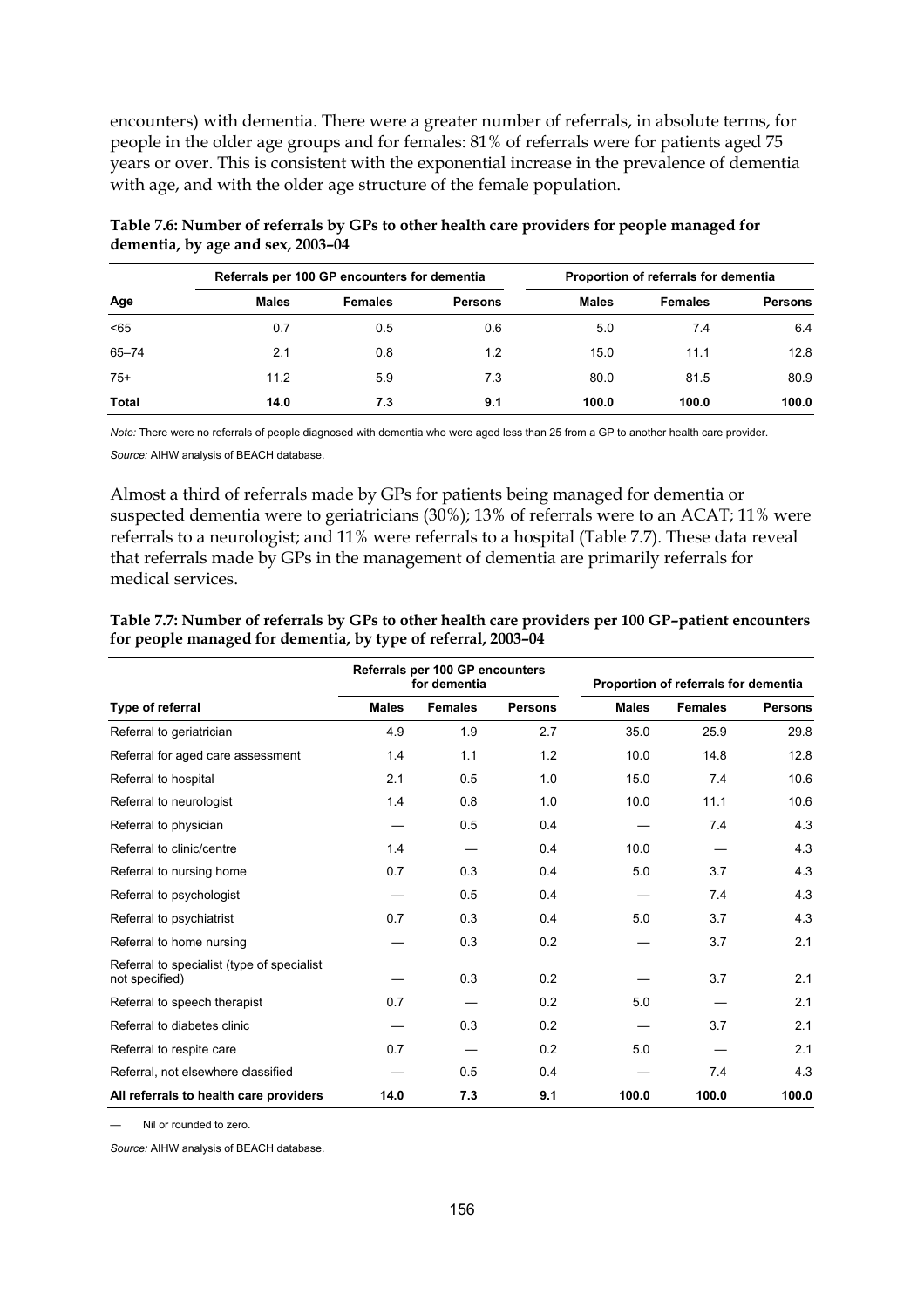encounters) with dementia. There were a greater number of referrals, in absolute terms, for people in the older age groups and for females: 81% of referrals were for patients aged 75 years or over. This is consistent with the exponential increase in the prevalence of dementia with age, and with the older age structure of the female population.

**Table 7.6: Number of referrals by GPs to other health care providers for people managed for dementia, by age and sex, 2003–04**

| | Referrals per 100 GP encounters for dementia | | | Proportion of referrals for dementia | | |
|---|---|---|---|---|---|---|
| **Age** | **Males** | **Females** | **Persons** | **Males** | **Females** | **Persons** |
| <65 | 0.7 | 0.5 | 0.6 | 5.0 | 7.4 | 6.4 |
| 65–74 | 2.1 | 0.8 | 1.2 | 15.0 | 11.1 | 12.8 |
| 75+ | 11.2 | 5.9 | 7.3 | 80.0 | 81.5 | 80.9 |
| **Total** | **14.0** | **7.3** | **9.1** | **100.0** | **100.0** | **100.0** |

*Note:* There were no referrals of people diagnosed with dementia who were aged less than 25 from a GP to another health care provider.

*Source:* AIHW analysis of BEACH database.

Almost a third of referrals made by GPs for patients being managed for dementia or suspected dementia were to geriatricians (30%); 13% of referrals were to an ACAT; 11% were referrals to a neurologist; and 11% were referrals to a hospital (Table 7.7). These data reveal that referrals made by GPs in the management of dementia are primarily referrals for medical services.

**Table 7.7: Number of referrals by GPs to other health care providers per 100 GP–patient encounters for people managed for dementia, by type of referral, 2003–04**

| | Referrals per 100 GP encounters for dementia | | | Proportion of referrals for dementia | | |
|---|---|---|---|---|---|---|
| **Type of referral** | **Males** | **Females** | **Persons** | **Males** | **Females** | **Persons** |
| Referral to geriatrician | 4.9 | 1.9 | 2.7 | 35.0 | 25.9 | 29.8 |
| Referral for aged care assessment | 1.4 | 1.1 | 1.2 | 10.0 | 14.8 | 12.8 |
| Referral to hospital | 2.1 | 0.5 | 1.0 | 15.0 | 7.4 | 10.6 |
| Referral to neurologist | 1.4 | 0.8 | 1.0 | 10.0 | 11.1 | 10.6 |
| Referral to physician | — | 0.5 | 0.4 | — | 7.4 | 4.3 |
| Referral to clinic/centre | 1.4 | — | 0.4 | 10.0 | — | 4.3 |
| Referral to nursing home | 0.7 | 0.3 | 0.4 | 5.0 | 3.7 | 4.3 |
| Referral to psychologist | — | 0.5 | 0.4 | — | 7.4 | 4.3 |
| Referral to psychiatrist | 0.7 | 0.3 | 0.4 | 5.0 | 3.7 | 4.3 |
| Referral to home nursing | — | 0.3 | 0.2 | — | 3.7 | 2.1 |
| Referral to specialist (type of specialist not specified) | — | 0.3 | 0.2 | — | 3.7 | 2.1 |
| Referral to speech therapist | 0.7 | — | 0.2 | 5.0 | — | 2.1 |
| Referral to diabetes clinic | — | 0.3 | 0.2 | — | 3.7 | 2.1 |
| Referral to respite care | 0.7 | — | 0.2 | 5.0 | — | 2.1 |
| Referral, not elsewhere classified | — | 0.5 | 0.4 | — | 7.4 | 4.3 |
| **All referrals to health care providers** | **14.0** | **7.3** | **9.1** | **100.0** | **100.0** | **100.0** |

— Nil or rounded to zero.

*Source:* AIHW analysis of BEACH database.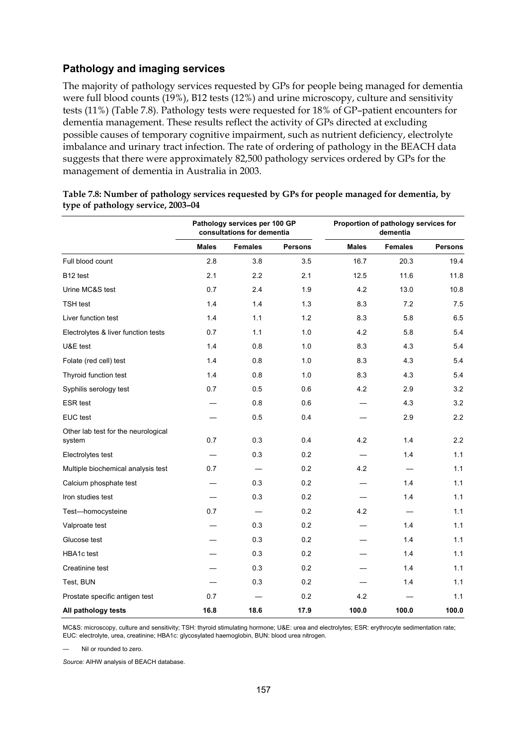## Pathology and imaging services

The majority of pathology services requested by GPs for people being managed for dementia were full blood counts (19%), B12 tests (12%) and urine microscopy, culture and sensitivity tests (11%) (Table 7.8). Pathology tests were requested for 18% of GP–patient encounters for dementia management. These results reflect the activity of GPs directed at excluding possible causes of temporary cognitive impairment, such as nutrient deficiency, electrolyte imbalance and urinary tract infection. The rate of ordering of pathology in the BEACH data suggests that there were approximately 82,500 pathology services ordered by GPs for the management of dementia in Australia in 2003.

**Table 7.8: Number of pathology services requested by GPs for people managed for dementia, by type of pathology service, 2003–04**

| | Pathology services per 100 GP consultations for dementia | | | Proportion of pathology services for dementia | | |
|---|---|---|---|---|---|---|
| | **Males** | **Females** | **Persons** | **Males** | **Females** | **Persons** |
| Full blood count | 2.8 | 3.8 | 3.5 | 16.7 | 20.3 | 19.4 |
| B12 test | 2.1 | 2.2 | 2.1 | 12.5 | 11.6 | 11.8 |
| Urine MC&S test | 0.7 | 2.4 | 1.9 | 4.2 | 13.0 | 10.8 |
| TSH test | 1.4 | 1.4 | 1.3 | 8.3 | 7.2 | 7.5 |
| Liver function test | 1.4 | 1.1 | 1.2 | 8.3 | 5.8 | 6.5 |
| Electrolytes & liver function tests | 0.7 | 1.1 | 1.0 | 4.2 | 5.8 | 5.4 |
| U&E test | 1.4 | 0.8 | 1.0 | 8.3 | 4.3 | 5.4 |
| Folate (red cell) test | 1.4 | 0.8 | 1.0 | 8.3 | 4.3 | 5.4 |
| Thyroid function test | 1.4 | 0.8 | 1.0 | 8.3 | 4.3 | 5.4 |
| Syphilis serology test | 0.7 | 0.5 | 0.6 | 4.2 | 2.9 | 3.2 |
| ESR test | — | 0.8 | 0.6 | — | 4.3 | 3.2 |
| EUC test | — | 0.5 | 0.4 | — | 2.9 | 2.2 |
| Other lab test for the neurological system | 0.7 | 0.3 | 0.4 | 4.2 | 1.4 | 2.2 |
| Electrolytes test | — | 0.3 | 0.2 | — | 1.4 | 1.1 |
| Multiple biochemical analysis test | 0.7 | — | 0.2 | 4.2 | — | 1.1 |
| Calcium phosphate test | — | 0.3 | 0.2 | — | 1.4 | 1.1 |
| Iron studies test | — | 0.3 | 0.2 | — | 1.4 | 1.1 |
| Test—homocysteine | 0.7 | — | 0.2 | 4.2 | — | 1.1 |
| Valproate test | — | 0.3 | 0.2 | — | 1.4 | 1.1 |
| Glucose test | — | 0.3 | 0.2 | — | 1.4 | 1.1 |
| HBA1c test | — | 0.3 | 0.2 | — | 1.4 | 1.1 |
| Creatinine test | — | 0.3 | 0.2 | — | 1.4 | 1.1 |
| Test, BUN | — | 0.3 | 0.2 | — | 1.4 | 1.1 |
| Prostate specific antigen test | 0.7 | — | 0.2 | 4.2 | — | 1.1 |
| **All pathology tests** | **16.8** | **18.6** | **17.9** | **100.0** | **100.0** | **100.0** |

MC&S: microscopy, culture and sensitivity; TSH: thyroid stimulating hormone; U&E: urea and electrolytes; ESR: erythrocyte sedimentation rate; EUC: electrolyte, urea, creatinine; HBA1c: glycosylated haemoglobin, BUN: blood urea nitrogen.

— Nil or rounded to zero.

*Source:* AIHW analysis of BEACH database.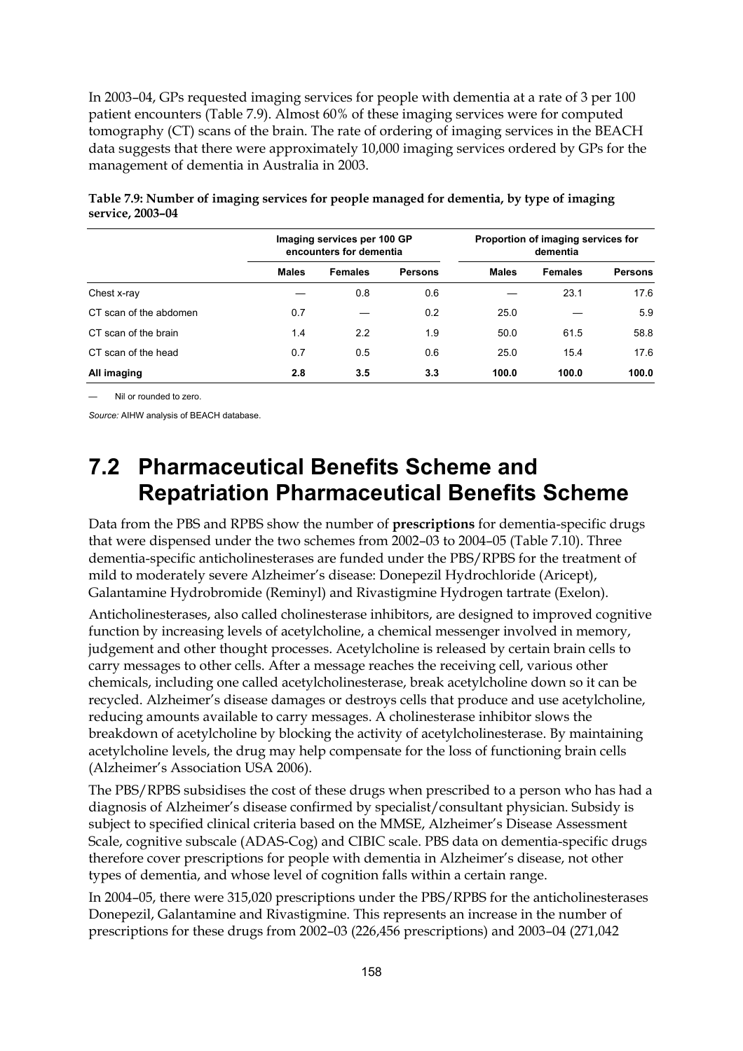In 2003–04, GPs requested imaging services for people with dementia at a rate of 3 per 100 patient encounters (Table 7.9). Almost 60% of these imaging services were for computed tomography (CT) scans of the brain. The rate of ordering of imaging services in the BEACH data suggests that there were approximately 10,000 imaging services ordered by GPs for the management of dementia in Australia in 2003.

**Table 7.9: Number of imaging services for people managed for dementia, by type of imaging service, 2003–04**

| | Imaging services per 100 GP encounters for dementia | | | Proportion of imaging services for dementia | | |
|---|---|---|---|---|---|---|
| | Males | Females | Persons | Males | Females | Persons |
| Chest x-ray | — | 0.8 | 0.6 | — | 23.1 | 17.6 |
| CT scan of the abdomen | 0.7 | — | 0.2 | 25.0 | — | 5.9 |
| CT scan of the brain | 1.4 | 2.2 | 1.9 | 50.0 | 61.5 | 58.8 |
| CT scan of the head | 0.7 | 0.5 | 0.6 | 25.0 | 15.4 | 17.6 |
| **All imaging** | **2.8** | **3.5** | **3.3** | **100.0** | **100.0** | **100.0** |

— Nil or rounded to zero.

*Source:* AIHW analysis of BEACH database.

## 7.2 Pharmaceutical Benefits Scheme and Repatriation Pharmaceutical Benefits Scheme

Data from the PBS and RPBS show the number of **prescriptions** for dementia-specific drugs that were dispensed under the two schemes from 2002–03 to 2004–05 (Table 7.10). Three dementia-specific anticholinesterases are funded under the PBS/RPBS for the treatment of mild to moderately severe Alzheimer's disease: Donepezil Hydrochloride (Aricept), Galantamine Hydrobromide (Reminyl) and Rivastigmine Hydrogen tartrate (Exelon).

Anticholinesterases, also called cholinesterase inhibitors, are designed to improved cognitive function by increasing levels of acetylcholine, a chemical messenger involved in memory, judgement and other thought processes. Acetylcholine is released by certain brain cells to carry messages to other cells. After a message reaches the receiving cell, various other chemicals, including one called acetylcholinesterase, break acetylcholine down so it can be recycled. Alzheimer's disease damages or destroys cells that produce and use acetylcholine, reducing amounts available to carry messages. A cholinesterase inhibitor slows the breakdown of acetylcholine by blocking the activity of acetylcholinesterase. By maintaining acetylcholine levels, the drug may help compensate for the loss of functioning brain cells (Alzheimer's Association USA 2006).

The PBS/RPBS subsidises the cost of these drugs when prescribed to a person who has had a diagnosis of Alzheimer's disease confirmed by specialist/consultant physician. Subsidy is subject to specified clinical criteria based on the MMSE, Alzheimer's Disease Assessment Scale, cognitive subscale (ADAS-Cog) and CIBIC scale. PBS data on dementia-specific drugs therefore cover prescriptions for people with dementia in Alzheimer's disease, not other types of dementia, and whose level of cognition falls within a certain range.

In 2004–05, there were 315,020 prescriptions under the PBS/RPBS for the anticholinesterases Donepezil, Galantamine and Rivastigmine. This represents an increase in the number of prescriptions for these drugs from 2002–03 (226,456 prescriptions) and 2003–04 (271,042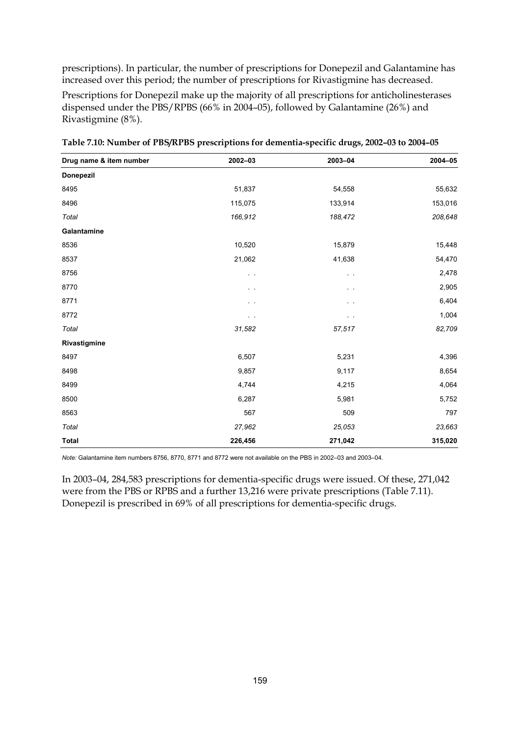prescriptions). In particular, the number of prescriptions for Donepezil and Galantamine has increased over this period; the number of prescriptions for Rivastigmine has decreased.

Prescriptions for Donepezil make up the majority of all prescriptions for anticholinesterases dispensed under the PBS/RPBS (66% in 2004–05), followed by Galantamine (26%) and Rivastigmine (8%).

**Table 7.10: Number of PBS/RPBS prescriptions for dementia-specific drugs, 2002–03 to 2004–05**

| Drug name & item number | 2002–03 | 2003–04 | 2004–05 |
|---|---|---|---|
| **Donepezil** | | | |
| 8495 | 51,837 | 54,558 | 55,632 |
| 8496 | 115,075 | 133,914 | 153,016 |
| *Total* | *166,912* | *188,472* | *208,648* |
| **Galantamine** | | | |
| 8536 | 10,520 | 15,879 | 15,448 |
| 8537 | 21,062 | 41,638 | 54,470 |
| 8756 | . . | . . | 2,478 |
| 8770 | . . | . . | 2,905 |
| 8771 | . . | . . | 6,404 |
| 8772 | . . | . . | 1,004 |
| *Total* | *31,582* | *57,517* | *82,709* |
| **Rivastigmine** | | | |
| 8497 | 6,507 | 5,231 | 4,396 |
| 8498 | 9,857 | 9,117 | 8,654 |
| 8499 | 4,744 | 4,215 | 4,064 |
| 8500 | 6,287 | 5,981 | 5,752 |
| 8563 | 567 | 509 | 797 |
| *Total* | *27,962* | *25,053* | *23,663* |
| **Total** | **226,456** | **271,042** | **315,020** |

*Note:* Galantamine item numbers 8756, 8770, 8771 and 8772 were not available on the PBS in 2002–03 and 2003–04.

In 2003–04, 284,583 prescriptions for dementia-specific drugs were issued. Of these, 271,042 were from the PBS or RPBS and a further 13,216 were private prescriptions (Table 7.11). Donepezil is prescribed in 69% of all prescriptions for dementia-specific drugs.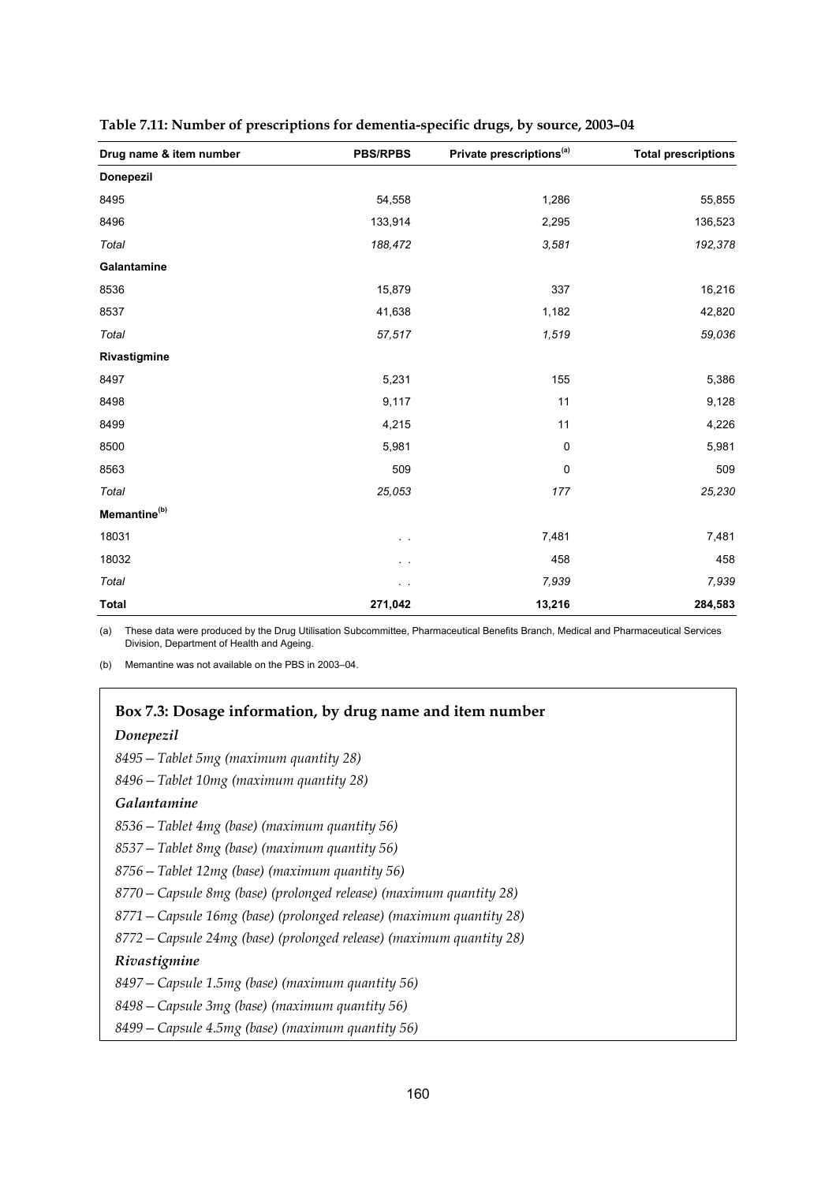**Table 7.11: Number of prescriptions for dementia-specific drugs, by source, 2003–04**

| Drug name & item number | PBS/RPBS | Private prescriptions[(a)] | Total prescriptions |
|---|---|---|---|
| **Donepezil** | | | |
| 8495 | 54,558 | 1,286 | 55,855 |
| 8496 | 133,914 | 2,295 | 136,523 |
| *Total* | *188,472* | *3,581* | *192,378* |
| **Galantamine** | | | |
| 8536 | 15,879 | 337 | 16,216 |
| 8537 | 41,638 | 1,182 | 42,820 |
| *Total* | *57,517* | *1,519* | *59,036* |
| **Rivastigmine** | | | |
| 8497 | 5,231 | 155 | 5,386 |
| 8498 | 9,117 | 11 | 9,128 |
| 8499 | 4,215 | 11 | 4,226 |
| 8500 | 5,981 | 0 | 5,981 |
| 8563 | 509 | 0 | 509 |
| *Total* | *25,053* | *177* | *25,230* |
| **Memantine[(b)]** | | | |
| 18031 | . . | 7,481 | 7,481 |
| 18032 | . . | 458 | 458 |
| *Total* | . . | *7,939* | *7,939* |
| **Total** | **271,042** | **13,216** | **284,583** |

(a) These data were produced by the Drug Utilisation Subcommittee, Pharmaceutical Benefits Branch, Medical and Pharmaceutical Services Division, Department of Health and Ageing.

(b) Memantine was not available on the PBS in 2003–04.

### Box 7.3: Dosage information, by drug name and item number

***Donepezil***

*8495 – Tablet 5mg (maximum quantity 28)*

*8496 – Tablet 10mg (maximum quantity 28)*

***Galantamine***

*8536 – Tablet 4mg (base) (maximum quantity 56)*

*8537 – Tablet 8mg (base) (maximum quantity 56)*

*8756 – Tablet 12mg (base) (maximum quantity 56)*

*8770 – Capsule 8mg (base) (prolonged release) (maximum quantity 28)*

*8771 – Capsule 16mg (base) (prolonged release) (maximum quantity 28)*

*8772 – Capsule 24mg (base) (prolonged release) (maximum quantity 28)*

***Rivastigmine***

*8497 – Capsule 1.5mg (base) (maximum quantity 56)*

*8498 – Capsule 3mg (base) (maximum quantity 56)*

*8499 – Capsule 4.5mg (base) (maximum quantity 56)*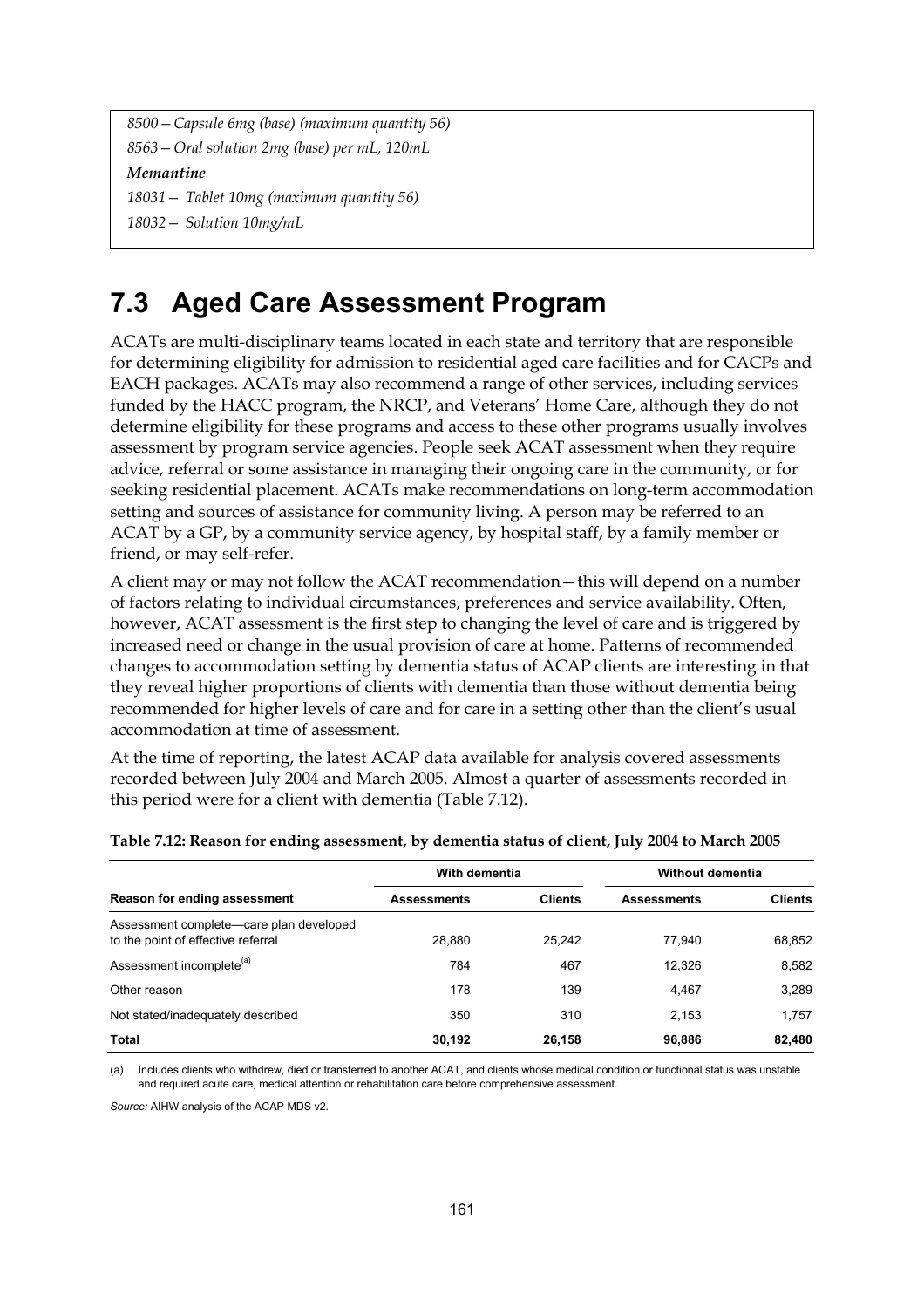*8500 — Capsule 6mg (base) (maximum quantity 56)*

*8563 — Oral solution 2mg (base) per mL, 120mL*

***Memantine***

*18031 — Tablet 10mg (maximum quantity 56)*

*18032 — Solution 10mg/mL*

## 7.3 Aged Care Assessment Program

ACATs are multi-disciplinary teams located in each state and territory that are responsible for determining eligibility for admission to residential aged care facilities and for CACPs and EACH packages. ACATs may also recommend a range of other services, including services funded by the HACC program, the NRCP, and Veterans' Home Care, although they do not determine eligibility for these programs and access to these other programs usually involves assessment by program service agencies. People seek ACAT assessment when they require advice, referral or some assistance in managing their ongoing care in the community, or for seeking residential placement. ACATs make recommendations on long-term accommodation setting and sources of assistance for community living. A person may be referred to an ACAT by a GP, by a community service agency, by hospital staff, by a family member or friend, or may self-refer.

A client may or may not follow the ACAT recommendation—this will depend on a number of factors relating to individual circumstances, preferences and service availability. Often, however, ACAT assessment is the first step to changing the level of care and is triggered by increased need or change in the usual provision of care at home. Patterns of recommended changes to accommodation setting by dementia status of ACAP clients are interesting in that they reveal higher proportions of clients with dementia than those without dementia being recommended for higher levels of care and for care in a setting other than the client's usual accommodation at time of assessment.

At the time of reporting, the latest ACAP data available for analysis covered assessments recorded between July 2004 and March 2005. Almost a quarter of assessments recorded in this period were for a client with dementia (Table 7.12).

**Table 7.12: Reason for ending assessment, by dementia status of client, July 2004 to March 2005**

| | With dementia | | Without dementia | |
|---|---|---|---|---|
| **Reason for ending assessment** | **Assessments** | **Clients** | **Assessments** | **Clients** |
| Assessment complete—care plan developed to the point of effective referral | 28,880 | 25,242 | 77,940 | 68,852 |
| Assessment incomplete[(a)] | 784 | 467 | 12,326 | 8,582 |
| Other reason | 178 | 139 | 4,467 | 3,289 |
| Not stated/inadequately described | 350 | 310 | 2,153 | 1,757 |
| **Total** | **30,192** | **26,158** | **96,886** | **82,480** |

(a) Includes clients who withdrew, died or transferred to another ACAT, and clients whose medical condition or functional status was unstable and required acute care, medical attention or rehabilitation care before comprehensive assessment.

*Source:* AIHW analysis of the ACAP MDS v2.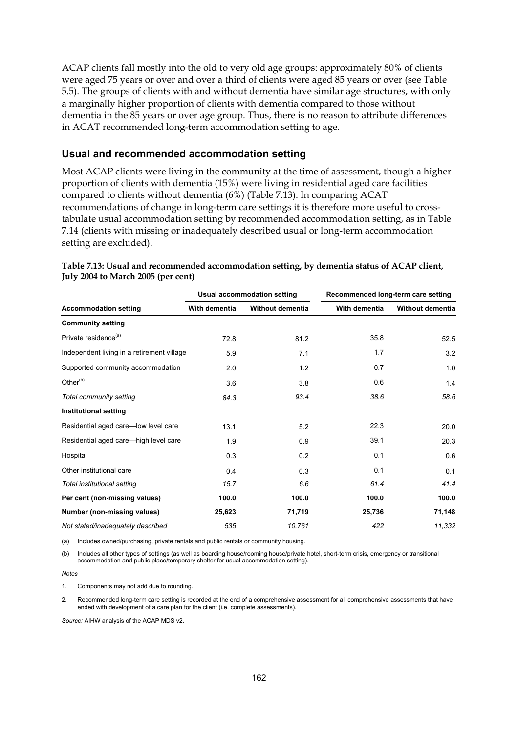ACAP clients fall mostly into the old to very old age groups: approximately 80% of clients were aged 75 years or over and over a third of clients were aged 85 years or over (see Table 5.5). The groups of clients with and without dementia have similar age structures, with only a marginally higher proportion of clients with dementia compared to those without dementia in the 85 years or over age group. Thus, there is no reason to attribute differences in ACAT recommended long-term accommodation setting to age.

## Usual and recommended accommodation setting

Most ACAP clients were living in the community at the time of assessment, though a higher proportion of clients with dementia (15%) were living in residential aged care facilities compared to clients without dementia (6%) (Table 7.13). In comparing ACAT recommendations of change in long-term care settings it is therefore more useful to cross-tabulate usual accommodation setting by recommended accommodation setting, as in Table 7.14 (clients with missing or inadequately described usual or long-term accommodation setting are excluded).

**Table 7.13: Usual and recommended accommodation setting, by dementia status of ACAP client, July 2004 to March 2005 (per cent)**

| | Usual accommodation setting | | Recommended long-term care setting | |
|---|---|---|---|---|
| **Accommodation setting** | **With dementia** | **Without dementia** | **With dementia** | **Without dementia** |
| **Community setting** | | | | |
| Private residence[(a)] | 72.8 | 81.2 | 35.8 | 52.5 |
| Independent living in a retirement village | 5.9 | 7.1 | 1.7 | 3.2 |
| Supported community accommodation | 2.0 | 1.2 | 0.7 | 1.0 |
| Other[(b)] | 3.6 | 3.8 | 0.6 | 1.4 |
| *Total community setting* | *84.3* | *93.4* | *38.6* | *58.6* |
| **Institutional setting** | | | | |
| Residential aged care—low level care | 13.1 | 5.2 | 22.3 | 20.0 |
| Residential aged care—high level care | 1.9 | 0.9 | 39.1 | 20.3 |
| Hospital | 0.3 | 0.2 | 0.1 | 0.6 |
| Other institutional care | 0.4 | 0.3 | 0.1 | 0.1 |
| *Total institutional setting* | *15.7* | *6.6* | *61.4* | *41.4* |
| **Per cent (non-missing values)** | **100.0** | **100.0** | **100.0** | **100.0** |
| **Number (non-missing values)** | **25,623** | **71,719** | **25,736** | **71,148** |
| *Not stated/inadequately described* | *535* | *10,761* | *422* | *11,332* |

(a) Includes owned/purchasing, private rentals and public rentals or community housing.

(b) Includes all other types of settings (as well as boarding house/rooming house/private hotel, short-term crisis, emergency or transitional accommodation and public place/temporary shelter for usual accommodation setting).

*Notes*

1. Components may not add due to rounding.

2. Recommended long-term care setting is recorded at the end of a comprehensive assessment for all comprehensive assessments that have ended with development of a care plan for the client (i.e. complete assessments).

*Source:* AIHW analysis of the ACAP MDS v2.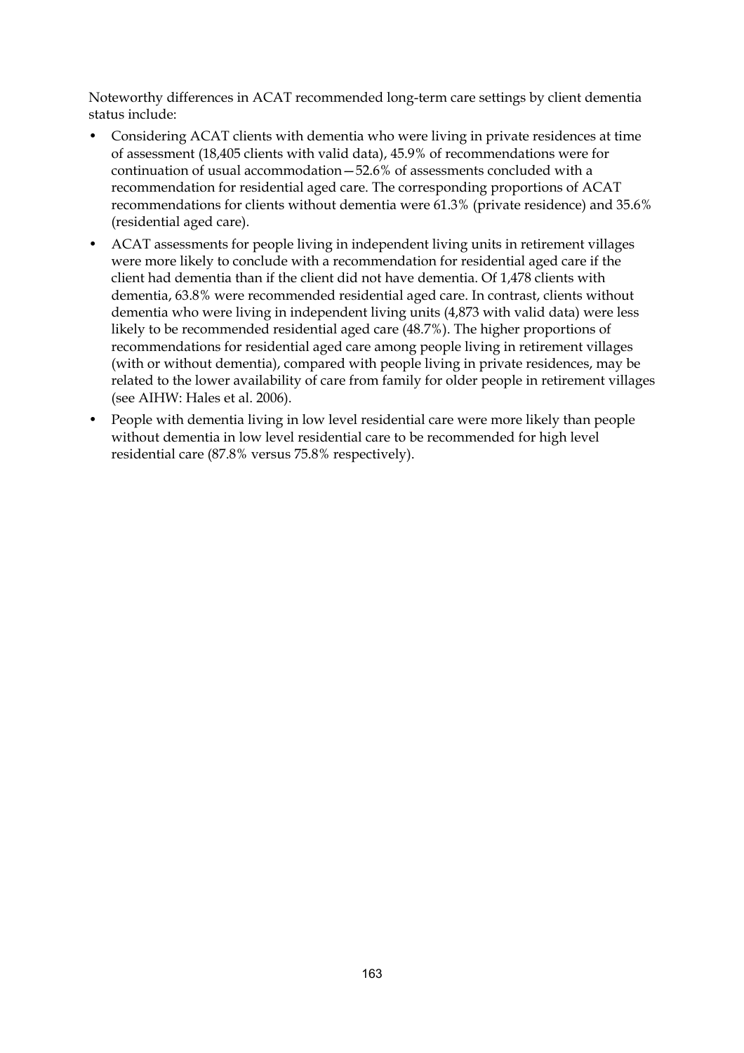Noteworthy differences in ACAT recommended long-term care settings by client dementia status include:

- Considering ACAT clients with dementia who were living in private residences at time of assessment (18,405 clients with valid data), 45.9% of recommendations were for continuation of usual accommodation—52.6% of assessments concluded with a recommendation for residential aged care. The corresponding proportions of ACAT recommendations for clients without dementia were 61.3% (private residence) and 35.6% (residential aged care).
- ACAT assessments for people living in independent living units in retirement villages were more likely to conclude with a recommendation for residential aged care if the client had dementia than if the client did not have dementia. Of 1,478 clients with dementia, 63.8% were recommended residential aged care. In contrast, clients without dementia who were living in independent living units (4,873 with valid data) were less likely to be recommended residential aged care (48.7%). The higher proportions of recommendations for residential aged care among people living in retirement villages (with or without dementia), compared with people living in private residences, may be related to the lower availability of care from family for older people in retirement villages (see AIHW: Hales et al. 2006).
- People with dementia living in low level residential care were more likely than people without dementia in low level residential care to be recommended for high level residential care (87.8% versus 75.8% respectively).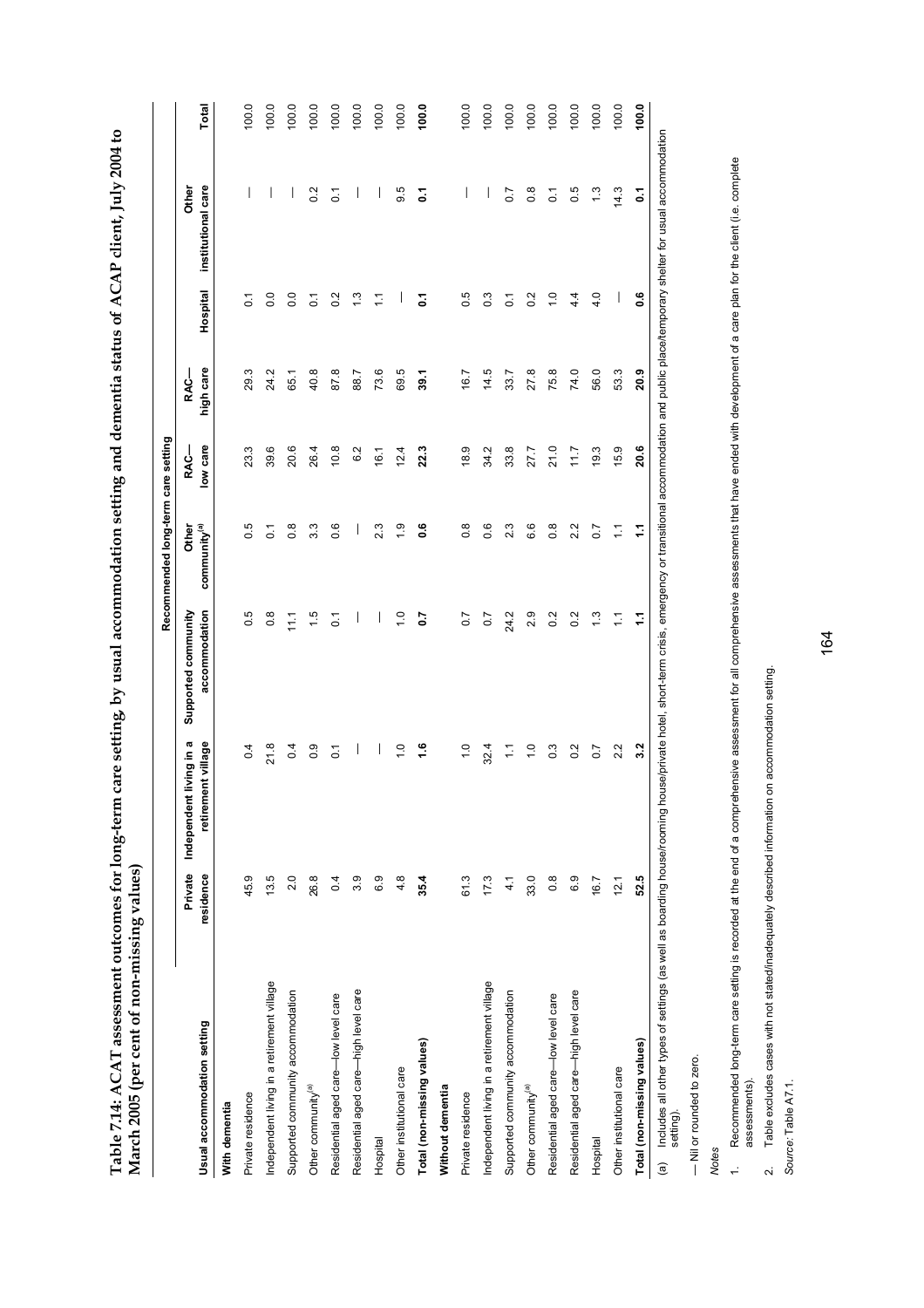**Table 7.14: ACAT assessment outcomes for long-term care setting, by usual accommodation setting and dementia status of ACAP client, July 2004 to March 2005 (per cent of non-missing values)**

| | Recommended long-term care setting | | | | | | | | |
|---|---|---|---|---|---|---|---|---|---|
| Usual accommodation setting | Private residence | Independent living in a retirement village | Supported community accommodation | Other community[(a)] | RAC—low care | RAC—high care | Hospital | Other institutional care | Total |
| **With dementia** | | | | | | | | | |
| Private residence | 45.9 | 0.4 | 0.5 | 0.5 | 23.3 | 29.3 | 0.1 | — | 100.0 |
| Independent living in a retirement village | 13.5 | 21.8 | 0.8 | 0.1 | 39.6 | 24.2 | 0.0 | — | 100.0 |
| Supported community accommodation | 2.0 | 0.4 | 11.1 | 0.8 | 20.6 | 65.1 | 0.0 | — | 100.0 |
| Other community[(a)] | 26.8 | 0.9 | 1.5 | 3.3 | 26.4 | 40.8 | 0.1 | 0.2 | 100.0 |
| Residential aged care—low level care | 0.4 | 0.1 | 0.1 | 0.6 | 10.8 | 87.8 | 0.2 | 0.1 | 100.0 |
| Residential aged care—high level care | 3.9 | — | — | — | 6.2 | 88.7 | 1.3 | — | 100.0 |
| Hospital | 6.9 | — | — | 2.3 | 16.1 | 73.6 | 1.1 | — | 100.0 |
| Other institutional care | 4.8 | 1.0 | 1.0 | 1.9 | 12.4 | 69.5 | — | 9.5 | 100.0 |
| **Total (non-missing values)** | **35.4** | **1.6** | **0.7** | **0.6** | **22.3** | **39.1** | **0.1** | **0.1** | **100.0** |
| **Without dementia** | | | | | | | | | |
| Private residence | 61.3 | 1.0 | 0.7 | 0.8 | 18.9 | 16.7 | 0.5 | — | 100.0 |
| Independent living in a retirement village | 17.3 | 32.4 | 0.7 | 0.6 | 34.2 | 14.5 | 0.3 | — | 100.0 |
| Supported community accommodation | 4.1 | 1.1 | 24.2 | 2.3 | 33.8 | 33.7 | 0.1 | 0.7 | 100.0 |
| Other community[(a)] | 33.0 | 1.0 | 2.9 | 6.6 | 27.7 | 27.8 | 0.2 | 0.8 | 100.0 |
| Residential aged care—low level care | 0.8 | 0.3 | 0.2 | 0.8 | 21.0 | 75.8 | 1.0 | 0.1 | 100.0 |
| Residential aged care—high level care | 6.9 | 0.2 | 0.2 | 2.2 | 11.7 | 74.0 | 4.4 | 0.5 | 100.0 |
| Hospital | 16.7 | 0.7 | 1.3 | 0.7 | 19.3 | 56.0 | 4.0 | 1.3 | 100.0 |
| Other institutional care | 12.1 | 2.2 | 1.1 | 1.1 | 15.9 | 53.3 | — | 14.3 | 100.0 |
| **Total (non-missing values)** | **52.5** | **3.2** | **1.1** | **1.1** | **20.6** | **20.9** | **0.6** | **0.1** | **100.0** |

(a) Includes all other types of settings (as well as boarding house/rooming house/private hotel, short-term crisis, emergency or transitional accommodation and public place/temporary shelter for usual accommodation setting).

— Nil or rounded to zero.

*Notes*

1. Recommended long-term care setting is recorded at the end of a comprehensive assessment for all comprehensive assessments that have ended with development of a care plan for the client (i.e. complete assessments).
2. Table excludes cases with not stated/inadequately described information on accommodation setting.

*Source:* Table A7.1.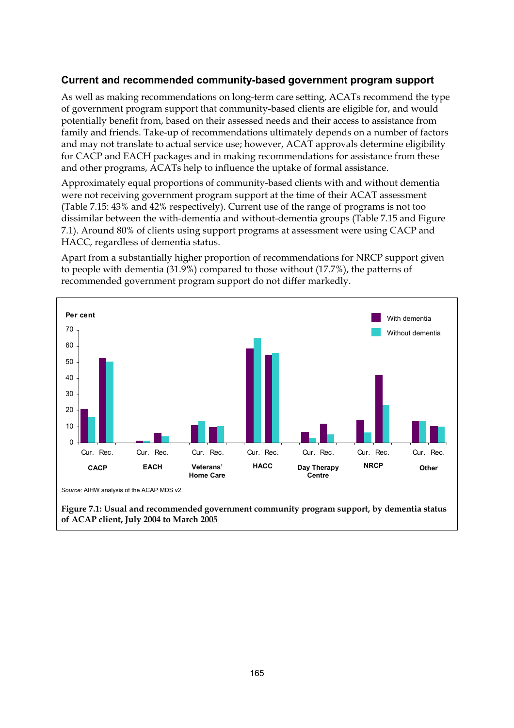### Current and recommended community-based government program support

As well as making recommendations on long-term care setting, ACATs recommend the type of government program support that community-based clients are eligible for, and would potentially benefit from, based on their assessed needs and their access to assistance from family and friends. Take-up of recommendations ultimately depends on a number of factors and may not translate to actual service use; however, ACAT approvals determine eligibility for CACP and EACH packages and in making recommendations for assistance from these and other programs, ACATs help to influence the uptake of formal assistance.

Approximately equal proportions of community-based clients with and without dementia were not receiving government program support at the time of their ACAT assessment (Table 7.15: 43% and 42% respectively). Current use of the range of programs is not too dissimilar between the with-dementia and without-dementia groups (Table 7.15 and Figure 7.1). Around 80% of clients using support programs at assessment were using CACP and HACC, regardless of dementia status.

Apart from a substantially higher proportion of recommendations for NRCP support given to people with dementia (31.9%) compared to those without (17.7%), the patterns of recommended government program support do not differ markedly.

*Source:* AIHW analysis of the ACAP MDS v2.

**Figure 7.1: Usual and recommended government community program support, by dementia status of ACAP client, July 2004 to March 2005**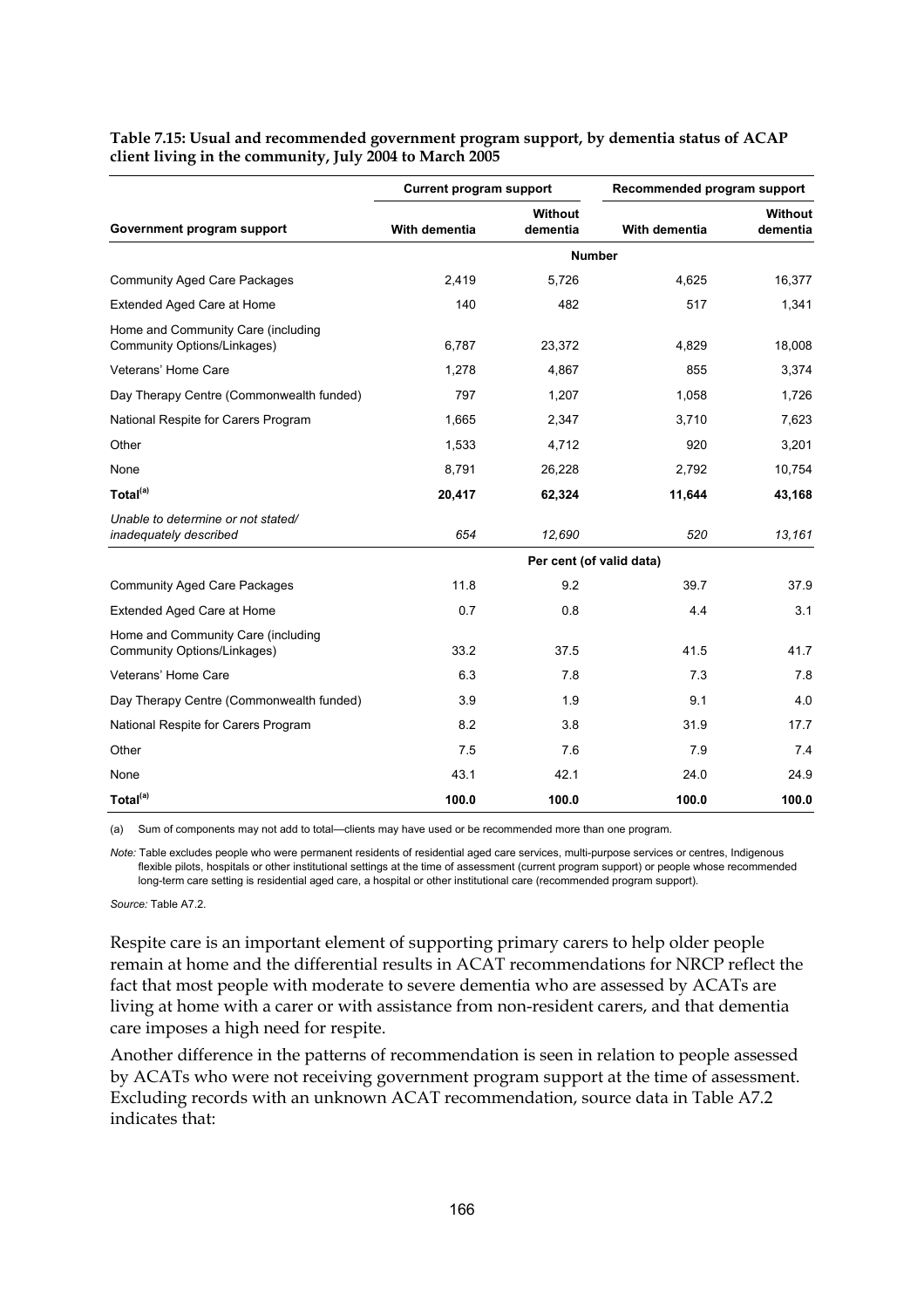**Table 7.15: Usual and recommended government program support, by dementia status of ACAP client living in the community, July 2004 to March 2005**

| | Current program support | | Recommended program support | |
|---|---|---|---|---|
| **Government program support** | **With dementia** | **Without dementia** | **With dementia** | **Without dementia** |
| | **Number** | | | |
| Community Aged Care Packages | 2,419 | 5,726 | 4,625 | 16,377 |
| Extended Aged Care at Home | 140 | 482 | 517 | 1,341 |
| Home and Community Care (including Community Options/Linkages) | 6,787 | 23,372 | 4,829 | 18,008 |
| Veterans' Home Care | 1,278 | 4,867 | 855 | 3,374 |
| Day Therapy Centre (Commonwealth funded) | 797 | 1,207 | 1,058 | 1,726 |
| National Respite for Carers Program | 1,665 | 2,347 | 3,710 | 7,623 |
| Other | 1,533 | 4,712 | 920 | 3,201 |
| None | 8,791 | 26,228 | 2,792 | 10,754 |
| **Total[(a)]** | **20,417** | **62,324** | **11,644** | **43,168** |
| *Unable to determine or not stated/ inadequately described* | *654* | *12,690* | *520* | *13,161* |
| | **Per cent (of valid data)** | | | |
| Community Aged Care Packages | 11.8 | 9.2 | 39.7 | 37.9 |
| Extended Aged Care at Home | 0.7 | 0.8 | 4.4 | 3.1 |
| Home and Community Care (including Community Options/Linkages) | 33.2 | 37.5 | 41.5 | 41.7 |
| Veterans' Home Care | 6.3 | 7.8 | 7.3 | 7.8 |
| Day Therapy Centre (Commonwealth funded) | 3.9 | 1.9 | 9.1 | 4.0 |
| National Respite for Carers Program | 8.2 | 3.8 | 31.9 | 17.7 |
| Other | 7.5 | 7.6 | 7.9 | 7.4 |
| None | 43.1 | 42.1 | 24.0 | 24.9 |
| **Total[(a)]** | **100.0** | **100.0** | **100.0** | **100.0** |

(a) Sum of components may not add to total—clients may have used or be recommended more than one program.

*Note:* Table excludes people who were permanent residents of residential aged care services, multi-purpose services or centres, Indigenous flexible pilots, hospitals or other institutional settings at the time of assessment (current program support) or people whose recommended long-term care setting is residential aged care, a hospital or other institutional care (recommended program support).

*Source:* Table A7.2.

Respite care is an important element of supporting primary carers to help older people remain at home and the differential results in ACAT recommendations for NRCP reflect the fact that most people with moderate to severe dementia who are assessed by ACATs are living at home with a carer or with assistance from non-resident carers, and that dementia care imposes a high need for respite.

Another difference in the patterns of recommendation is seen in relation to people assessed by ACATs who were not receiving government program support at the time of assessment. Excluding records with an unknown ACAT recommendation, source data in Table A7.2 indicates that: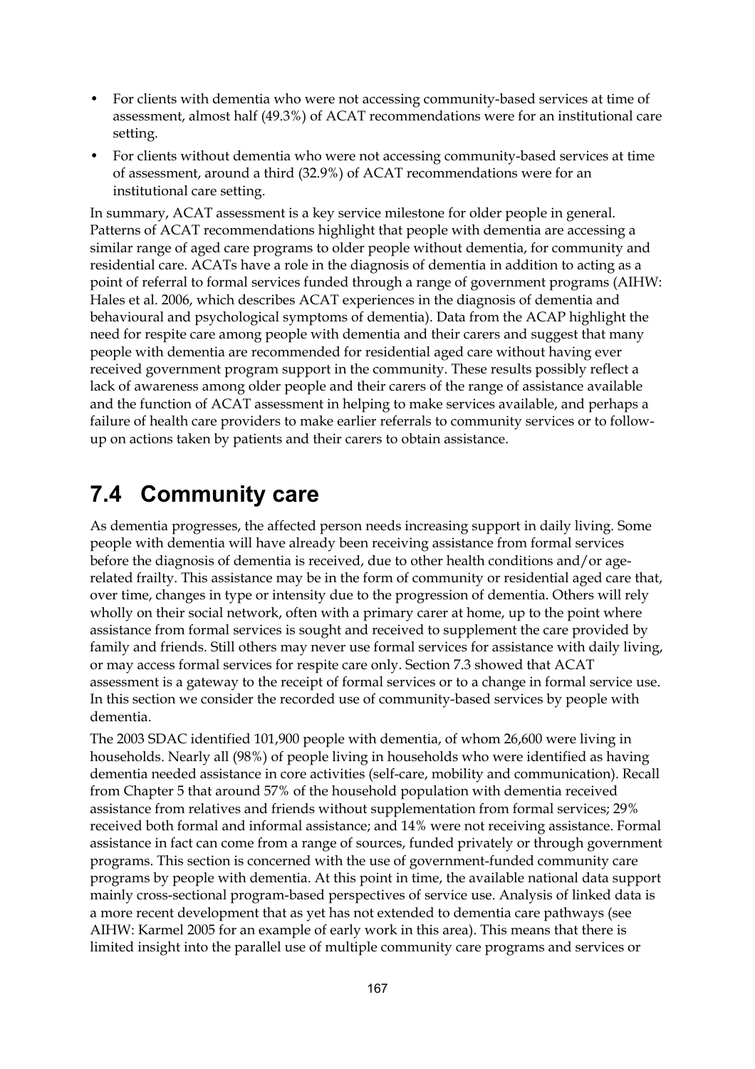- For clients with dementia who were not accessing community-based services at time of assessment, almost half (49.3%) of ACAT recommendations were for an institutional care setting.
- For clients without dementia who were not accessing community-based services at time of assessment, around a third (32.9%) of ACAT recommendations were for an institutional care setting.

In summary, ACAT assessment is a key service milestone for older people in general. Patterns of ACAT recommendations highlight that people with dementia are accessing a similar range of aged care programs to older people without dementia, for community and residential care. ACATs have a role in the diagnosis of dementia in addition to acting as a point of referral to formal services funded through a range of government programs (AIHW: Hales et al. 2006, which describes ACAT experiences in the diagnosis of dementia and behavioural and psychological symptoms of dementia). Data from the ACAP highlight the need for respite care among people with dementia and their carers and suggest that many people with dementia are recommended for residential aged care without having ever received government program support in the community. These results possibly reflect a lack of awareness among older people and their carers of the range of assistance available and the function of ACAT assessment in helping to make services available, and perhaps a failure of health care providers to make earlier referrals to community services or to follow-up on actions taken by patients and their carers to obtain assistance.

## 7.4 Community care

As dementia progresses, the affected person needs increasing support in daily living. Some people with dementia will have already been receiving assistance from formal services before the diagnosis of dementia is received, due to other health conditions and/or age-related frailty. This assistance may be in the form of community or residential aged care that, over time, changes in type or intensity due to the progression of dementia. Others will rely wholly on their social network, often with a primary carer at home, up to the point where assistance from formal services is sought and received to supplement the care provided by family and friends. Still others may never use formal services for assistance with daily living, or may access formal services for respite care only. Section 7.3 showed that ACAT assessment is a gateway to the receipt of formal services or to a change in formal service use. In this section we consider the recorded use of community-based services by people with dementia.

The 2003 SDAC identified 101,900 people with dementia, of whom 26,600 were living in households. Nearly all (98%) of people living in households who were identified as having dementia needed assistance in core activities (self-care, mobility and communication). Recall from Chapter 5 that around 57% of the household population with dementia received assistance from relatives and friends without supplementation from formal services; 29% received both formal and informal assistance; and 14% were not receiving assistance. Formal assistance in fact can come from a range of sources, funded privately or through government programs. This section is concerned with the use of government-funded community care programs by people with dementia. At this point in time, the available national data support mainly cross-sectional program-based perspectives of service use. Analysis of linked data is a more recent development that as yet has not extended to dementia care pathways (see AIHW: Karmel 2005 for an example of early work in this area). This means that there is limited insight into the parallel use of multiple community care programs and services or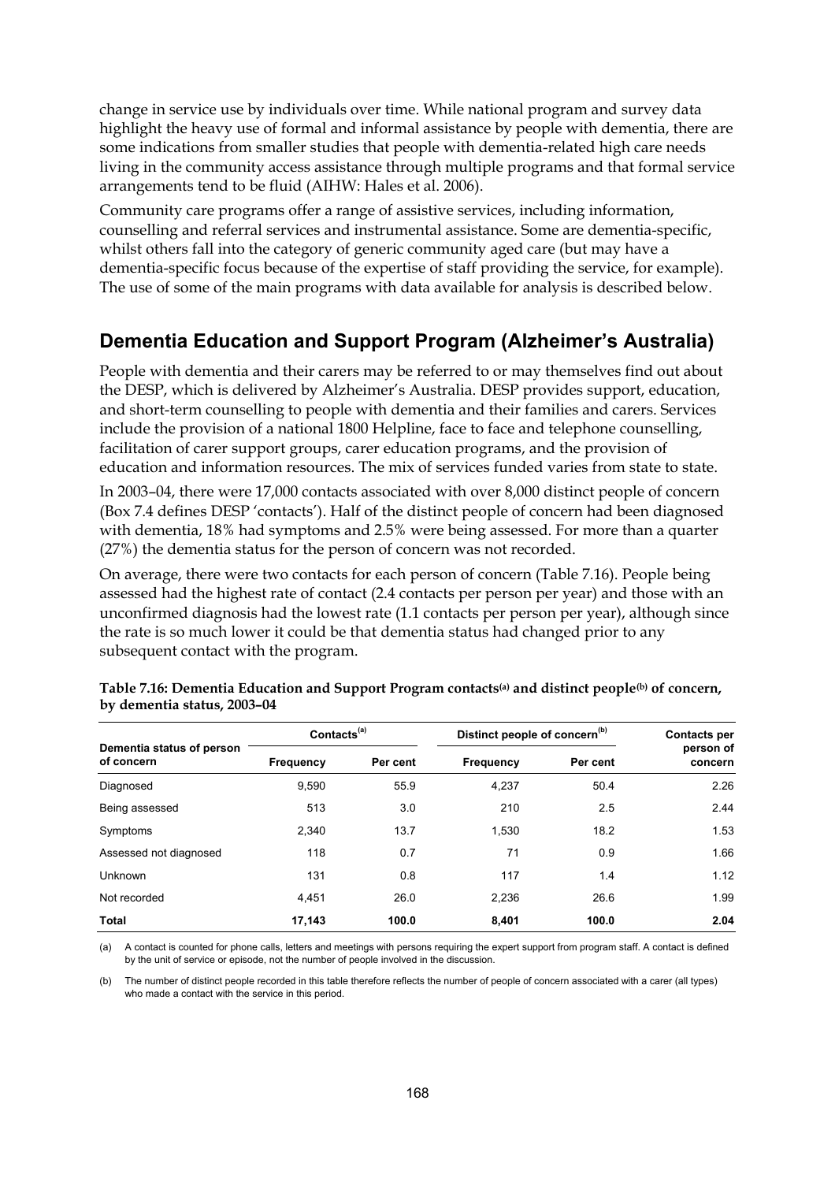change in service use by individuals over time. While national program and survey data highlight the heavy use of formal and informal assistance by people with dementia, there are some indications from smaller studies that people with dementia-related high care needs living in the community access assistance through multiple programs and that formal service arrangements tend to be fluid (AIHW: Hales et al. 2006).

Community care programs offer a range of assistive services, including information, counselling and referral services and instrumental assistance. Some are dementia-specific, whilst others fall into the category of generic community aged care (but may have a dementia-specific focus because of the expertise of staff providing the service, for example). The use of some of the main programs with data available for analysis is described below.

## Dementia Education and Support Program (Alzheimer's Australia)

People with dementia and their carers may be referred to or may themselves find out about the DESP, which is delivered by Alzheimer's Australia. DESP provides support, education, and short-term counselling to people with dementia and their families and carers. Services include the provision of a national 1800 Helpline, face to face and telephone counselling, facilitation of carer support groups, carer education programs, and the provision of education and information resources. The mix of services funded varies from state to state.

In 2003–04, there were 17,000 contacts associated with over 8,000 distinct people of concern (Box 7.4 defines DESP 'contacts'). Half of the distinct people of concern had been diagnosed with dementia, 18% had symptoms and 2.5% were being assessed. For more than a quarter (27%) the dementia status for the person of concern was not recorded.

On average, there were two contacts for each person of concern (Table 7.16). People being assessed had the highest rate of contact (2.4 contacts per person per year) and those with an unconfirmed diagnosis had the lowest rate (1.1 contacts per person per year), although since the rate is so much lower it could be that dementia status had changed prior to any subsequent contact with the program.

**Table 7.16: Dementia Education and Support Program contacts[(a)] and distinct people[(b)] of concern, by dementia status, 2003–04**

| Dementia status of person of concern | Contacts[(a)] | | Distinct people of concern[(b)] | | Contacts per person of concern |
|---|---|---|---|---|---|
| | Frequency | Per cent | Frequency | Per cent | |
| Diagnosed | 9,590 | 55.9 | 4,237 | 50.4 | 2.26 |
| Being assessed | 513 | 3.0 | 210 | 2.5 | 2.44 |
| Symptoms | 2,340 | 13.7 | 1,530 | 18.2 | 1.53 |
| Assessed not diagnosed | 118 | 0.7 | 71 | 0.9 | 1.66 |
| Unknown | 131 | 0.8 | 117 | 1.4 | 1.12 |
| Not recorded | 4,451 | 26.0 | 2,236 | 26.6 | 1.99 |
| **Total** | **17,143** | **100.0** | **8,401** | **100.0** | **2.04** |

(a) A contact is counted for phone calls, letters and meetings with persons requiring the expert support from program staff. A contact is defined by the unit of service or episode, not the number of people involved in the discussion.

(b) The number of distinct people recorded in this table therefore reflects the number of people of concern associated with a carer (all types) who made a contact with the service in this period.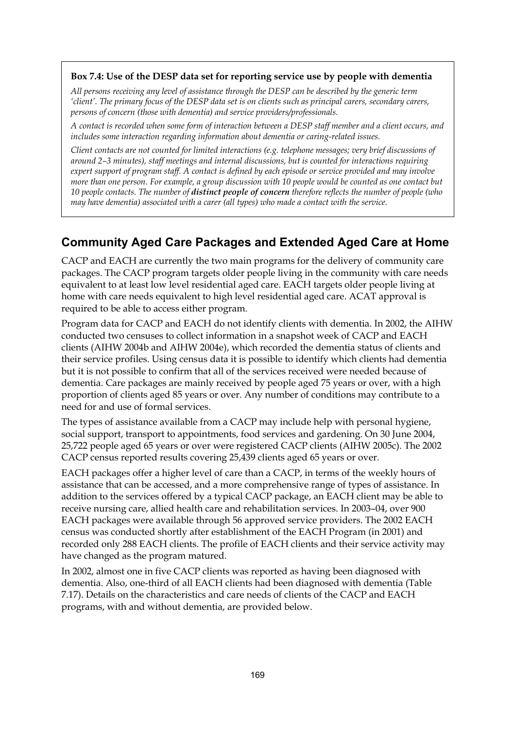**Box 7.4: Use of the DESP data set for reporting service use by people with dementia**

*All persons receiving any level of assistance through the DESP can be described by the generic term 'client'. The primary focus of the DESP data set is on clients such as principal carers, secondary carers, persons of concern (those with dementia) and service providers/professionals.*

*A contact is recorded when some form of interaction between a DESP staff member and a client occurs, and includes some interaction regarding information about dementia or caring-related issues.*

*Client contacts are not counted for limited interactions (e.g. telephone messages; very brief discussions of around 2–3 minutes), staff meetings and internal discussions, but is counted for interactions requiring expert support of program staff. A contact is defined by each episode or service provided and may involve more than one person. For example, a group discussion with 10 people would be counted as one contact but 10 people contacts. The number of* ***distinct people of concern*** *therefore reflects the number of people (who may have dementia) associated with a carer (all types) who made a contact with the service.*

## Community Aged Care Packages and Extended Aged Care at Home

CACP and EACH are currently the two main programs for the delivery of community care packages. The CACP program targets older people living in the community with care needs equivalent to at least low level residential aged care. EACH targets older people living at home with care needs equivalent to high level residential aged care. ACAT approval is required to be able to access either program.

Program data for CACP and EACH do not identify clients with dementia. In 2002, the AIHW conducted two censuses to collect information in a snapshot week of CACP and EACH clients (AIHW 2004b and AIHW 2004e), which recorded the dementia status of clients and their service profiles. Using census data it is possible to identify which clients had dementia but it is not possible to confirm that all of the services received were needed because of dementia. Care packages are mainly received by people aged 75 years or over, with a high proportion of clients aged 85 years or over. Any number of conditions may contribute to a need for and use of formal services.

The types of assistance available from a CACP may include help with personal hygiene, social support, transport to appointments, food services and gardening. On 30 June 2004, 25,722 people aged 65 years or over were registered CACP clients (AIHW 2005c). The 2002 CACP census reported results covering 25,439 clients aged 65 years or over.

EACH packages offer a higher level of care than a CACP, in terms of the weekly hours of assistance that can be accessed, and a more comprehensive range of types of assistance. In addition to the services offered by a typical CACP package, an EACH client may be able to receive nursing care, allied health care and rehabilitation services. In 2003–04, over 900 EACH packages were available through 56 approved service providers. The 2002 EACH census was conducted shortly after establishment of the EACH Program (in 2001) and recorded only 288 EACH clients. The profile of EACH clients and their service activity may have changed as the program matured.

In 2002, almost one in five CACP clients was reported as having been diagnosed with dementia. Also, one-third of all EACH clients had been diagnosed with dementia (Table 7.17). Details on the characteristics and care needs of clients of the CACP and EACH programs, with and without dementia, are provided below.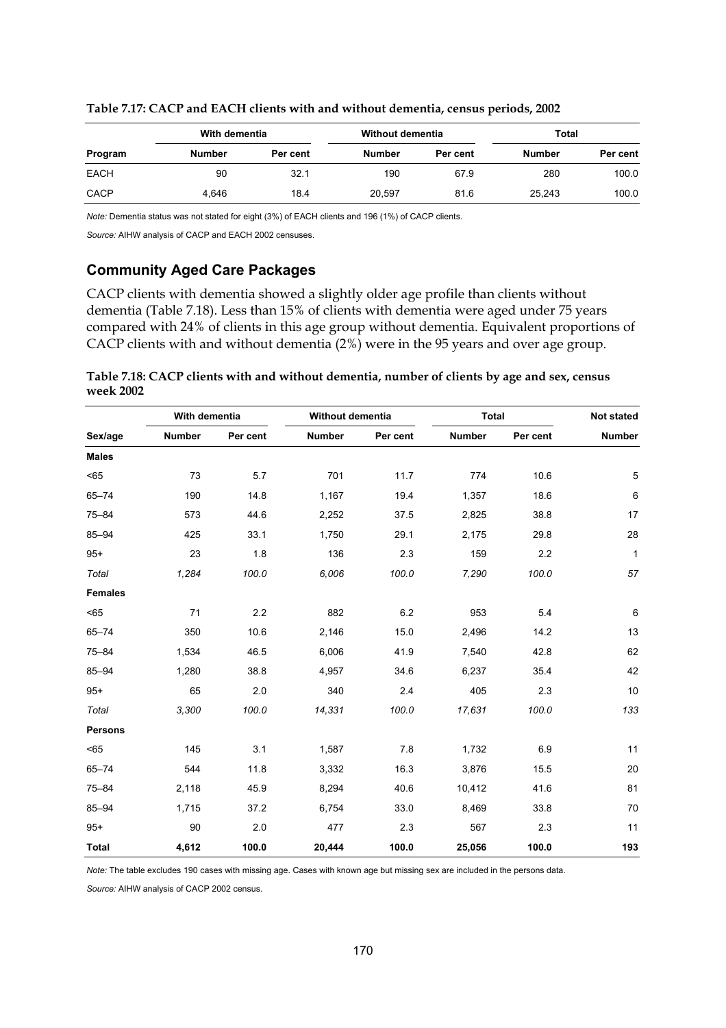**Table 7.17: CACP and EACH clients with and without dementia, census periods, 2002**

| Program | With dementia | | Without dementia | | Total | |
|---|---|---|---|---|---|---|
| | Number | Per cent | Number | Per cent | Number | Per cent |
| EACH | 90 | 32.1 | 190 | 67.9 | 280 | 100.0 |
| CACP | 4,646 | 18.4 | 20,597 | 81.6 | 25,243 | 100.0 |

*Note:* Dementia status was not stated for eight (3%) of EACH clients and 196 (1%) of CACP clients.

*Source:* AIHW analysis of CACP and EACH 2002 censuses.

## Community Aged Care Packages

CACP clients with dementia showed a slightly older age profile than clients without dementia (Table 7.18). Less than 15% of clients with dementia were aged under 75 years compared with 24% of clients in this age group without dementia. Equivalent proportions of CACP clients with and without dementia (2%) were in the 95 years and over age group.

**Table 7.18: CACP clients with and without dementia, number of clients by age and sex, census week 2002**

| Sex/age | With dementia | | Without dementia | | Total | | Not stated |
|---|---|---|---|---|---|---|---|
| | Number | Per cent | Number | Per cent | Number | Per cent | Number |
| **Males** | | | | | | | |
| <65 | 73 | 5.7 | 701 | 11.7 | 774 | 10.6 | 5 |
| 65–74 | 190 | 14.8 | 1,167 | 19.4 | 1,357 | 18.6 | 6 |
| 75–84 | 573 | 44.6 | 2,252 | 37.5 | 2,825 | 38.8 | 17 |
| 85–94 | 425 | 33.1 | 1,750 | 29.1 | 2,175 | 29.8 | 28 |
| 95+ | 23 | 1.8 | 136 | 2.3 | 159 | 2.2 | 1 |
| *Total* | *1,284* | *100.0* | *6,006* | *100.0* | *7,290* | *100.0* | *57* |
| **Females** | | | | | | | |
| <65 | 71 | 2.2 | 882 | 6.2 | 953 | 5.4 | 6 |
| 65–74 | 350 | 10.6 | 2,146 | 15.0 | 2,496 | 14.2 | 13 |
| 75–84 | 1,534 | 46.5 | 6,006 | 41.9 | 7,540 | 42.8 | 62 |
| 85–94 | 1,280 | 38.8 | 4,957 | 34.6 | 6,237 | 35.4 | 42 |
| 95+ | 65 | 2.0 | 340 | 2.4 | 405 | 2.3 | 10 |
| *Total* | *3,300* | *100.0* | *14,331* | *100.0* | *17,631* | *100.0* | *133* |
| **Persons** | | | | | | | |
| <65 | 145 | 3.1 | 1,587 | 7.8 | 1,732 | 6.9 | 11 |
| 65–74 | 544 | 11.8 | 3,332 | 16.3 | 3,876 | 15.5 | 20 |
| 75–84 | 2,118 | 45.9 | 8,294 | 40.6 | 10,412 | 41.6 | 81 |
| 85–94 | 1,715 | 37.2 | 6,754 | 33.0 | 8,469 | 33.8 | 70 |
| 95+ | 90 | 2.0 | 477 | 2.3 | 567 | 2.3 | 11 |
| **Total** | **4,612** | **100.0** | **20,444** | **100.0** | **25,056** | **100.0** | **193** |

*Note:* The table excludes 190 cases with missing age. Cases with known age but missing sex are included in the persons data.

*Source:* AIHW analysis of CACP 2002 census.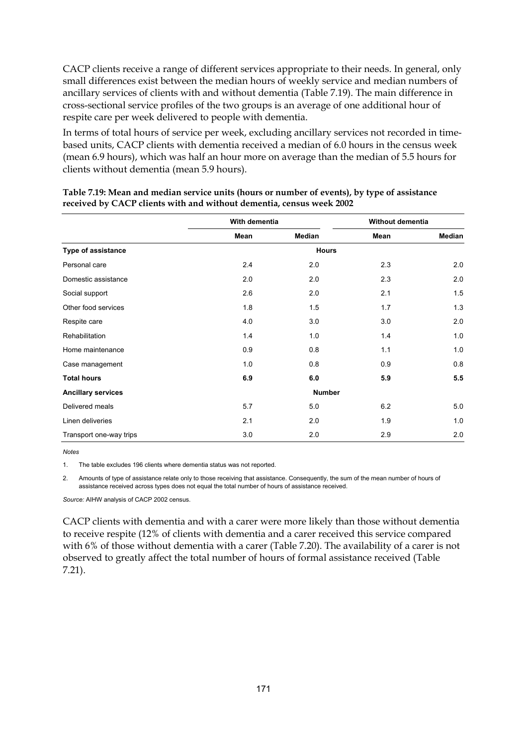CACP clients receive a range of different services appropriate to their needs. In general, only small differences exist between the median hours of weekly service and median numbers of ancillary services of clients with and without dementia (Table 7.19). The main difference in cross-sectional service profiles of the two groups is an average of one additional hour of respite care per week delivered to people with dementia.

In terms of total hours of service per week, excluding ancillary services not recorded in time-based units, CACP clients with dementia received a median of 6.0 hours in the census week (mean 6.9 hours), which was half an hour more on average than the median of 5.5 hours for clients without dementia (mean 5.9 hours).

**Table 7.19: Mean and median service units (hours or number of events), by type of assistance received by CACP clients with and without dementia, census week 2002**

| | With dementia | | Without dementia | |
|---|---|---|---|---|
| | **Mean** | **Median** | **Mean** | **Median** |
| **Type of assistance** | | **Hours** | | |
| Personal care | 2.4 | 2.0 | 2.3 | 2.0 |
| Domestic assistance | 2.0 | 2.0 | 2.3 | 2.0 |
| Social support | 2.6 | 2.0 | 2.1 | 1.5 |
| Other food services | 1.8 | 1.5 | 1.7 | 1.3 |
| Respite care | 4.0 | 3.0 | 3.0 | 2.0 |
| Rehabilitation | 1.4 | 1.0 | 1.4 | 1.0 |
| Home maintenance | 0.9 | 0.8 | 1.1 | 1.0 |
| Case management | 1.0 | 0.8 | 0.9 | 0.8 |
| **Total hours** | **6.9** | **6.0** | **5.9** | **5.5** |
| **Ancillary services** | | **Number** | | |
| Delivered meals | 5.7 | 5.0 | 6.2 | 5.0 |
| Linen deliveries | 2.1 | 2.0 | 1.9 | 1.0 |
| Transport one-way trips | 3.0 | 2.0 | 2.9 | 2.0 |

*Notes*

1. The table excludes 196 clients where dementia status was not reported.
2. Amounts of type of assistance relate only to those receiving that assistance. Consequently, the sum of the mean number of hours of assistance received across types does not equal the total number of hours of assistance received.

*Source:* AIHW analysis of CACP 2002 census.

CACP clients with dementia and with a carer were more likely than those without dementia to receive respite (12% of clients with dementia and a carer received this service compared with 6% of those without dementia with a carer (Table 7.20). The availability of a carer is not observed to greatly affect the total number of hours of formal assistance received (Table 7.21).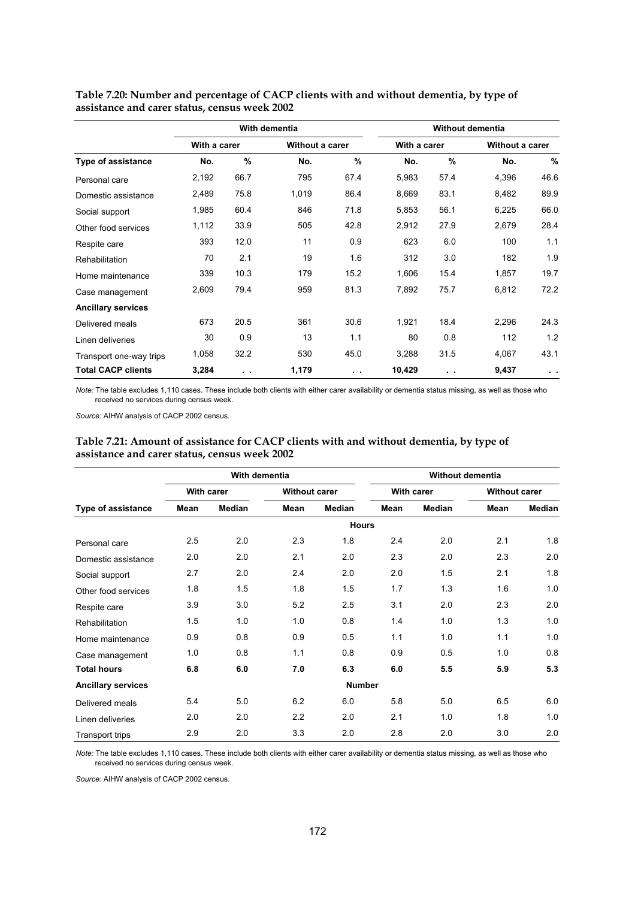**Table 7.20: Number and percentage of CACP clients with and without dementia, by type of assistance and carer status, census week 2002**

| | With dementia | | | | Without dementia | | | |
|---|---|---|---|---|---|---|---|---|
| | With a carer | | Without a carer | | With a carer | | Without a carer | |
| **Type of assistance** | **No.** | **%** | **No.** | **%** | **No.** | **%** | **No.** | **%** |
| Personal care | 2,192 | 66.7 | 795 | 67.4 | 5,983 | 57.4 | 4,396 | 46.6 |
| Domestic assistance | 2,489 | 75.8 | 1,019 | 86.4 | 8,669 | 83.1 | 8,482 | 89.9 |
| Social support | 1,985 | 60.4 | 846 | 71.8 | 5,853 | 56.1 | 6,225 | 66.0 |
| Other food services | 1,112 | 33.9 | 505 | 42.8 | 2,912 | 27.9 | 2,679 | 28.4 |
| Respite care | 393 | 12.0 | 11 | 0.9 | 623 | 6.0 | 100 | 1.1 |
| Rehabilitation | 70 | 2.1 | 19 | 1.6 | 312 | 3.0 | 182 | 1.9 |
| Home maintenance | 339 | 10.3 | 179 | 15.2 | 1,606 | 15.4 | 1,857 | 19.7 |
| Case management | 2,609 | 79.4 | 959 | 81.3 | 7,892 | 75.7 | 6,812 | 72.2 |
| **Ancillary services** | | | | | | | | |
| Delivered meals | 673 | 20.5 | 361 | 30.6 | 1,921 | 18.4 | 2,296 | 24.3 |
| Linen deliveries | 30 | 0.9 | 13 | 1.1 | 80 | 0.8 | 112 | 1.2 |
| Transport one-way trips | 1,058 | 32.2 | 530 | 45.0 | 3,288 | 31.5 | 4,067 | 43.1 |
| **Total CACP clients** | **3,284** | . . | **1,179** | . . | **10,429** | . . | **9,437** | . . |

*Note:* The table excludes 1,110 cases. These include both clients with either carer availability or dementia status missing, as well as those who received no services during census week.

*Source:* AIHW analysis of CACP 2002 census.

**Table 7.21: Amount of assistance for CACP clients with and without dementia, by type of assistance and carer status, census week 2002**

| | With dementia | | | | Without dementia | | | |
|---|---|---|---|---|---|---|---|---|
| | With carer | | Without carer | | With carer | | Without carer | |
| **Type of assistance** | **Mean** | **Median** | **Mean** | **Median** | **Mean** | **Median** | **Mean** | **Median** |
| | | | | **Hours** | | | | |
| Personal care | 2.5 | 2.0 | 2.3 | 1.8 | 2.4 | 2.0 | 2.1 | 1.8 |
| Domestic assistance | 2.0 | 2.0 | 2.1 | 2.0 | 2.3 | 2.0 | 2.3 | 2.0 |
| Social support | 2.7 | 2.0 | 2.4 | 2.0 | 2.0 | 1.5 | 2.1 | 1.8 |
| Other food services | 1.8 | 1.5 | 1.8 | 1.5 | 1.7 | 1.3 | 1.6 | 1.0 |
| Respite care | 3.9 | 3.0 | 5.2 | 2.5 | 3.1 | 2.0 | 2.3 | 2.0 |
| Rehabilitation | 1.5 | 1.0 | 1.0 | 0.8 | 1.4 | 1.0 | 1.3 | 1.0 |
| Home maintenance | 0.9 | 0.8 | 0.9 | 0.5 | 1.1 | 1.0 | 1.1 | 1.0 |
| Case management | 1.0 | 0.8 | 1.1 | 0.8 | 0.9 | 0.5 | 1.0 | 0.8 |
| **Total hours** | **6.8** | **6.0** | **7.0** | **6.3** | **6.0** | **5.5** | **5.9** | **5.3** |
| **Ancillary services** | | | | **Number** | | | | |
| Delivered meals | 5.4 | 5.0 | 6.2 | 6.0 | 5.8 | 5.0 | 6.5 | 6.0 |
| Linen deliveries | 2.0 | 2.0 | 2.2 | 2.0 | 2.1 | 1.0 | 1.8 | 1.0 |
| Transport trips | 2.9 | 2.0 | 3.3 | 2.0 | 2.8 | 2.0 | 3.0 | 2.0 |

*Note:* The table excludes 1,110 cases. These include both clients with either carer availability or dementia status missing, as well as those who received no services during census week.

*Source:* AIHW analysis of CACP 2002 census.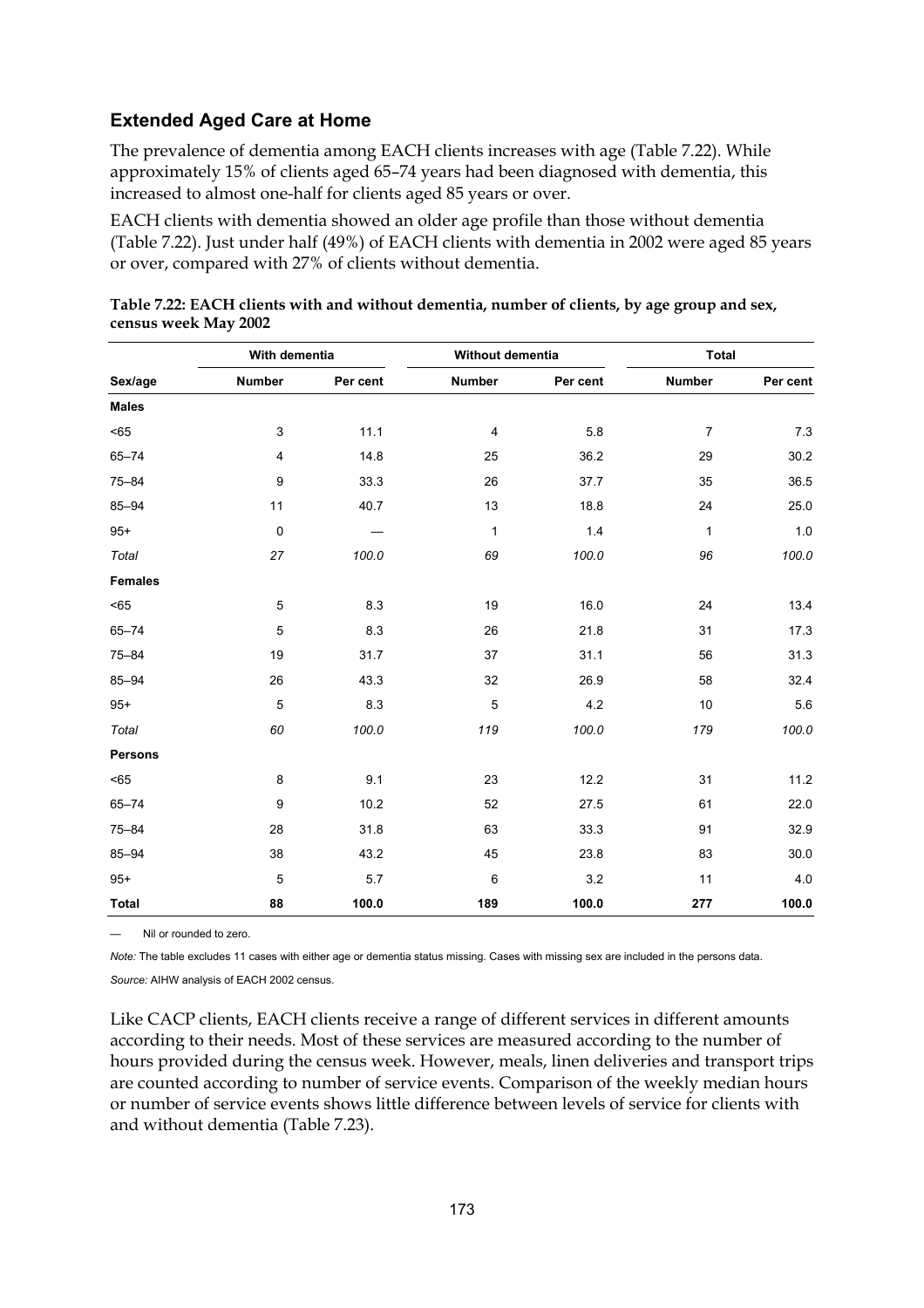## Extended Aged Care at Home

The prevalence of dementia among EACH clients increases with age (Table 7.22). While approximately 15% of clients aged 65–74 years had been diagnosed with dementia, this increased to almost one-half for clients aged 85 years or over.

EACH clients with dementia showed an older age profile than those without dementia (Table 7.22). Just under half (49%) of EACH clients with dementia in 2002 were aged 85 years or over, compared with 27% of clients without dementia.

**Table 7.22: EACH clients with and without dementia, number of clients, by age group and sex, census week May 2002**

| | With dementia | | Without dementia | | Total | |
|---|---|---|---|---|---|---|
| **Sex/age** | **Number** | **Per cent** | **Number** | **Per cent** | **Number** | **Per cent** |
| **Males** | | | | | | |
| <65 | 3 | 11.1 | 4 | 5.8 | 7 | 7.3 |
| 65–74 | 4 | 14.8 | 25 | 36.2 | 29 | 30.2 |
| 75–84 | 9 | 33.3 | 26 | 37.7 | 35 | 36.5 |
| 85–94 | 11 | 40.7 | 13 | 18.8 | 24 | 25.0 |
| 95+ | 0 | — | 1 | 1.4 | 1 | 1.0 |
| *Total* | *27* | *100.0* | *69* | *100.0* | *96* | *100.0* |
| **Females** | | | | | | |
| <65 | 5 | 8.3 | 19 | 16.0 | 24 | 13.4 |
| 65–74 | 5 | 8.3 | 26 | 21.8 | 31 | 17.3 |
| 75–84 | 19 | 31.7 | 37 | 31.1 | 56 | 31.3 |
| 85–94 | 26 | 43.3 | 32 | 26.9 | 58 | 32.4 |
| 95+ | 5 | 8.3 | 5 | 4.2 | 10 | 5.6 |
| *Total* | *60* | *100.0* | *119* | *100.0* | *179* | *100.0* |
| **Persons** | | | | | | |
| <65 | 8 | 9.1 | 23 | 12.2 | 31 | 11.2 |
| 65–74 | 9 | 10.2 | 52 | 27.5 | 61 | 22.0 |
| 75–84 | 28 | 31.8 | 63 | 33.3 | 91 | 32.9 |
| 85–94 | 38 | 43.2 | 45 | 23.8 | 83 | 30.0 |
| 95+ | 5 | 5.7 | 6 | 3.2 | 11 | 4.0 |
| **Total** | **88** | **100.0** | **189** | **100.0** | **277** | **100.0** |

— Nil or rounded to zero.

*Note:* The table excludes 11 cases with either age or dementia status missing. Cases with missing sex are included in the persons data.

*Source:* AIHW analysis of EACH 2002 census.

Like CACP clients, EACH clients receive a range of different services in different amounts according to their needs. Most of these services are measured according to the number of hours provided during the census week. However, meals, linen deliveries and transport trips are counted according to number of service events. Comparison of the weekly median hours or number of service events shows little difference between levels of service for clients with and without dementia (Table 7.23).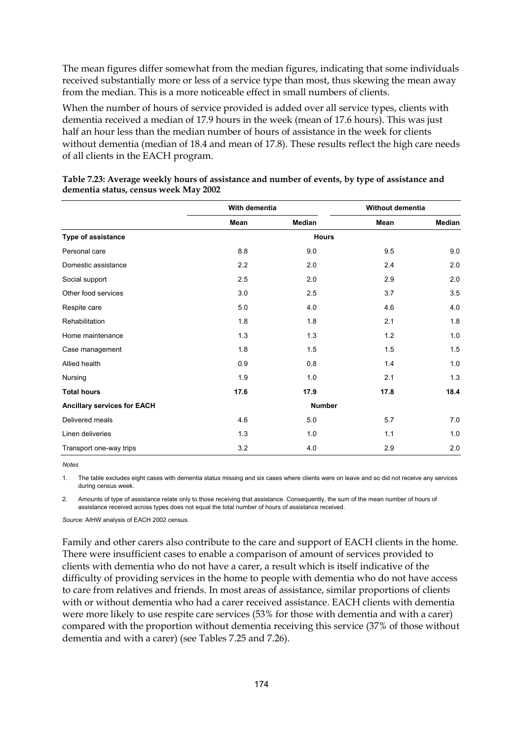The mean figures differ somewhat from the median figures, indicating that some individuals received substantially more or less of a service type than most, thus skewing the mean away from the median. This is a more noticeable effect in small numbers of clients.

When the number of hours of service provided is added over all service types, clients with dementia received a median of 17.9 hours in the week (mean of 17.6 hours). This was just half an hour less than the median number of hours of assistance in the week for clients without dementia (median of 18.4 and mean of 17.8). These results reflect the high care needs of all clients in the EACH program.

**Table 7.23: Average weekly hours of assistance and number of events, by type of assistance and dementia status, census week May 2002**

| | With dementia | | Without dementia | |
|---|---|---|---|---|
| | **Mean** | **Median** | **Mean** | **Median** |
| **Type of assistance** | | **Hours** | | |
| Personal care | 8.8 | 9.0 | 9.5 | 9.0 |
| Domestic assistance | 2.2 | 2.0 | 2.4 | 2.0 |
| Social support | 2.5 | 2.0 | 2.9 | 2.0 |
| Other food services | 3.0 | 2.5 | 3.7 | 3.5 |
| Respite care | 5.0 | 4.0 | 4.6 | 4.0 |
| Rehabilitation | 1.8 | 1.8 | 2.1 | 1.8 |
| Home maintenance | 1.3 | 1.3 | 1.2 | 1.0 |
| Case management | 1.8 | 1.5 | 1.5 | 1.5 |
| Allied health | 0.9 | 0.8 | 1.4 | 1.0 |
| Nursing | 1.9 | 1.0 | 2.1 | 1.3 |
| **Total hours** | **17.6** | **17.9** | **17.8** | **18.4** |
| **Ancillary services for EACH** | | **Number** | | |
| Delivered meals | 4.6 | 5.0 | 5.7 | 7.0 |
| Linen deliveries | 1.3 | 1.0 | 1.1 | 1.0 |
| Transport one-way trips | 3.2 | 4.0 | 2.9 | 2.0 |

*Notes*

1. The table excludes eight cases with dementia status missing and six cases where clients were on leave and so did not receive any services during census week.

2. Amounts of type of assistance relate only to those receiving that assistance. Consequently, the sum of the mean number of hours of assistance received across types does not equal the total number of hours of assistance received.

*Source:* AIHW analysis of EACH 2002 census.

Family and other carers also contribute to the care and support of EACH clients in the home. There were insufficient cases to enable a comparison of amount of services provided to clients with dementia who do not have a carer, a result which is itself indicative of the difficulty of providing services in the home to people with dementia who do not have access to care from relatives and friends. In most areas of assistance, similar proportions of clients with or without dementia who had a carer received assistance. EACH clients with dementia were more likely to use respite care services (53% for those with dementia and with a carer) compared with the proportion without dementia receiving this service (37% of those without dementia and with a carer) (see Tables 7.25 and 7.26).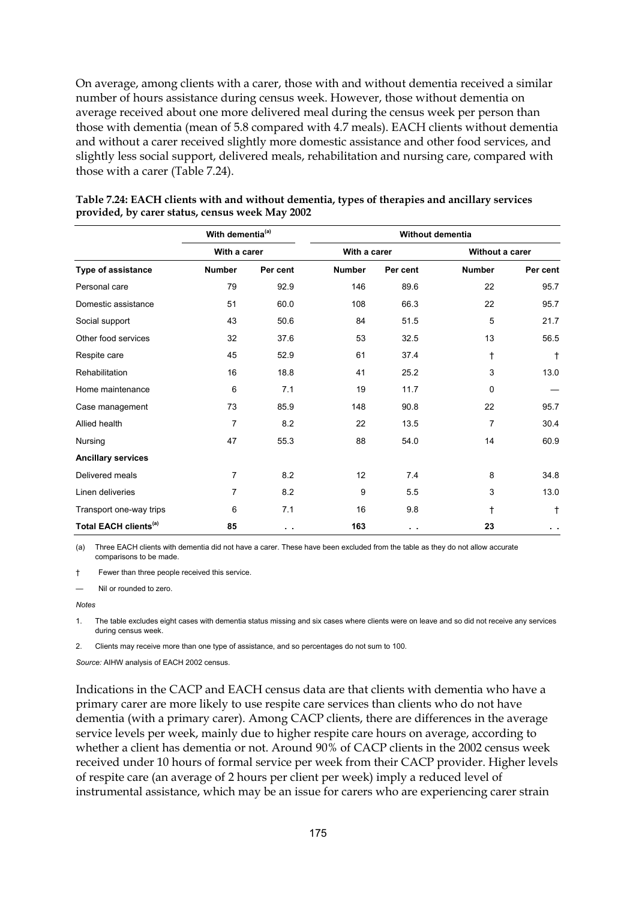On average, among clients with a carer, those with and without dementia received a similar number of hours assistance during census week. However, those without dementia on average received about one more delivered meal during the census week per person than those with dementia (mean of 5.8 compared with 4.7 meals). EACH clients without dementia and without a carer received slightly more domestic assistance and other food services, and slightly less social support, delivered meals, rehabilitation and nursing care, compared with those with a carer (Table 7.24).

**Table 7.24: EACH clients with and without dementia, types of therapies and ancillary services provided, by carer status, census week May 2002**

| | With dementia[(a)] | | Without dementia | | | |
|---|---|---|---|---|---|---|
| | With a carer | | With a carer | | Without a carer | |
| **Type of assistance** | **Number** | **Per cent** | **Number** | **Per cent** | **Number** | **Per cent** |
| Personal care | 79 | 92.9 | 146 | 89.6 | 22 | 95.7 |
| Domestic assistance | 51 | 60.0 | 108 | 66.3 | 22 | 95.7 |
| Social support | 43 | 50.6 | 84 | 51.5 | 5 | 21.7 |
| Other food services | 32 | 37.6 | 53 | 32.5 | 13 | 56.5 |
| Respite care | 45 | 52.9 | 61 | 37.4 | † | † |
| Rehabilitation | 16 | 18.8 | 41 | 25.2 | 3 | 13.0 |
| Home maintenance | 6 | 7.1 | 19 | 11.7 | 0 | — |
| Case management | 73 | 85.9 | 148 | 90.8 | 22 | 95.7 |
| Allied health | 7 | 8.2 | 22 | 13.5 | 7 | 30.4 |
| Nursing | 47 | 55.3 | 88 | 54.0 | 14 | 60.9 |
| **Ancillary services** | | | | | | |
| Delivered meals | 7 | 8.2 | 12 | 7.4 | 8 | 34.8 |
| Linen deliveries | 7 | 8.2 | 9 | 5.5 | 3 | 13.0 |
| Transport one-way trips | 6 | 7.1 | 16 | 9.8 | † | † |
| **Total EACH clients[(a)]** | **85** | . . | **163** | . . | **23** | . . |

(a) Three EACH clients with dementia did not have a carer. These have been excluded from the table as they do not allow accurate comparisons to be made.

† Fewer than three people received this service.

— Nil or rounded to zero.

*Notes*

1. The table excludes eight cases with dementia status missing and six cases where clients were on leave and so did not receive any services during census week.

2. Clients may receive more than one type of assistance, and so percentages do not sum to 100.

*Source:* AIHW analysis of EACH 2002 census.

Indications in the CACP and EACH census data are that clients with dementia who have a primary carer are more likely to use respite care services than clients who do not have dementia (with a primary carer). Among CACP clients, there are differences in the average service levels per week, mainly due to higher respite care hours on average, according to whether a client has dementia or not. Around 90% of CACP clients in the 2002 census week received under 10 hours of formal service per week from their CACP provider. Higher levels of respite care (an average of 2 hours per client per week) imply a reduced level of instrumental assistance, which may be an issue for carers who are experiencing carer strain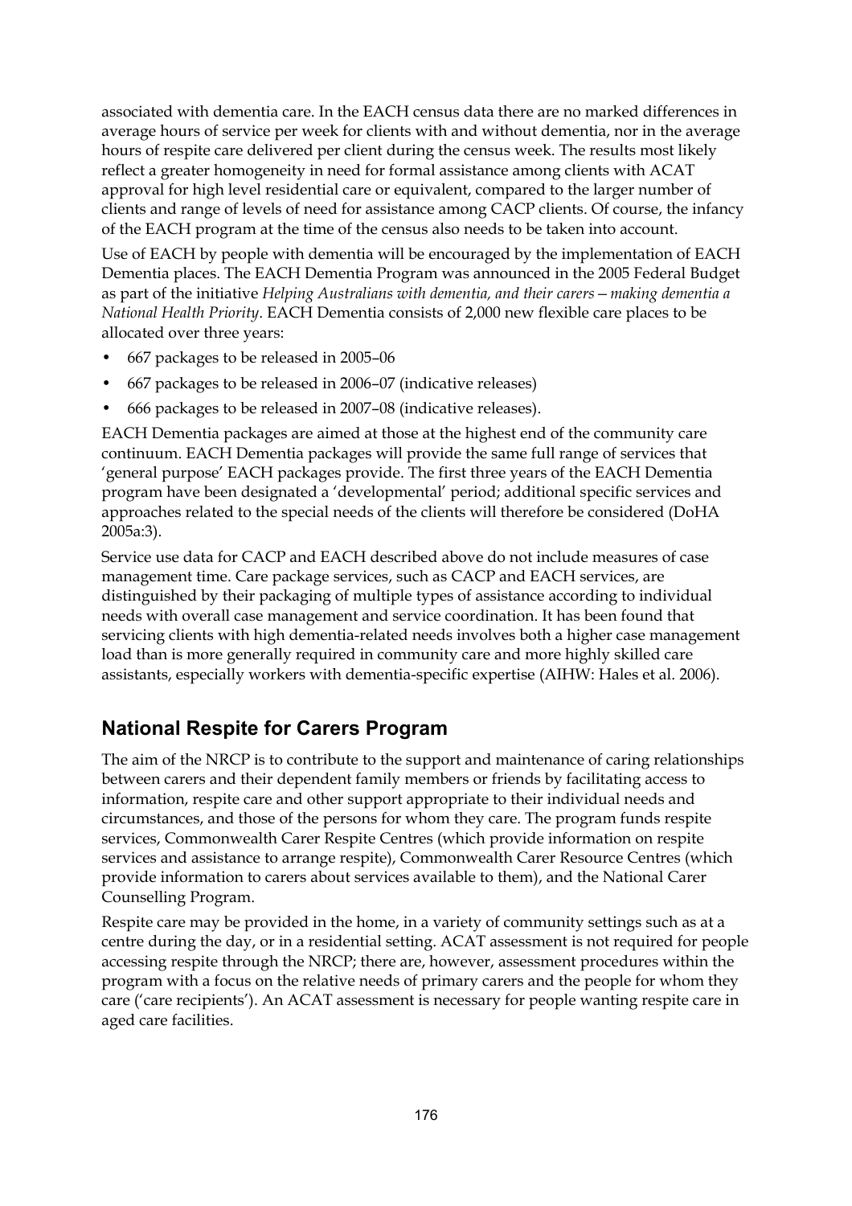associated with dementia care. In the EACH census data there are no marked differences in average hours of service per week for clients with and without dementia, nor in the average hours of respite care delivered per client during the census week. The results most likely reflect a greater homogeneity in need for formal assistance among clients with ACAT approval for high level residential care or equivalent, compared to the larger number of clients and range of levels of need for assistance among CACP clients. Of course, the infancy of the EACH program at the time of the census also needs to be taken into account.

Use of EACH by people with dementia will be encouraged by the implementation of EACH Dementia places. The EACH Dementia Program was announced in the 2005 Federal Budget as part of the initiative *Helping Australians with dementia, and their carers—making dementia a National Health Priority*. EACH Dementia consists of 2,000 new flexible care places to be allocated over three years:

- 667 packages to be released in 2005–06
- 667 packages to be released in 2006–07 (indicative releases)
- 666 packages to be released in 2007–08 (indicative releases).

EACH Dementia packages are aimed at those at the highest end of the community care continuum. EACH Dementia packages will provide the same full range of services that 'general purpose' EACH packages provide. The first three years of the EACH Dementia program have been designated a 'developmental' period; additional specific services and approaches related to the special needs of the clients will therefore be considered (DoHA 2005a:3).

Service use data for CACP and EACH described above do not include measures of case management time. Care package services, such as CACP and EACH services, are distinguished by their packaging of multiple types of assistance according to individual needs with overall case management and service coordination. It has been found that servicing clients with high dementia-related needs involves both a higher case management load than is more generally required in community care and more highly skilled care assistants, especially workers with dementia-specific expertise (AIHW: Hales et al. 2006).

## National Respite for Carers Program

The aim of the NRCP is to contribute to the support and maintenance of caring relationships between carers and their dependent family members or friends by facilitating access to information, respite care and other support appropriate to their individual needs and circumstances, and those of the persons for whom they care. The program funds respite services, Commonwealth Carer Respite Centres (which provide information on respite services and assistance to arrange respite), Commonwealth Carer Resource Centres (which provide information to carers about services available to them), and the National Carer Counselling Program.

Respite care may be provided in the home, in a variety of community settings such as at a centre during the day, or in a residential setting. ACAT assessment is not required for people accessing respite through the NRCP; there are, however, assessment procedures within the program with a focus on the relative needs of primary carers and the people for whom they care ('care recipients'). An ACAT assessment is necessary for people wanting respite care in aged care facilities.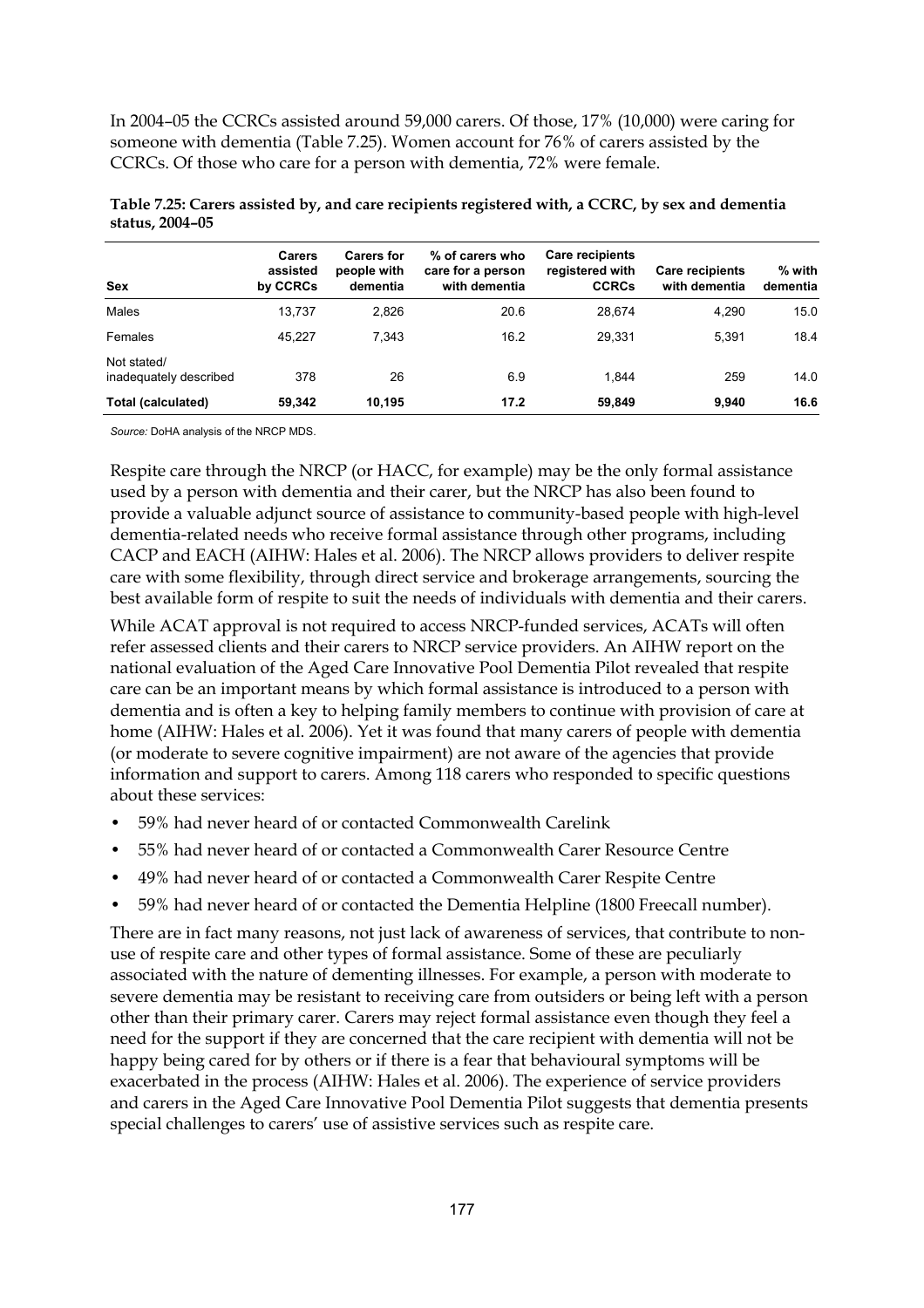In 2004–05 the CCRCs assisted around 59,000 carers. Of those, 17% (10,000) were caring for someone with dementia (Table 7.25). Women account for 76% of carers assisted by the CCRCs. Of those who care for a person with dementia, 72% were female.

**Table 7.25: Carers assisted by, and care recipients registered with, a CCRC, by sex and dementia status, 2004–05**

| Sex | Carers assisted by CCRCs | Carers for people with dementia | % of carers who care for a person with dementia | Care recipients registered with CCRCs | Care recipients with dementia | % with dementia |
|---|---|---|---|---|---|---|
| Males | 13,737 | 2,826 | 20.6 | 28,674 | 4,290 | 15.0 |
| Females | 45,227 | 7,343 | 16.2 | 29,331 | 5,391 | 18.4 |
| Not stated/ inadequately described | 378 | 26 | 6.9 | 1,844 | 259 | 14.0 |
| **Total (calculated)** | **59,342** | **10,195** | **17.2** | **59,849** | **9,940** | **16.6** |

*Source:* DoHA analysis of the NRCP MDS.

Respite care through the NRCP (or HACC, for example) may be the only formal assistance used by a person with dementia and their carer, but the NRCP has also been found to provide a valuable adjunct source of assistance to community-based people with high-level dementia-related needs who receive formal assistance through other programs, including CACP and EACH (AIHW: Hales et al. 2006). The NRCP allows providers to deliver respite care with some flexibility, through direct service and brokerage arrangements, sourcing the best available form of respite to suit the needs of individuals with dementia and their carers.

While ACAT approval is not required to access NRCP-funded services, ACATs will often refer assessed clients and their carers to NRCP service providers. An AIHW report on the national evaluation of the Aged Care Innovative Pool Dementia Pilot revealed that respite care can be an important means by which formal assistance is introduced to a person with dementia and is often a key to helping family members to continue with provision of care at home (AIHW: Hales et al. 2006). Yet it was found that many carers of people with dementia (or moderate to severe cognitive impairment) are not aware of the agencies that provide information and support to carers. Among 118 carers who responded to specific questions about these services:

- 59% had never heard of or contacted Commonwealth Carelink
- 55% had never heard of or contacted a Commonwealth Carer Resource Centre
- 49% had never heard of or contacted a Commonwealth Carer Respite Centre
- 59% had never heard of or contacted the Dementia Helpline (1800 Freecall number).

There are in fact many reasons, not just lack of awareness of services, that contribute to non-use of respite care and other types of formal assistance. Some of these are peculiarly associated with the nature of dementing illnesses. For example, a person with moderate to severe dementia may be resistant to receiving care from outsiders or being left with a person other than their primary carer. Carers may reject formal assistance even though they feel a need for the support if they are concerned that the care recipient with dementia will not be happy being cared for by others or if there is a fear that behavioural symptoms will be exacerbated in the process (AIHW: Hales et al. 2006). The experience of service providers and carers in the Aged Care Innovative Pool Dementia Pilot suggests that dementia presents special challenges to carers' use of assistive services such as respite care.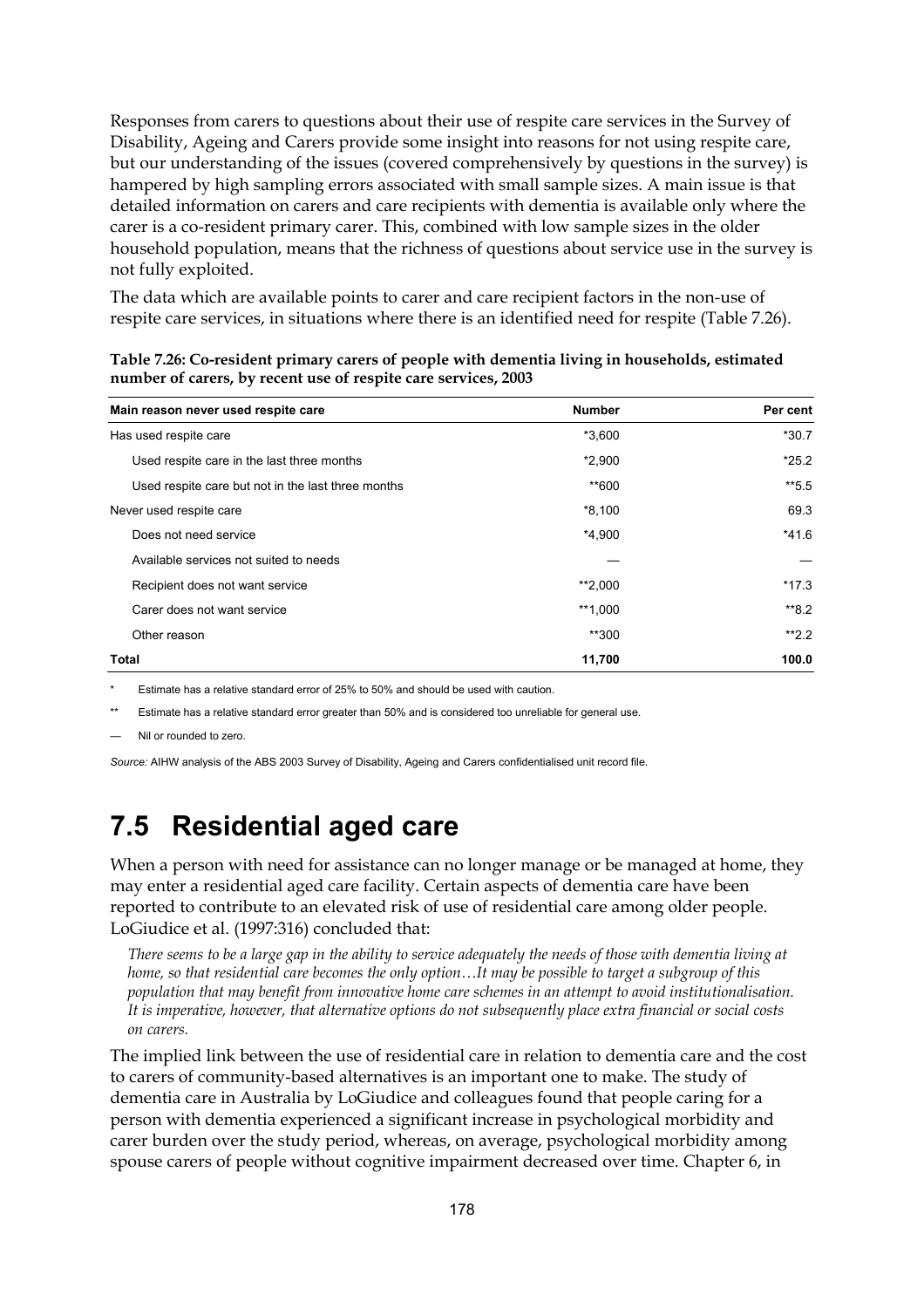Responses from carers to questions about their use of respite care services in the Survey of Disability, Ageing and Carers provide some insight into reasons for not using respite care, but our understanding of the issues (covered comprehensively by questions in the survey) is hampered by high sampling errors associated with small sample sizes. A main issue is that detailed information on carers and care recipients with dementia is available only where the carer is a co-resident primary carer. This, combined with low sample sizes in the older household population, means that the richness of questions about service use in the survey is not fully exploited.

The data which are available points to carer and care recipient factors in the non-use of respite care services, in situations where there is an identified need for respite (Table 7.26).

**Table 7.26: Co-resident primary carers of people with dementia living in households, estimated number of carers, by recent use of respite care services, 2003**

| Main reason never used respite care | Number | Per cent |
| --- | --- | --- |
| Has used respite care | *3,600 | *30.7 |
| Used respite care in the last three months | *2,900 | *25.2 |
| Used respite care but not in the last three months | **600 | **5.5 |
| Never used respite care | *8,100 | 69.3 |
| Does not need service | *4,900 | *41.6 |
| Available services not suited to needs | — | — |
| Recipient does not want service | **2,000 | *17.3 |
| Carer does not want service | **1,000 | **8.2 |
| Other reason | **300 | **2.2 |
| **Total** | **11,700** | **100.0** |

\* Estimate has a relative standard error of 25% to 50% and should be used with caution.

\*\* Estimate has a relative standard error greater than 50% and is considered too unreliable for general use.

— Nil or rounded to zero.

*Source:* AIHW analysis of the ABS 2003 Survey of Disability, Ageing and Carers confidentialised unit record file.

## 7.5 Residential aged care

When a person with need for assistance can no longer manage or be managed at home, they may enter a residential aged care facility. Certain aspects of dementia care have been reported to contribute to an elevated risk of use of residential care among older people. LoGiudice et al. (1997:316) concluded that:

> *There seems to be a large gap in the ability to service adequately the needs of those with dementia living at home, so that residential care becomes the only option…It may be possible to target a subgroup of this population that may benefit from innovative home care schemes in an attempt to avoid institutionalisation. It is imperative, however, that alternative options do not subsequently place extra financial or social costs on carers.*

The implied link between the use of residential care in relation to dementia care and the cost to carers of community-based alternatives is an important one to make. The study of dementia care in Australia by LoGiudice and colleagues found that people caring for a person with dementia experienced a significant increase in psychological morbidity and carer burden over the study period, whereas, on average, psychological morbidity among spouse carers of people without cognitive impairment decreased over time. Chapter 6, in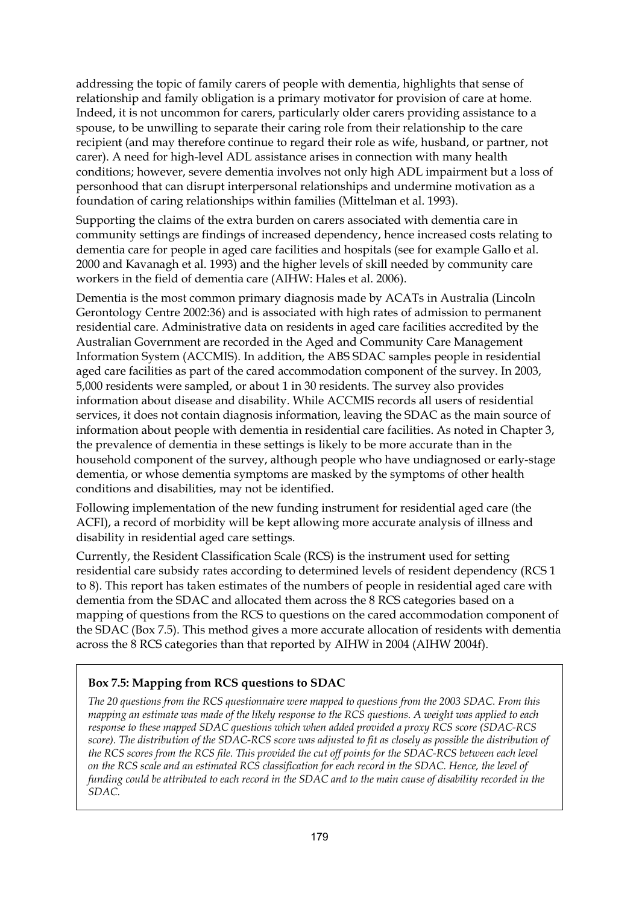addressing the topic of family carers of people with dementia, highlights that sense of relationship and family obligation is a primary motivator for provision of care at home. Indeed, it is not uncommon for carers, particularly older carers providing assistance to a spouse, to be unwilling to separate their caring role from their relationship to the care recipient (and may therefore continue to regard their role as wife, husband, or partner, not carer). A need for high-level ADL assistance arises in connection with many health conditions; however, severe dementia involves not only high ADL impairment but a loss of personhood that can disrupt interpersonal relationships and undermine motivation as a foundation of caring relationships within families (Mittelman et al. 1993).

Supporting the claims of the extra burden on carers associated with dementia care in community settings are findings of increased dependency, hence increased costs relating to dementia care for people in aged care facilities and hospitals (see for example Gallo et al. 2000 and Kavanagh et al. 1993) and the higher levels of skill needed by community care workers in the field of dementia care (AIHW: Hales et al. 2006).

Dementia is the most common primary diagnosis made by ACATs in Australia (Lincoln Gerontology Centre 2002:36) and is associated with high rates of admission to permanent residential care. Administrative data on residents in aged care facilities accredited by the Australian Government are recorded in the Aged and Community Care Management Information System (ACCMIS). In addition, the ABS SDAC samples people in residential aged care facilities as part of the cared accommodation component of the survey. In 2003, 5,000 residents were sampled, or about 1 in 30 residents. The survey also provides information about disease and disability. While ACCMIS records all users of residential services, it does not contain diagnosis information, leaving the SDAC as the main source of information about people with dementia in residential care facilities. As noted in Chapter 3, the prevalence of dementia in these settings is likely to be more accurate than in the household component of the survey, although people who have undiagnosed or early-stage dementia, or whose dementia symptoms are masked by the symptoms of other health conditions and disabilities, may not be identified.

Following implementation of the new funding instrument for residential aged care (the ACFI), a record of morbidity will be kept allowing more accurate analysis of illness and disability in residential aged care settings.

Currently, the Resident Classification Scale (RCS) is the instrument used for setting residential care subsidy rates according to determined levels of resident dependency (RCS 1 to 8). This report has taken estimates of the numbers of people in residential aged care with dementia from the SDAC and allocated them across the 8 RCS categories based on a mapping of questions from the RCS to questions on the cared accommodation component of the SDAC (Box 7.5). This method gives a more accurate allocation of residents with dementia across the 8 RCS categories than that reported by AIHW in 2004 (AIHW 2004f).

**Box 7.5: Mapping from RCS questions to SDAC**

*The 20 questions from the RCS questionnaire were mapped to questions from the 2003 SDAC. From this mapping an estimate was made of the likely response to the RCS questions. A weight was applied to each response to these mapped SDAC questions which when added provided a proxy RCS score (SDAC-RCS score). The distribution of the SDAC-RCS score was adjusted to fit as closely as possible the distribution of the RCS scores from the RCS file. This provided the cut off points for the SDAC-RCS between each level on the RCS scale and an estimated RCS classification for each record in the SDAC. Hence, the level of funding could be attributed to each record in the SDAC and to the main cause of disability recorded in the SDAC.*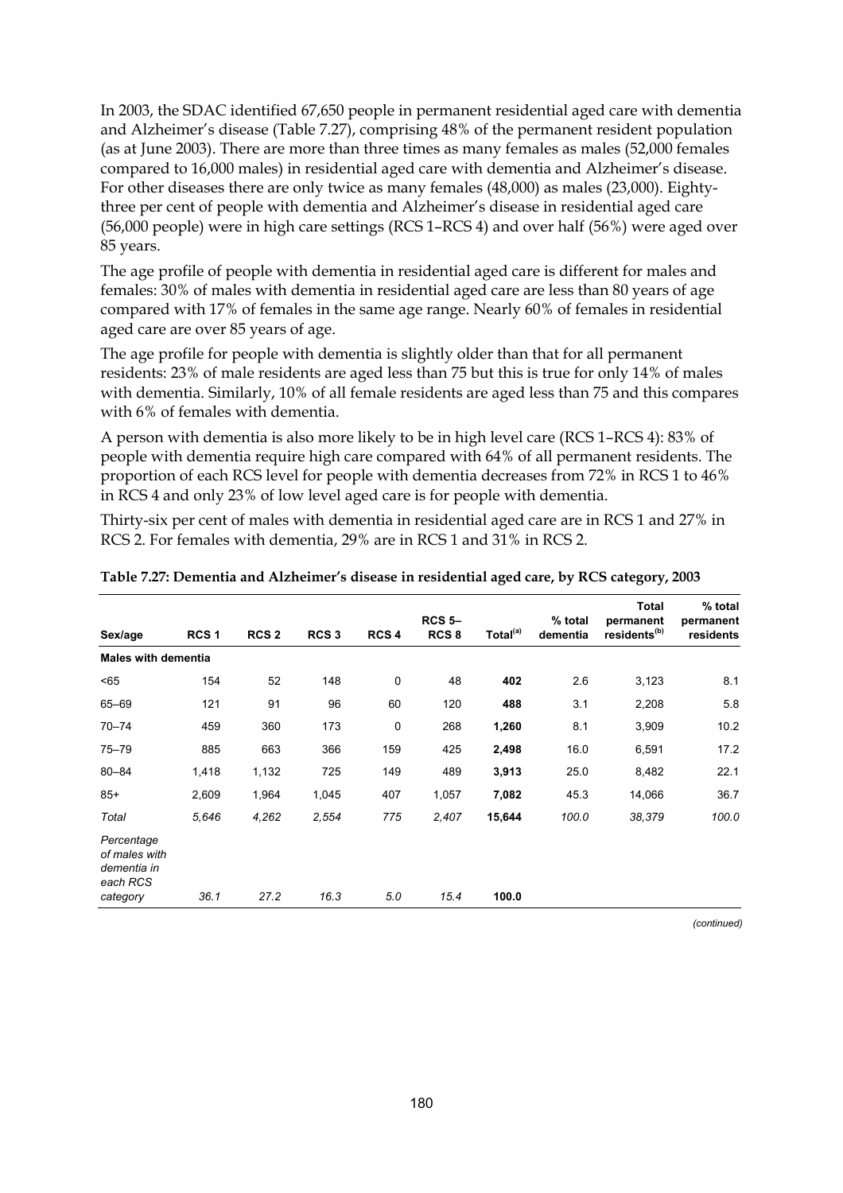In 2003, the SDAC identified 67,650 people in permanent residential aged care with dementia and Alzheimer's disease (Table 7.27), comprising 48% of the permanent resident population (as at June 2003). There are more than three times as many females as males (52,000 females compared to 16,000 males) in residential aged care with dementia and Alzheimer's disease. For other diseases there are only twice as many females (48,000) as males (23,000). Eighty-three per cent of people with dementia and Alzheimer's disease in residential aged care (56,000 people) were in high care settings (RCS 1–RCS 4) and over half (56%) were aged over 85 years.

The age profile of people with dementia in residential aged care is different for males and females: 30% of males with dementia in residential aged care are less than 80 years of age compared with 17% of females in the same age range. Nearly 60% of females in residential aged care are over 85 years of age.

The age profile for people with dementia is slightly older than that for all permanent residents: 23% of male residents are aged less than 75 but this is true for only 14% of males with dementia. Similarly, 10% of all female residents are aged less than 75 and this compares with 6% of females with dementia.

A person with dementia is also more likely to be in high level care (RCS 1–RCS 4): 83% of people with dementia require high care compared with 64% of all permanent residents. The proportion of each RCS level for people with dementia decreases from 72% in RCS 1 to 46% in RCS 4 and only 23% of low level aged care is for people with dementia.

Thirty-six per cent of males with dementia in residential aged care are in RCS 1 and 27% in RCS 2. For females with dementia, 29% are in RCS 1 and 31% in RCS 2.

**Table 7.27: Dementia and Alzheimer's disease in residential aged care, by RCS category, 2003**

| Sex/age | RCS 1 | RCS 2 | RCS 3 | RCS 4 | RCS 5–RCS 8 | Total[(a)] | % total dementia | Total permanent residents[(b)] | % total permanent residents |
|---|---|---|---|---|---|---|---|---|---|
| **Males with dementia** | | | | | | | | | |
| <65 | 154 | 52 | 148 | 0 | 48 | **402** | 2.6 | 3,123 | 8.1 |
| 65–69 | 121 | 91 | 96 | 60 | 120 | **488** | 3.1 | 2,208 | 5.8 |
| 70–74 | 459 | 360 | 173 | 0 | 268 | **1,260** | 8.1 | 3,909 | 10.2 |
| 75–79 | 885 | 663 | 366 | 159 | 425 | **2,498** | 16.0 | 6,591 | 17.2 |
| 80–84 | 1,418 | 1,132 | 725 | 149 | 489 | **3,913** | 25.0 | 8,482 | 22.1 |
| 85+ | 2,609 | 1,964 | 1,045 | 407 | 1,057 | **7,082** | 45.3 | 14,066 | 36.7 |
| *Total* | *5,646* | *4,262* | *2,554* | *775* | *2,407* | **15,644** | *100.0* | *38,379* | *100.0* |
| *Percentage of males with dementia in each RCS category* | *36.1* | *27.2* | *16.3* | *5.0* | *15.4* | **100.0** | | | |

*(continued)*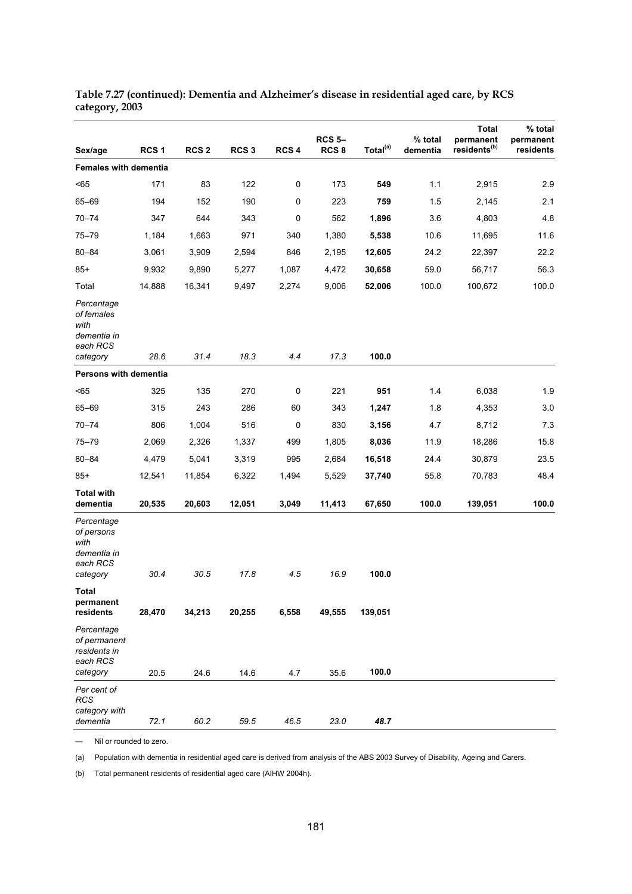**Table 7.27 (continued): Dementia and Alzheimer's disease in residential aged care, by RCS category, 2003**

| Sex/age | RCS 1 | RCS 2 | RCS 3 | RCS 4 | RCS 5–RCS 8 | Total[(a)] | % total dementia | Total permanent residents[(b)] | % total permanent residents |
|---|---|---|---|---|---|---|---|---|---|
| **Females with dementia** | | | | | | | | | |
| <65 | 171 | 83 | 122 | 0 | 173 | **549** | 1.1 | 2,915 | 2.9 |
| 65–69 | 194 | 152 | 190 | 0 | 223 | **759** | 1.5 | 2,145 | 2.1 |
| 70–74 | 347 | 644 | 343 | 0 | 562 | **1,896** | 3.6 | 4,803 | 4.8 |
| 75–79 | 1,184 | 1,663 | 971 | 340 | 1,380 | **5,538** | 10.6 | 11,695 | 11.6 |
| 80–84 | 3,061 | 3,909 | 2,594 | 846 | 2,195 | **12,605** | 24.2 | 22,397 | 22.2 |
| 85+ | 9,932 | 9,890 | 5,277 | 1,087 | 4,472 | **30,658** | 59.0 | 56,717 | 56.3 |
| Total | 14,888 | 16,341 | 9,497 | 2,274 | 9,006 | **52,006** | 100.0 | 100,672 | 100.0 |
| *Percentage of females with dementia in each RCS category* | *28.6* | *31.4* | *18.3* | *4.4* | *17.3* | **100.0** | | | |
| **Persons with dementia** | | | | | | | | | |
| <65 | 325 | 135 | 270 | 0 | 221 | **951** | 1.4 | 6,038 | 1.9 |
| 65–69 | 315 | 243 | 286 | 60 | 343 | **1,247** | 1.8 | 4,353 | 3.0 |
| 70–74 | 806 | 1,004 | 516 | 0 | 830 | **3,156** | 4.7 | 8,712 | 7.3 |
| 75–79 | 2,069 | 2,326 | 1,337 | 499 | 1,805 | **8,036** | 11.9 | 18,286 | 15.8 |
| 80–84 | 4,479 | 5,041 | 3,319 | 995 | 2,684 | **16,518** | 24.4 | 30,879 | 23.5 |
| 85+ | 12,541 | 11,854 | 6,322 | 1,494 | 5,529 | **37,740** | 55.8 | 70,783 | 48.4 |
| **Total with dementia** | **20,535** | **20,603** | **12,051** | **3,049** | **11,413** | **67,650** | **100.0** | **139,051** | **100.0** |
| *Percentage of persons with dementia in each RCS category* | *30.4* | *30.5* | *17.8* | *4.5* | *16.9* | **100.0** | | | |
| **Total permanent residents** | **28,470** | **34,213** | **20,255** | **6,558** | **49,555** | **139,051** | | | |
| *Percentage of permanent residents in each RCS category* | 20.5 | 24.6 | 14.6 | 4.7 | 35.6 | **100.0** | | | |
| *Per cent of RCS category with dementia* | *72.1* | *60.2* | *59.5* | *46.5* | *23.0* | ***48.7*** | | | |

— Nil or rounded to zero.

(a) Population with dementia in residential aged care is derived from analysis of the ABS 2003 Survey of Disability, Ageing and Carers.

(b) Total permanent residents of residential aged care (AIHW 2004h).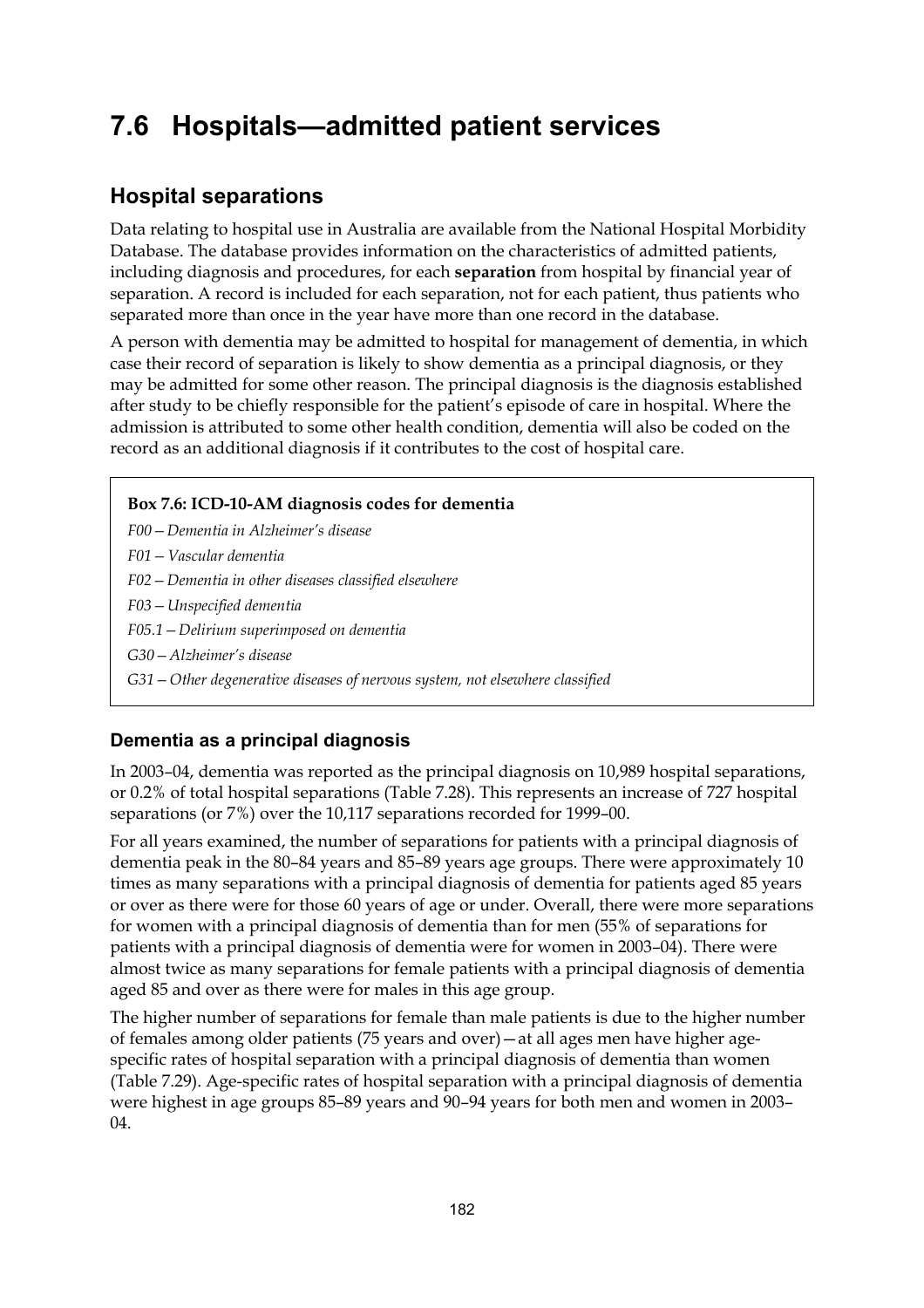# 7.6 Hospitals—admitted patient services

## Hospital separations

Data relating to hospital use in Australia are available from the National Hospital Morbidity Database. The database provides information on the characteristics of admitted patients, including diagnosis and procedures, for each **separation** from hospital by financial year of separation. A record is included for each separation, not for each patient, thus patients who separated more than once in the year have more than one record in the database.

A person with dementia may be admitted to hospital for management of dementia, in which case their record of separation is likely to show dementia as a principal diagnosis, or they may be admitted for some other reason. The principal diagnosis is the diagnosis established after study to be chiefly responsible for the patient's episode of care in hospital. Where the admission is attributed to some other health condition, dementia will also be coded on the record as an additional diagnosis if it contributes to the cost of hospital care.

> **Box 7.6: ICD-10-AM diagnosis codes for dementia**
>
> *F00 – Dementia in Alzheimer's disease*
>
> *F01 – Vascular dementia*
>
> *F02 – Dementia in other diseases classified elsewhere*
>
> *F03 – Unspecified dementia*
>
> *F05.1 – Delirium superimposed on dementia*
>
> *G30 – Alzheimer's disease*
>
> *G31 – Other degenerative diseases of nervous system, not elsewhere classified*

### Dementia as a principal diagnosis

In 2003–04, dementia was reported as the principal diagnosis on 10,989 hospital separations, or 0.2% of total hospital separations (Table 7.28). This represents an increase of 727 hospital separations (or 7%) over the 10,117 separations recorded for 1999–00.

For all years examined, the number of separations for patients with a principal diagnosis of dementia peak in the 80–84 years and 85–89 years age groups. There were approximately 10 times as many separations with a principal diagnosis of dementia for patients aged 85 years or over as there were for those 60 years of age or under. Overall, there were more separations for women with a principal diagnosis of dementia than for men (55% of separations for patients with a principal diagnosis of dementia were for women in 2003–04). There were almost twice as many separations for female patients with a principal diagnosis of dementia aged 85 and over as there were for males in this age group.

The higher number of separations for female than male patients is due to the higher number of females among older patients (75 years and over)—at all ages men have higher age-specific rates of hospital separation with a principal diagnosis of dementia than women (Table 7.29). Age-specific rates of hospital separation with a principal diagnosis of dementia were highest in age groups 85–89 years and 90–94 years for both men and women in 2003–04.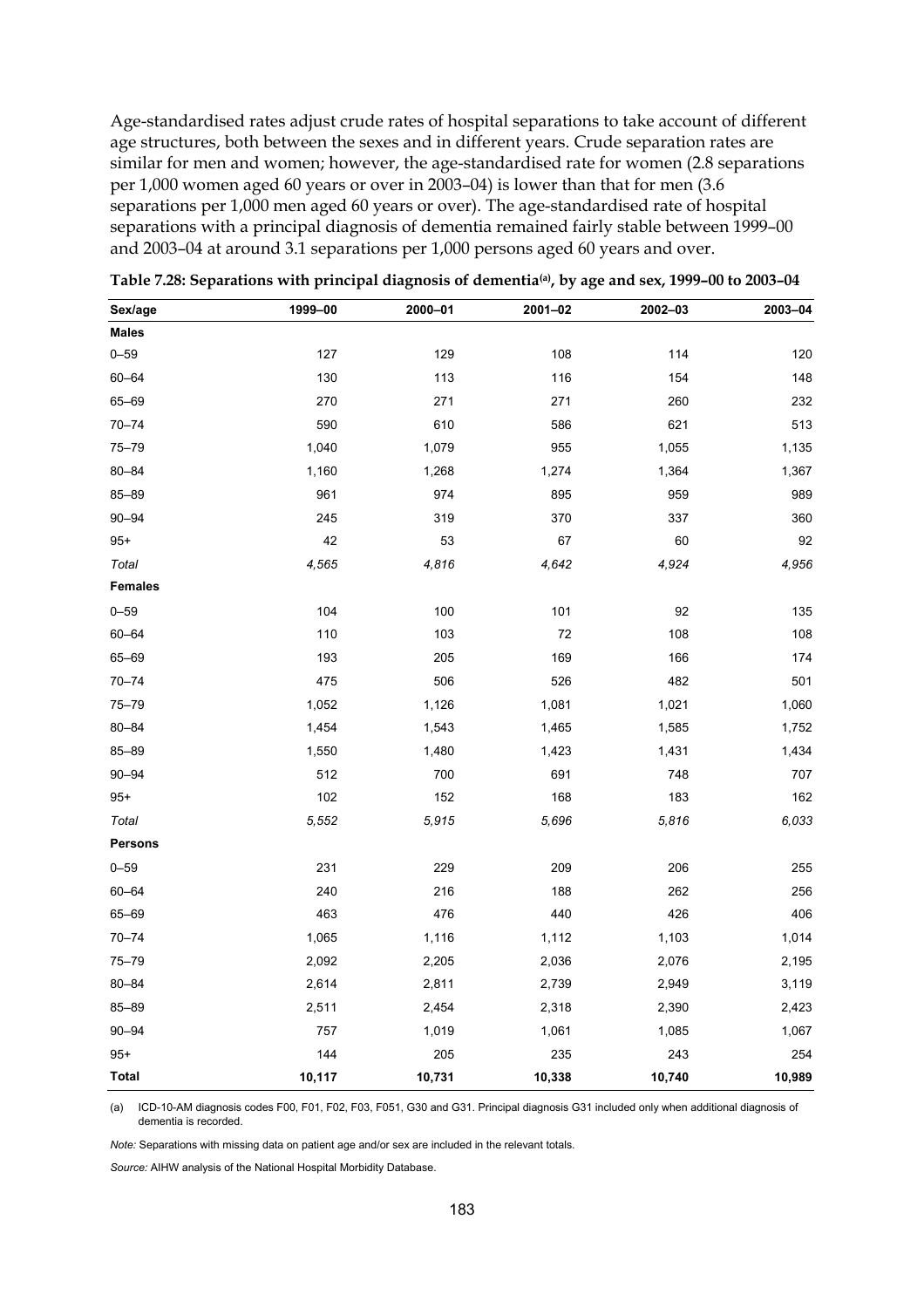Age-standardised rates adjust crude rates of hospital separations to take account of different age structures, both between the sexes and in different years. Crude separation rates are similar for men and women; however, the age-standardised rate for women (2.8 separations per 1,000 women aged 60 years or over in 2003–04) is lower than that for men (3.6 separations per 1,000 men aged 60 years or over). The age-standardised rate of hospital separations with a principal diagnosis of dementia remained fairly stable between 1999–00 and 2003–04 at around 3.1 separations per 1,000 persons aged 60 years and over.

**Table 7.28: Separations with principal diagnosis of dementia[(a)], by age and sex, 1999–00 to 2003–04**

| Sex/age | 1999–00 | 2000–01 | 2001–02 | 2002–03 | 2003–04 |
|---|---|---|---|---|---|
| **Males** | | | | | |
| 0–59 | 127 | 129 | 108 | 114 | 120 |
| 60–64 | 130 | 113 | 116 | 154 | 148 |
| 65–69 | 270 | 271 | 271 | 260 | 232 |
| 70–74 | 590 | 610 | 586 | 621 | 513 |
| 75–79 | 1,040 | 1,079 | 955 | 1,055 | 1,135 |
| 80–84 | 1,160 | 1,268 | 1,274 | 1,364 | 1,367 |
| 85–89 | 961 | 974 | 895 | 959 | 989 |
| 90–94 | 245 | 319 | 370 | 337 | 360 |
| 95+ | 42 | 53 | 67 | 60 | 92 |
| *Total* | *4,565* | *4,816* | *4,642* | *4,924* | *4,956* |
| **Females** | | | | | |
| 0–59 | 104 | 100 | 101 | 92 | 135 |
| 60–64 | 110 | 103 | 72 | 108 | 108 |
| 65–69 | 193 | 205 | 169 | 166 | 174 |
| 70–74 | 475 | 506 | 526 | 482 | 501 |
| 75–79 | 1,052 | 1,126 | 1,081 | 1,021 | 1,060 |
| 80–84 | 1,454 | 1,543 | 1,465 | 1,585 | 1,752 |
| 85–89 | 1,550 | 1,480 | 1,423 | 1,431 | 1,434 |
| 90–94 | 512 | 700 | 691 | 748 | 707 |
| 95+ | 102 | 152 | 168 | 183 | 162 |
| *Total* | *5,552* | *5,915* | *5,696* | *5,816* | *6,033* |
| **Persons** | | | | | |
| 0–59 | 231 | 229 | 209 | 206 | 255 |
| 60–64 | 240 | 216 | 188 | 262 | 256 |
| 65–69 | 463 | 476 | 440 | 426 | 406 |
| 70–74 | 1,065 | 1,116 | 1,112 | 1,103 | 1,014 |
| 75–79 | 2,092 | 2,205 | 2,036 | 2,076 | 2,195 |
| 80–84 | 2,614 | 2,811 | 2,739 | 2,949 | 3,119 |
| 85–89 | 2,511 | 2,454 | 2,318 | 2,390 | 2,423 |
| 90–94 | 757 | 1,019 | 1,061 | 1,085 | 1,067 |
| 95+ | 144 | 205 | 235 | 243 | 254 |
| **Total** | **10,117** | **10,731** | **10,338** | **10,740** | **10,989** |

(a) ICD-10-AM diagnosis codes F00, F01, F02, F03, F051, G30 and G31. Principal diagnosis G31 included only when additional diagnosis of dementia is recorded.

*Note:* Separations with missing data on patient age and/or sex are included in the relevant totals.

*Source:* AIHW analysis of the National Hospital Morbidity Database.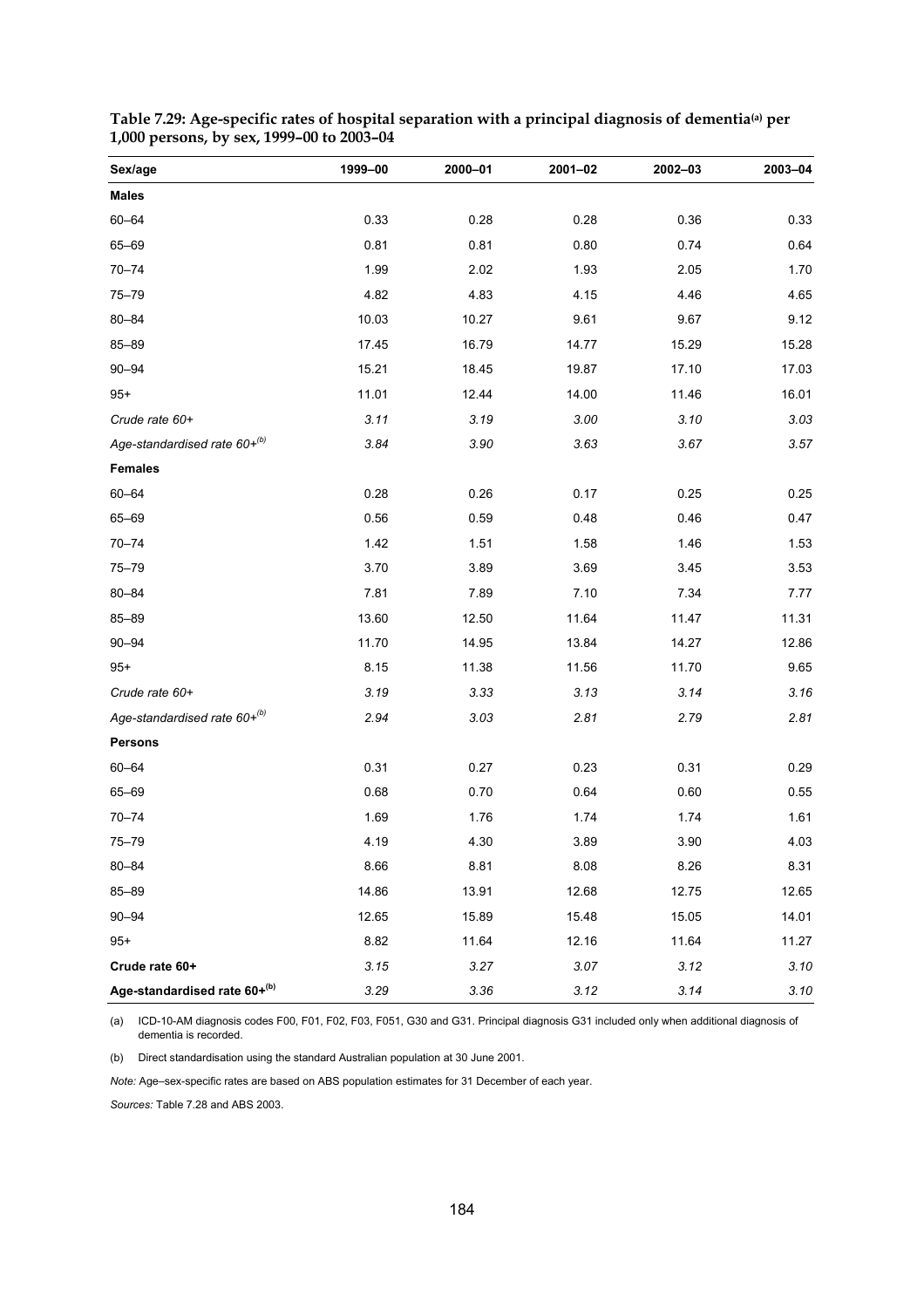**Table 7.29: Age-specific rates of hospital separation with a principal diagnosis of dementia[(a)] per 1,000 persons, by sex, 1999–00 to 2003–04**

| Sex/age | 1999–00 | 2000–01 | 2001–02 | 2002–03 | 2003–04 |
|---|---|---|---|---|---|
| **Males** | | | | | |
| 60–64 | 0.33 | 0.28 | 0.28 | 0.36 | 0.33 |
| 65–69 | 0.81 | 0.81 | 0.80 | 0.74 | 0.64 |
| 70–74 | 1.99 | 2.02 | 1.93 | 2.05 | 1.70 |
| 75–79 | 4.82 | 4.83 | 4.15 | 4.46 | 4.65 |
| 80–84 | 10.03 | 10.27 | 9.61 | 9.67 | 9.12 |
| 85–89 | 17.45 | 16.79 | 14.77 | 15.29 | 15.28 |
| 90–94 | 15.21 | 18.45 | 19.87 | 17.10 | 17.03 |
| 95+ | 11.01 | 12.44 | 14.00 | 11.46 | 16.01 |
| *Crude rate 60+* | *3.11* | *3.19* | *3.00* | *3.10* | *3.03* |
| *Age-standardised rate 60+[(b)]* | *3.84* | *3.90* | *3.63* | *3.67* | *3.57* |
| **Females** | | | | | |
| 60–64 | 0.28 | 0.26 | 0.17 | 0.25 | 0.25 |
| 65–69 | 0.56 | 0.59 | 0.48 | 0.46 | 0.47 |
| 70–74 | 1.42 | 1.51 | 1.58 | 1.46 | 1.53 |
| 75–79 | 3.70 | 3.89 | 3.69 | 3.45 | 3.53 |
| 80–84 | 7.81 | 7.89 | 7.10 | 7.34 | 7.77 |
| 85–89 | 13.60 | 12.50 | 11.64 | 11.47 | 11.31 |
| 90–94 | 11.70 | 14.95 | 13.84 | 14.27 | 12.86 |
| 95+ | 8.15 | 11.38 | 11.56 | 11.70 | 9.65 |
| *Crude rate 60+* | *3.19* | *3.33* | *3.13* | *3.14* | *3.16* |
| *Age-standardised rate 60+[(b)]* | *2.94* | *3.03* | *2.81* | *2.79* | *2.81* |
| **Persons** | | | | | |
| 60–64 | 0.31 | 0.27 | 0.23 | 0.31 | 0.29 |
| 65–69 | 0.68 | 0.70 | 0.64 | 0.60 | 0.55 |
| 70–74 | 1.69 | 1.76 | 1.74 | 1.74 | 1.61 |
| 75–79 | 4.19 | 4.30 | 3.89 | 3.90 | 4.03 |
| 80–84 | 8.66 | 8.81 | 8.08 | 8.26 | 8.31 |
| 85–89 | 14.86 | 13.91 | 12.68 | 12.75 | 12.65 |
| 90–94 | 12.65 | 15.89 | 15.48 | 15.05 | 14.01 |
| 95+ | 8.82 | 11.64 | 12.16 | 11.64 | 11.27 |
| **Crude rate 60+** | *3.15* | *3.27* | *3.07* | *3.12* | *3.10* |
| **Age-standardised rate 60+[(b)]** | *3.29* | *3.36* | *3.12* | *3.14* | *3.10* |

(a) ICD-10-AM diagnosis codes F00, F01, F02, F03, F051, G30 and G31. Principal diagnosis G31 included only when additional diagnosis of dementia is recorded.

(b) Direct standardisation using the standard Australian population at 30 June 2001.

*Note:* Age–sex-specific rates are based on ABS population estimates for 31 December of each year.

*Sources:* Table 7.28 and ABS 2003.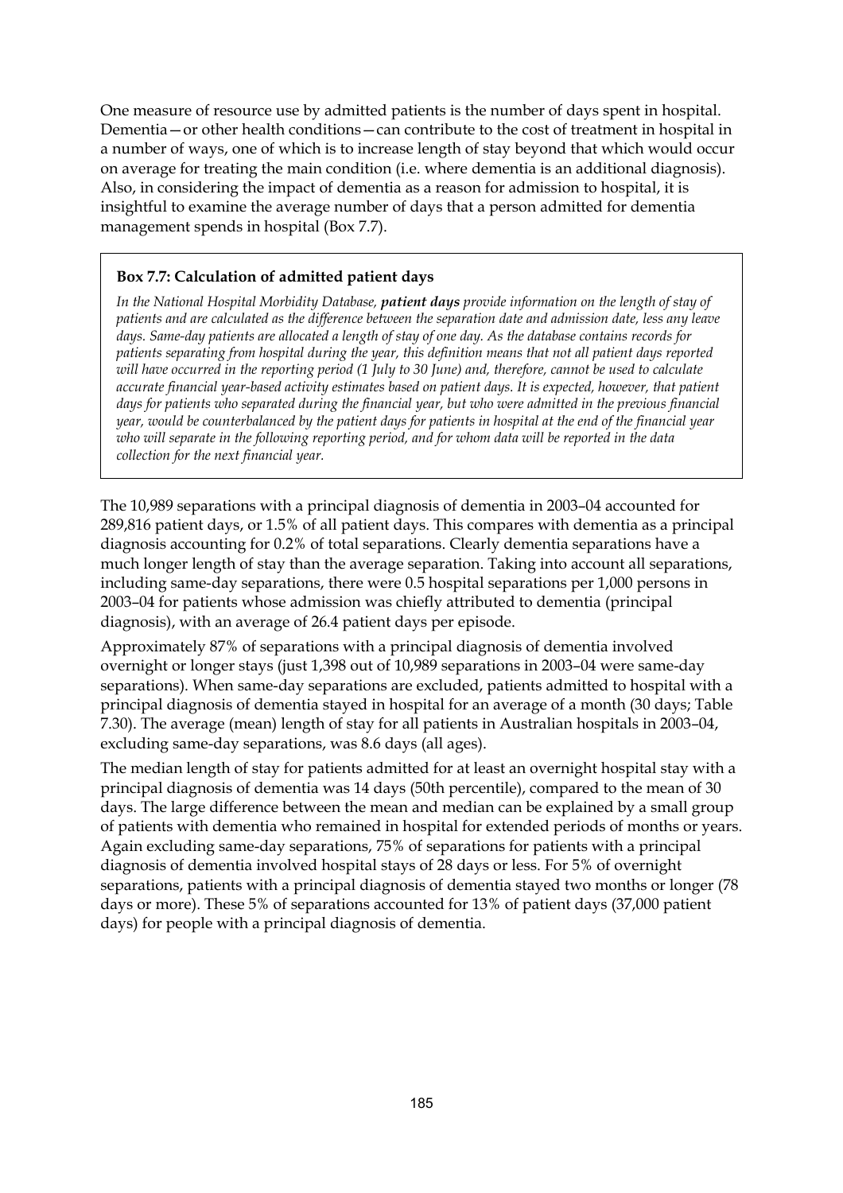One measure of resource use by admitted patients is the number of days spent in hospital. Dementia—or other health conditions—can contribute to the cost of treatment in hospital in a number of ways, one of which is to increase length of stay beyond that which would occur on average for treating the main condition (i.e. where dementia is an additional diagnosis). Also, in considering the impact of dementia as a reason for admission to hospital, it is insightful to examine the average number of days that a person admitted for dementia management spends in hospital (Box 7.7).

> **Box 7.7: Calculation of admitted patient days**
>
> *In the National Hospital Morbidity Database,* ***patient days*** *provide information on the length of stay of patients and are calculated as the difference between the separation date and admission date, less any leave days. Same-day patients are allocated a length of stay of one day. As the database contains records for patients separating from hospital during the year, this definition means that not all patient days reported will have occurred in the reporting period (1 July to 30 June) and, therefore, cannot be used to calculate accurate financial year-based activity estimates based on patient days. It is expected, however, that patient days for patients who separated during the financial year, but who were admitted in the previous financial year, would be counterbalanced by the patient days for patients in hospital at the end of the financial year who will separate in the following reporting period, and for whom data will be reported in the data collection for the next financial year.*

The 10,989 separations with a principal diagnosis of dementia in 2003–04 accounted for 289,816 patient days, or 1.5% of all patient days. This compares with dementia as a principal diagnosis accounting for 0.2% of total separations. Clearly dementia separations have a much longer length of stay than the average separation. Taking into account all separations, including same-day separations, there were 0.5 hospital separations per 1,000 persons in 2003–04 for patients whose admission was chiefly attributed to dementia (principal diagnosis), with an average of 26.4 patient days per episode.

Approximately 87% of separations with a principal diagnosis of dementia involved overnight or longer stays (just 1,398 out of 10,989 separations in 2003–04 were same-day separations). When same-day separations are excluded, patients admitted to hospital with a principal diagnosis of dementia stayed in hospital for an average of a month (30 days; Table 7.30). The average (mean) length of stay for all patients in Australian hospitals in 2003–04, excluding same-day separations, was 8.6 days (all ages).

The median length of stay for patients admitted for at least an overnight hospital stay with a principal diagnosis of dementia was 14 days (50th percentile), compared to the mean of 30 days. The large difference between the mean and median can be explained by a small group of patients with dementia who remained in hospital for extended periods of months or years. Again excluding same-day separations, 75% of separations for patients with a principal diagnosis of dementia involved hospital stays of 28 days or less. For 5% of overnight separations, patients with a principal diagnosis of dementia stayed two months or longer (78 days or more). These 5% of separations accounted for 13% of patient days (37,000 patient days) for people with a principal diagnosis of dementia.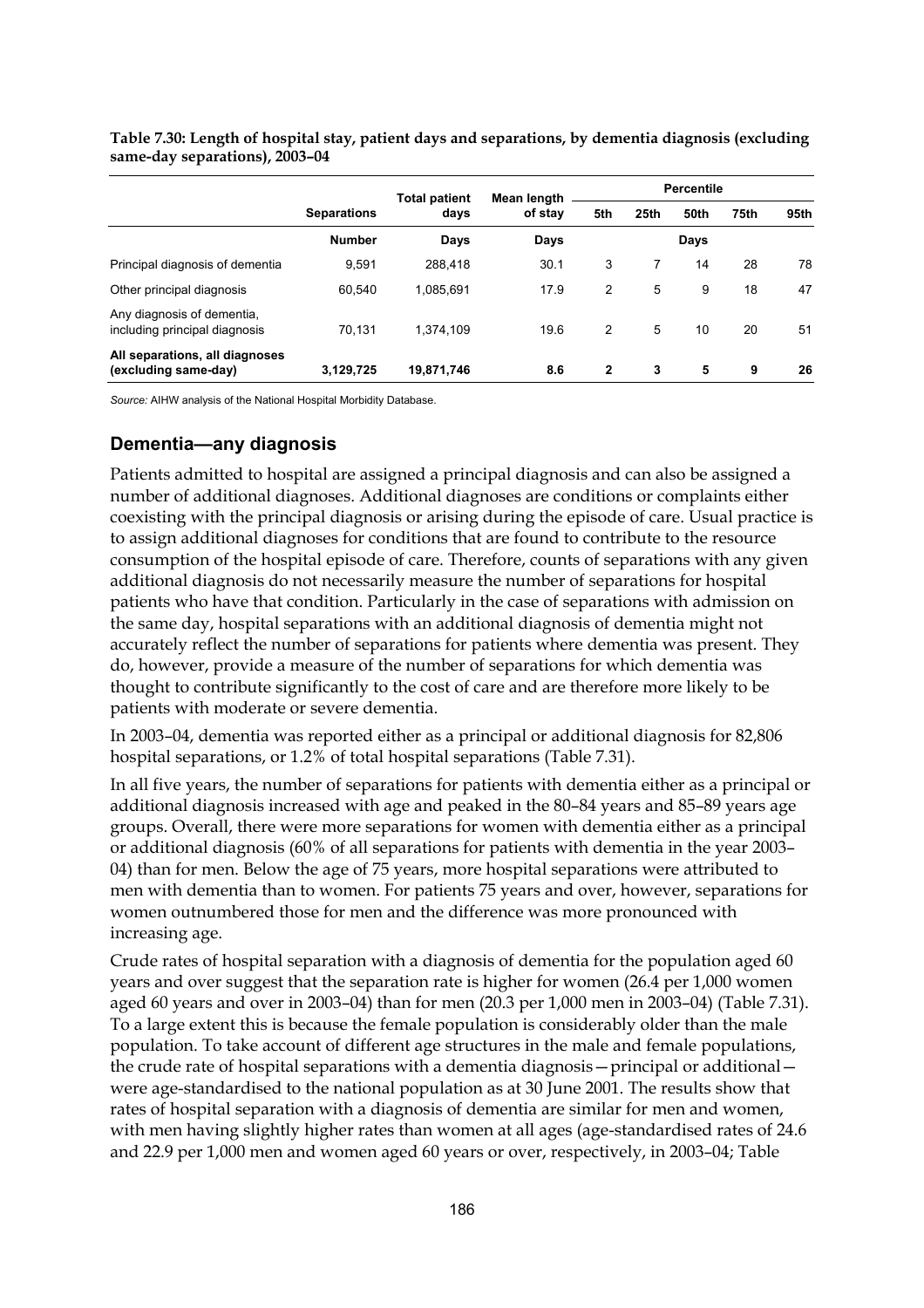**Table 7.30: Length of hospital stay, patient days and separations, by dementia diagnosis (excluding same-day separations), 2003–04**

| | Separations | Total patient days | Mean length of stay | Percentile | | | | |
|---|---|---|---|---|---|---|---|---|
| | | | | 5th | 25th | 50th | 75th | 95th |
| | Number | Days | Days | Days | | | | |
| Principal diagnosis of dementia | 9,591 | 288,418 | 30.1 | 3 | 7 | 14 | 28 | 78 |
| Other principal diagnosis | 60,540 | 1,085,691 | 17.9 | 2 | 5 | 9 | 18 | 47 |
| Any diagnosis of dementia, including principal diagnosis | 70,131 | 1,374,109 | 19.6 | 2 | 5 | 10 | 20 | 51 |
| **All separations, all diagnoses (excluding same-day)** | **3,129,725** | **19,871,746** | **8.6** | **2** | **3** | **5** | **9** | **26** |

*Source:* AIHW analysis of the National Hospital Morbidity Database.

## Dementia—any diagnosis

Patients admitted to hospital are assigned a principal diagnosis and can also be assigned a number of additional diagnoses. Additional diagnoses are conditions or complaints either coexisting with the principal diagnosis or arising during the episode of care. Usual practice is to assign additional diagnoses for conditions that are found to contribute to the resource consumption of the hospital episode of care. Therefore, counts of separations with any given additional diagnosis do not necessarily measure the number of separations for hospital patients who have that condition. Particularly in the case of separations with admission on the same day, hospital separations with an additional diagnosis of dementia might not accurately reflect the number of separations for patients where dementia was present. They do, however, provide a measure of the number of separations for which dementia was thought to contribute significantly to the cost of care and are therefore more likely to be patients with moderate or severe dementia.

In 2003–04, dementia was reported either as a principal or additional diagnosis for 82,806 hospital separations, or 1.2% of total hospital separations (Table 7.31).

In all five years, the number of separations for patients with dementia either as a principal or additional diagnosis increased with age and peaked in the 80–84 years and 85–89 years age groups. Overall, there were more separations for women with dementia either as a principal or additional diagnosis (60% of all separations for patients with dementia in the year 2003–04) than for men. Below the age of 75 years, more hospital separations were attributed to men with dementia than to women. For patients 75 years and over, however, separations for women outnumbered those for men and the difference was more pronounced with increasing age.

Crude rates of hospital separation with a diagnosis of dementia for the population aged 60 years and over suggest that the separation rate is higher for women (26.4 per 1,000 women aged 60 years and over in 2003–04) than for men (20.3 per 1,000 men in 2003–04) (Table 7.31). To a large extent this is because the female population is considerably older than the male population. To take account of different age structures in the male and female populations, the crude rate of hospital separations with a dementia diagnosis—principal or additional—were age-standardised to the national population as at 30 June 2001. The results show that rates of hospital separation with a diagnosis of dementia are similar for men and women, with men having slightly higher rates than women at all ages (age-standardised rates of 24.6 and 22.9 per 1,000 men and women aged 60 years or over, respectively, in 2003–04; Table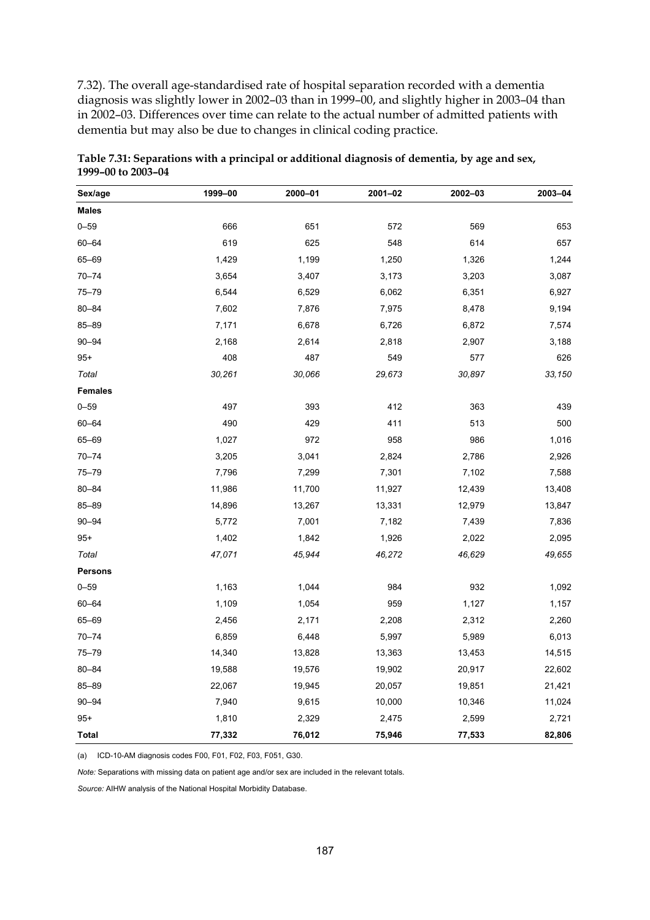7.32). The overall age-standardised rate of hospital separation recorded with a dementia diagnosis was slightly lower in 2002–03 than in 1999–00, and slightly higher in 2003–04 than in 2002–03. Differences over time can relate to the actual number of admitted patients with dementia but may also be due to changes in clinical coding practice.

**Table 7.31: Separations with a principal or additional diagnosis of dementia, by age and sex, 1999–00 to 2003–04**

| Sex/age | 1999–00 | 2000–01 | 2001–02 | 2002–03 | 2003–04 |
|---|---|---|---|---|---|
| **Males** | | | | | |
| 0–59 | 666 | 651 | 572 | 569 | 653 |
| 60–64 | 619 | 625 | 548 | 614 | 657 |
| 65–69 | 1,429 | 1,199 | 1,250 | 1,326 | 1,244 |
| 70–74 | 3,654 | 3,407 | 3,173 | 3,203 | 3,087 |
| 75–79 | 6,544 | 6,529 | 6,062 | 6,351 | 6,927 |
| 80–84 | 7,602 | 7,876 | 7,975 | 8,478 | 9,194 |
| 85–89 | 7,171 | 6,678 | 6,726 | 6,872 | 7,574 |
| 90–94 | 2,168 | 2,614 | 2,818 | 2,907 | 3,188 |
| 95+ | 408 | 487 | 549 | 577 | 626 |
| *Total* | *30,261* | *30,066* | *29,673* | *30,897* | *33,150* |
| **Females** | | | | | |
| 0–59 | 497 | 393 | 412 | 363 | 439 |
| 60–64 | 490 | 429 | 411 | 513 | 500 |
| 65–69 | 1,027 | 972 | 958 | 986 | 1,016 |
| 70–74 | 3,205 | 3,041 | 2,824 | 2,786 | 2,926 |
| 75–79 | 7,796 | 7,299 | 7,301 | 7,102 | 7,588 |
| 80–84 | 11,986 | 11,700 | 11,927 | 12,439 | 13,408 |
| 85–89 | 14,896 | 13,267 | 13,331 | 12,979 | 13,847 |
| 90–94 | 5,772 | 7,001 | 7,182 | 7,439 | 7,836 |
| 95+ | 1,402 | 1,842 | 1,926 | 2,022 | 2,095 |
| *Total* | *47,071* | *45,944* | *46,272* | *46,629* | *49,655* |
| **Persons** | | | | | |
| 0–59 | 1,163 | 1,044 | 984 | 932 | 1,092 |
| 60–64 | 1,109 | 1,054 | 959 | 1,127 | 1,157 |
| 65–69 | 2,456 | 2,171 | 2,208 | 2,312 | 2,260 |
| 70–74 | 6,859 | 6,448 | 5,997 | 5,989 | 6,013 |
| 75–79 | 14,340 | 13,828 | 13,363 | 13,453 | 14,515 |
| 80–84 | 19,588 | 19,576 | 19,902 | 20,917 | 22,602 |
| 85–89 | 22,067 | 19,945 | 20,057 | 19,851 | 21,421 |
| 90–94 | 7,940 | 9,615 | 10,000 | 10,346 | 11,024 |
| 95+ | 1,810 | 2,329 | 2,475 | 2,599 | 2,721 |
| **Total** | **77,332** | **76,012** | **75,946** | **77,533** | **82,806** |

(a) ICD-10-AM diagnosis codes F00, F01, F02, F03, F051, G30.

*Note:* Separations with missing data on patient age and/or sex are included in the relevant totals.

*Source:* AIHW analysis of the National Hospital Morbidity Database.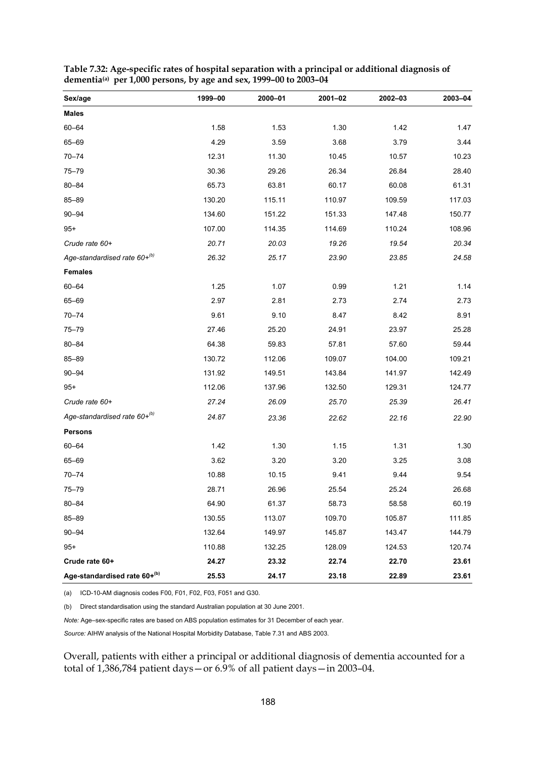**Table 7.32: Age-specific rates of hospital separation with a principal or additional diagnosis of dementia[(a)] per 1,000 persons, by age and sex, 1999–00 to 2003–04**

| Sex/age | 1999–00 | 2000–01 | 2001–02 | 2002–03 | 2003–04 |
|---|---|---|---|---|---|
| **Males** | | | | | |
| 60–64 | 1.58 | 1.53 | 1.30 | 1.42 | 1.47 |
| 65–69 | 4.29 | 3.59 | 3.68 | 3.79 | 3.44 |
| 70–74 | 12.31 | 11.30 | 10.45 | 10.57 | 10.23 |
| 75–79 | 30.36 | 29.26 | 26.34 | 26.84 | 28.40 |
| 80–84 | 65.73 | 63.81 | 60.17 | 60.08 | 61.31 |
| 85–89 | 130.20 | 115.11 | 110.97 | 109.59 | 117.03 |
| 90–94 | 134.60 | 151.22 | 151.33 | 147.48 | 150.77 |
| 95+ | 107.00 | 114.35 | 114.69 | 110.24 | 108.96 |
| *Crude rate 60+* | *20.71* | *20.03* | *19.26* | *19.54* | *20.34* |
| *Age-standardised rate 60+[(b)]* | *26.32* | *25.17* | *23.90* | *23.85* | *24.58* |
| **Females** | | | | | |
| 60–64 | 1.25 | 1.07 | 0.99 | 1.21 | 1.14 |
| 65–69 | 2.97 | 2.81 | 2.73 | 2.74 | 2.73 |
| 70–74 | 9.61 | 9.10 | 8.47 | 8.42 | 8.91 |
| 75–79 | 27.46 | 25.20 | 24.91 | 23.97 | 25.28 |
| 80–84 | 64.38 | 59.83 | 57.81 | 57.60 | 59.44 |
| 85–89 | 130.72 | 112.06 | 109.07 | 104.00 | 109.21 |
| 90–94 | 131.92 | 149.51 | 143.84 | 141.97 | 142.49 |
| 95+ | 112.06 | 137.96 | 132.50 | 129.31 | 124.77 |
| *Crude rate 60+* | *27.24* | *26.09* | *25.70* | *25.39* | *26.41* |
| *Age-standardised rate 60+[(b)]* | *24.87* | *23.36* | *22.62* | *22.16* | *22.90* |
| **Persons** | | | | | |
| 60–64 | 1.42 | 1.30 | 1.15 | 1.31 | 1.30 |
| 65–69 | 3.62 | 3.20 | 3.20 | 3.25 | 3.08 |
| 70–74 | 10.88 | 10.15 | 9.41 | 9.44 | 9.54 |
| 75–79 | 28.71 | 26.96 | 25.54 | 25.24 | 26.68 |
| 80–84 | 64.90 | 61.37 | 58.73 | 58.58 | 60.19 |
| 85–89 | 130.55 | 113.07 | 109.70 | 105.87 | 111.85 |
| 90–94 | 132.64 | 149.97 | 145.87 | 143.47 | 144.79 |
| 95+ | 110.88 | 132.25 | 128.09 | 124.53 | 120.74 |
| **Crude rate 60+** | **24.27** | **23.32** | **22.74** | **22.70** | **23.61** |
| **Age-standardised rate 60+[(b)]** | **25.53** | **24.17** | **23.18** | **22.89** | **23.61** |

(a) ICD-10-AM diagnosis codes F00, F01, F02, F03, F051 and G30.

(b) Direct standardisation using the standard Australian population at 30 June 2001.

*Note:* Age–sex-specific rates are based on ABS population estimates for 31 December of each year.

*Source:* AIHW analysis of the National Hospital Morbidity Database, Table 7.31 and ABS 2003.

Overall, patients with either a principal or additional diagnosis of dementia accounted for a total of 1,386,784 patient days—or 6.9% of all patient days—in 2003–04.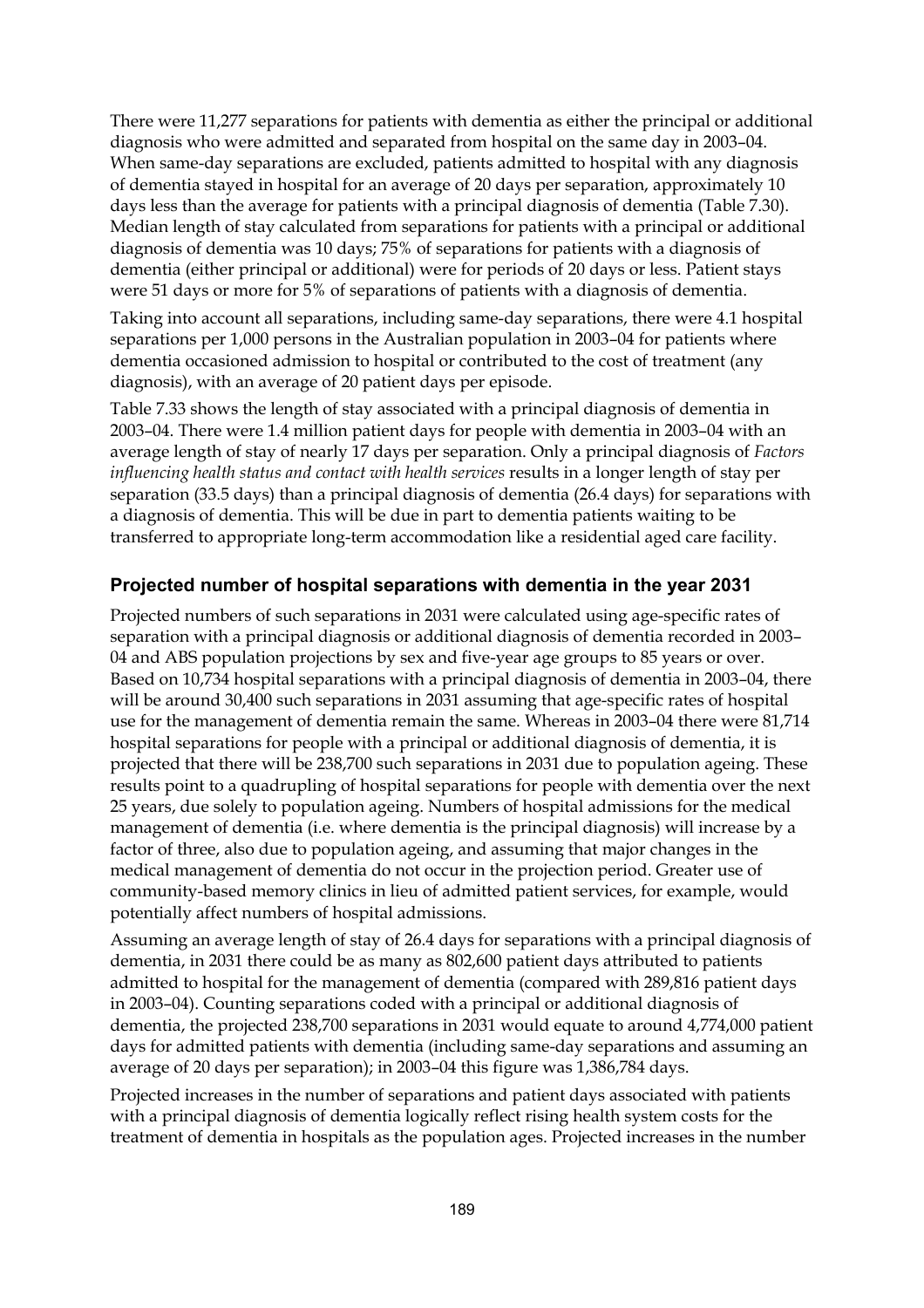There were 11,277 separations for patients with dementia as either the principal or additional diagnosis who were admitted and separated from hospital on the same day in 2003–04. When same-day separations are excluded, patients admitted to hospital with any diagnosis of dementia stayed in hospital for an average of 20 days per separation, approximately 10 days less than the average for patients with a principal diagnosis of dementia (Table 7.30). Median length of stay calculated from separations for patients with a principal or additional diagnosis of dementia was 10 days; 75% of separations for patients with a diagnosis of dementia (either principal or additional) were for periods of 20 days or less. Patient stays were 51 days or more for 5% of separations of patients with a diagnosis of dementia.

Taking into account all separations, including same-day separations, there were 4.1 hospital separations per 1,000 persons in the Australian population in 2003–04 for patients where dementia occasioned admission to hospital or contributed to the cost of treatment (any diagnosis), with an average of 20 patient days per episode.

Table 7.33 shows the length of stay associated with a principal diagnosis of dementia in 2003–04. There were 1.4 million patient days for people with dementia in 2003–04 with an average length of stay of nearly 17 days per separation. Only a principal diagnosis of *Factors influencing health status and contact with health services* results in a longer length of stay per separation (33.5 days) than a principal diagnosis of dementia (26.4 days) for separations with a diagnosis of dementia. This will be due in part to dementia patients waiting to be transferred to appropriate long-term accommodation like a residential aged care facility.

## Projected number of hospital separations with dementia in the year 2031

Projected numbers of such separations in 2031 were calculated using age-specific rates of separation with a principal diagnosis or additional diagnosis of dementia recorded in 2003–04 and ABS population projections by sex and five-year age groups to 85 years or over. Based on 10,734 hospital separations with a principal diagnosis of dementia in 2003–04, there will be around 30,400 such separations in 2031 assuming that age-specific rates of hospital use for the management of dementia remain the same. Whereas in 2003–04 there were 81,714 hospital separations for people with a principal or additional diagnosis of dementia, it is projected that there will be 238,700 such separations in 2031 due to population ageing. These results point to a quadrupling of hospital separations for people with dementia over the next 25 years, due solely to population ageing. Numbers of hospital admissions for the medical management of dementia (i.e. where dementia is the principal diagnosis) will increase by a factor of three, also due to population ageing, and assuming that major changes in the medical management of dementia do not occur in the projection period. Greater use of community-based memory clinics in lieu of admitted patient services, for example, would potentially affect numbers of hospital admissions.

Assuming an average length of stay of 26.4 days for separations with a principal diagnosis of dementia, in 2031 there could be as many as 802,600 patient days attributed to patients admitted to hospital for the management of dementia (compared with 289,816 patient days in 2003–04). Counting separations coded with a principal or additional diagnosis of dementia, the projected 238,700 separations in 2031 would equate to around 4,774,000 patient days for admitted patients with dementia (including same-day separations and assuming an average of 20 days per separation); in 2003–04 this figure was 1,386,784 days.

Projected increases in the number of separations and patient days associated with patients with a principal diagnosis of dementia logically reflect rising health system costs for the treatment of dementia in hospitals as the population ages. Projected increases in the number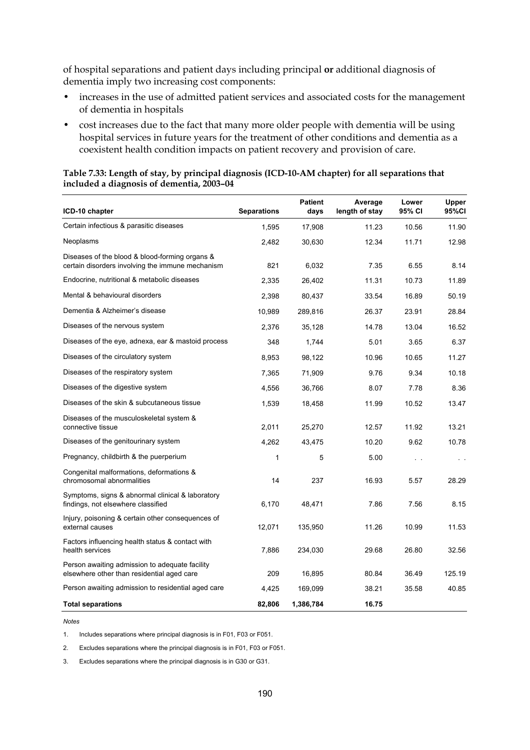of hospital separations and patient days including principal **or** additional diagnosis of dementia imply two increasing cost components:

- increases in the use of admitted patient services and associated costs for the management of dementia in hospitals
- cost increases due to the fact that many more older people with dementia will be using hospital services in future years for the treatment of other conditions and dementia as a coexistent health condition impacts on patient recovery and provision of care.

**Table 7.33: Length of stay, by principal diagnosis (ICD-10-AM chapter) for all separations that included a diagnosis of dementia, 2003–04**

| ICD-10 chapter | Separations | Patient days | Average length of stay | Lower 95% CI | Upper 95%CI |
|---|---|---|---|---|---|
| Certain infectious & parasitic diseases | 1,595 | 17,908 | 11.23 | 10.56 | 11.90 |
| Neoplasms | 2,482 | 30,630 | 12.34 | 11.71 | 12.98 |
| Diseases of the blood & blood-forming organs & certain disorders involving the immune mechanism | 821 | 6,032 | 7.35 | 6.55 | 8.14 |
| Endocrine, nutritional & metabolic diseases | 2,335 | 26,402 | 11.31 | 10.73 | 11.89 |
| Mental & behavioural disorders | 2,398 | 80,437 | 33.54 | 16.89 | 50.19 |
| Dementia & Alzheimer's disease | 10,989 | 289,816 | 26.37 | 23.91 | 28.84 |
| Diseases of the nervous system | 2,376 | 35,128 | 14.78 | 13.04 | 16.52 |
| Diseases of the eye, adnexa, ear & mastoid process | 348 | 1,744 | 5.01 | 3.65 | 6.37 |
| Diseases of the circulatory system | 8,953 | 98,122 | 10.96 | 10.65 | 11.27 |
| Diseases of the respiratory system | 7,365 | 71,909 | 9.76 | 9.34 | 10.18 |
| Diseases of the digestive system | 4,556 | 36,766 | 8.07 | 7.78 | 8.36 |
| Diseases of the skin & subcutaneous tissue | 1,539 | 18,458 | 11.99 | 10.52 | 13.47 |
| Diseases of the musculoskeletal system & connective tissue | 2,011 | 25,270 | 12.57 | 11.92 | 13.21 |
| Diseases of the genitourinary system | 4,262 | 43,475 | 10.20 | 9.62 | 10.78 |
| Pregnancy, childbirth & the puerperium | 1 | 5 | 5.00 | . . | . . |
| Congenital malformations, deformations & chromosomal abnormalities | 14 | 237 | 16.93 | 5.57 | 28.29 |
| Symptoms, signs & abnormal clinical & laboratory findings, not elsewhere classified | 6,170 | 48,471 | 7.86 | 7.56 | 8.15 |
| Injury, poisoning & certain other consequences of external causes | 12,071 | 135,950 | 11.26 | 10.99 | 11.53 |
| Factors influencing health status & contact with health services | 7,886 | 234,030 | 29.68 | 26.80 | 32.56 |
| Person awaiting admission to adequate facility elsewhere other than residential aged care | 209 | 16,895 | 80.84 | 36.49 | 125.19 |
| Person awaiting admission to residential aged care | 4,425 | 169,099 | 38.21 | 35.58 | 40.85 |
| **Total separations** | **82,806** | **1,386,784** | **16.75** | | |

*Notes*

1. Includes separations where principal diagnosis is in F01, F03 or F051.
2. Excludes separations where the principal diagnosis is in F01, F03 or F051.
3. Excludes separations where the principal diagnosis is in G30 or G31.